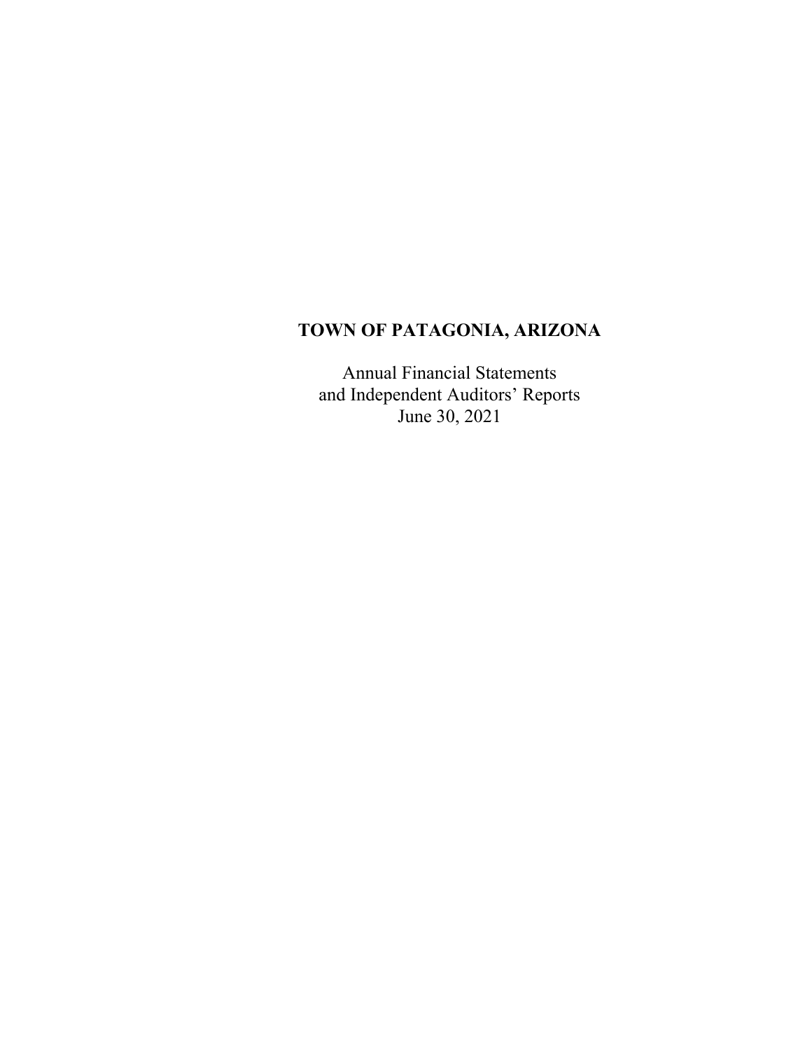# TOWN OF PATAGONIA, ARIZONA

Annual Financial Statements
and Independent Auditors' Reports
June 30, 2021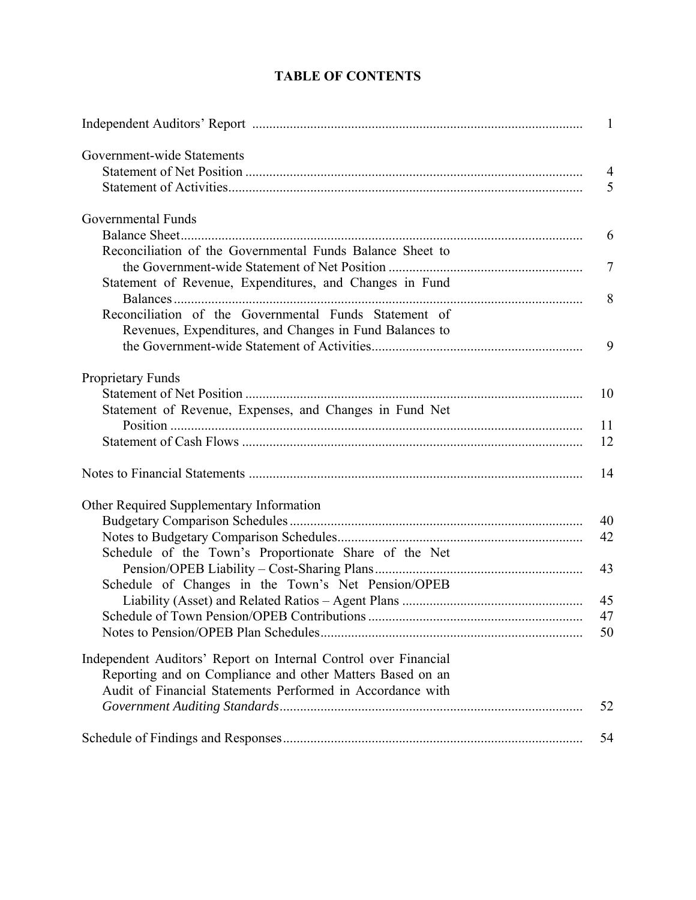# TABLE OF CONTENTS

| | |
|---|---|
| Independent Auditors' Report | 1 |
| **Government-wide Statements** | |
| Statement of Net Position | 4 |
| Statement of Activities | 5 |
| **Governmental Funds** | |
| Balance Sheet | 6 |
| Reconciliation of the Governmental Funds Balance Sheet to the Government-wide Statement of Net Position | 7 |
| Statement of Revenue, Expenditures, and Changes in Fund Balances | 8 |
| Reconciliation of the Governmental Funds Statement of Revenues, Expenditures, and Changes in Fund Balances to the Government-wide Statement of Activities | 9 |
| **Proprietary Funds** | |
| Statement of Net Position | 10 |
| Statement of Revenue, Expenses, and Changes in Fund Net Position | 11 |
| Statement of Cash Flows | 12 |
| Notes to Financial Statements | 14 |
| **Other Required Supplementary Information** | |
| Budgetary Comparison Schedules | 40 |
| Notes to Budgetary Comparison Schedules | 42 |
| Schedule of the Town's Proportionate Share of the Net Pension/OPEB Liability – Cost-Sharing Plans | 43 |
| Schedule of Changes in the Town's Net Pension/OPEB Liability (Asset) and Related Ratios – Agent Plans | 45 |
| Schedule of Town Pension/OPEB Contributions | 47 |
| Notes to Pension/OPEB Plan Schedules | 50 |
| Independent Auditors' Report on Internal Control over Financial Reporting and on Compliance and other Matters Based on an Audit of Financial Statements Performed in Accordance with *Government Auditing Standards* | 52 |
| Schedule of Findings and Responses | 54 |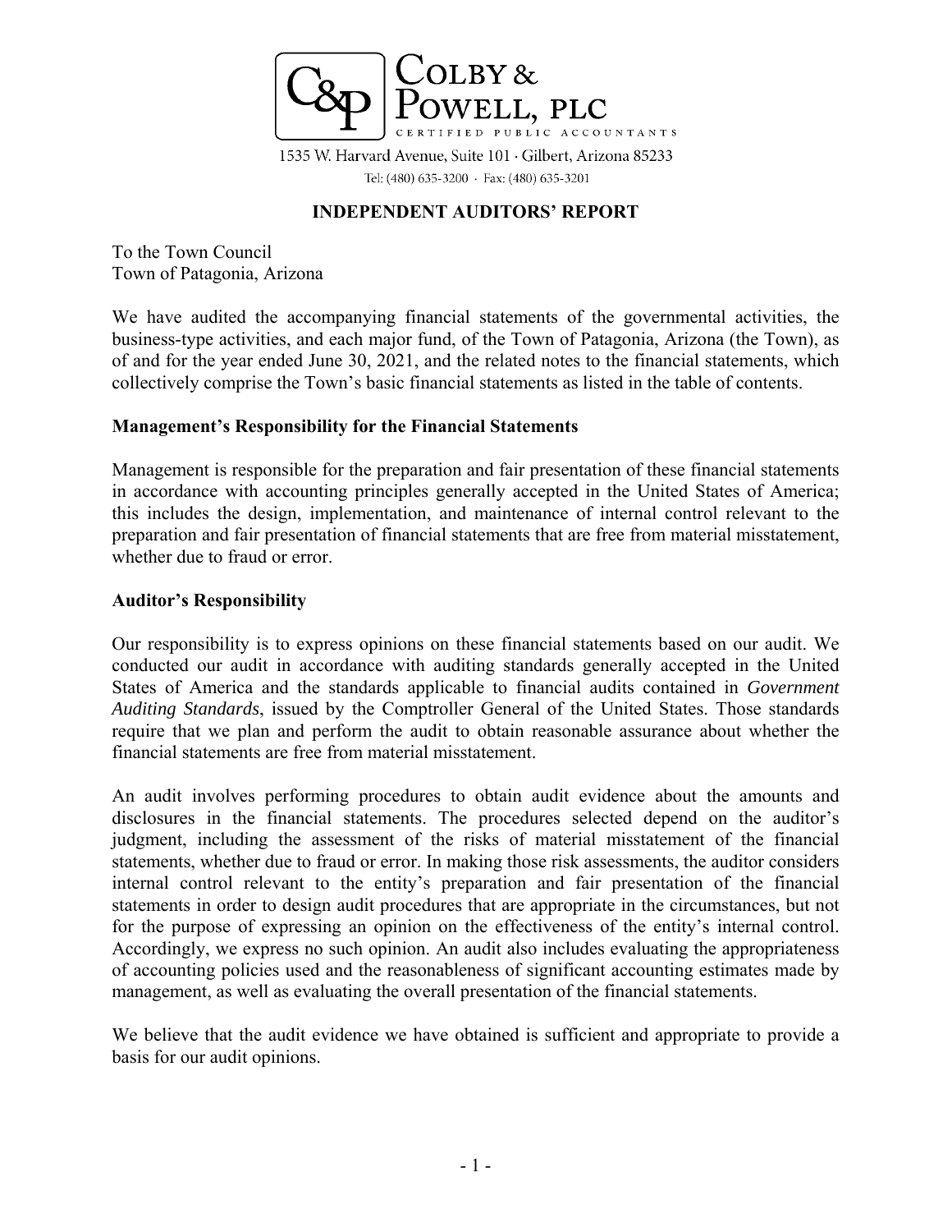COLBY & POWELL, PLC

CERTIFIED PUBLIC ACCOUNTANTS

1535 W. Harvard Avenue, Suite 101 · Gilbert, Arizona 85233

Tel: (480) 635-3200 · Fax: (480) 635-3201

# INDEPENDENT AUDITORS' REPORT

To the Town Council
Town of Patagonia, Arizona

We have audited the accompanying financial statements of the governmental activities, the business-type activities, and each major fund, of the Town of Patagonia, Arizona (the Town), as of and for the year ended June 30, 2021, and the related notes to the financial statements, which collectively comprise the Town's basic financial statements as listed in the table of contents.

## Management's Responsibility for the Financial Statements

Management is responsible for the preparation and fair presentation of these financial statements in accordance with accounting principles generally accepted in the United States of America; this includes the design, implementation, and maintenance of internal control relevant to the preparation and fair presentation of financial statements that are free from material misstatement, whether due to fraud or error.

## Auditor's Responsibility

Our responsibility is to express opinions on these financial statements based on our audit. We conducted our audit in accordance with auditing standards generally accepted in the United States of America and the standards applicable to financial audits contained in *Government Auditing Standards*, issued by the Comptroller General of the United States. Those standards require that we plan and perform the audit to obtain reasonable assurance about whether the financial statements are free from material misstatement.

An audit involves performing procedures to obtain audit evidence about the amounts and disclosures in the financial statements. The procedures selected depend on the auditor's judgment, including the assessment of the risks of material misstatement of the financial statements, whether due to fraud or error. In making those risk assessments, the auditor considers internal control relevant to the entity's preparation and fair presentation of the financial statements in order to design audit procedures that are appropriate in the circumstances, but not for the purpose of expressing an opinion on the effectiveness of the entity's internal control. Accordingly, we express no such opinion. An audit also includes evaluating the appropriateness of accounting policies used and the reasonableness of significant accounting estimates made by management, as well as evaluating the overall presentation of the financial statements.

We believe that the audit evidence we have obtained is sufficient and appropriate to provide a basis for our audit opinions.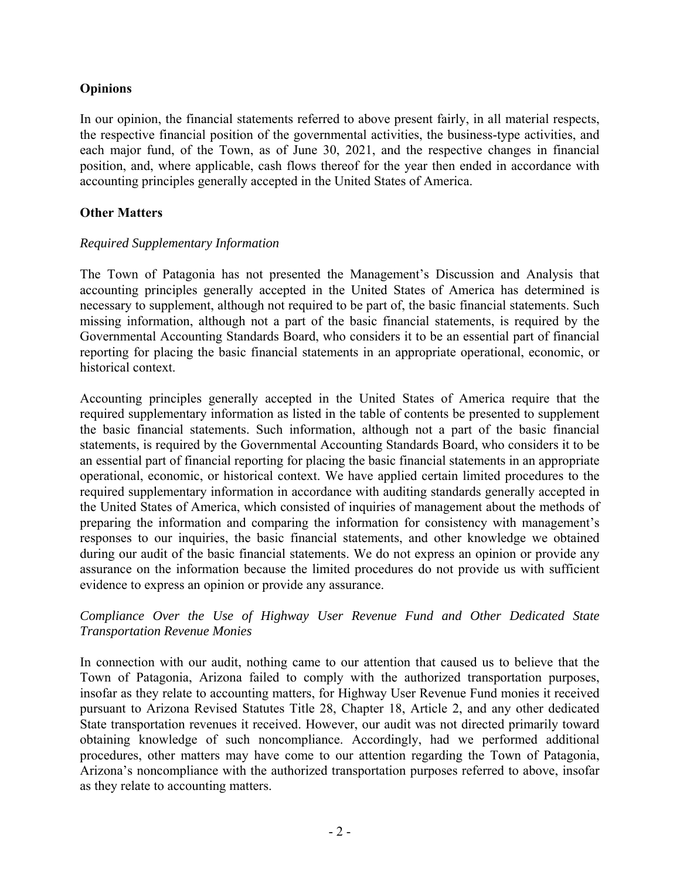## Opinions

In our opinion, the financial statements referred to above present fairly, in all material respects, the respective financial position of the governmental activities, the business-type activities, and each major fund, of the Town, as of June 30, 2021, and the respective changes in financial position, and, where applicable, cash flows thereof for the year then ended in accordance with accounting principles generally accepted in the United States of America.

## Other Matters

### *Required Supplementary Information*

The Town of Patagonia has not presented the Management's Discussion and Analysis that accounting principles generally accepted in the United States of America has determined is necessary to supplement, although not required to be part of, the basic financial statements. Such missing information, although not a part of the basic financial statements, is required by the Governmental Accounting Standards Board, who considers it to be an essential part of financial reporting for placing the basic financial statements in an appropriate operational, economic, or historical context.

Accounting principles generally accepted in the United States of America require that the required supplementary information as listed in the table of contents be presented to supplement the basic financial statements. Such information, although not a part of the basic financial statements, is required by the Governmental Accounting Standards Board, who considers it to be an essential part of financial reporting for placing the basic financial statements in an appropriate operational, economic, or historical context. We have applied certain limited procedures to the required supplementary information in accordance with auditing standards generally accepted in the United States of America, which consisted of inquiries of management about the methods of preparing the information and comparing the information for consistency with management's responses to our inquiries, the basic financial statements, and other knowledge we obtained during our audit of the basic financial statements. We do not express an opinion or provide any assurance on the information because the limited procedures do not provide us with sufficient evidence to express an opinion or provide any assurance.

### *Compliance Over the Use of Highway User Revenue Fund and Other Dedicated State Transportation Revenue Monies*

In connection with our audit, nothing came to our attention that caused us to believe that the Town of Patagonia, Arizona failed to comply with the authorized transportation purposes, insofar as they relate to accounting matters, for Highway User Revenue Fund monies it received pursuant to Arizona Revised Statutes Title 28, Chapter 18, Article 2, and any other dedicated State transportation revenues it received. However, our audit was not directed primarily toward obtaining knowledge of such noncompliance. Accordingly, had we performed additional procedures, other matters may have come to our attention regarding the Town of Patagonia, Arizona's noncompliance with the authorized transportation purposes referred to above, insofar as they relate to accounting matters.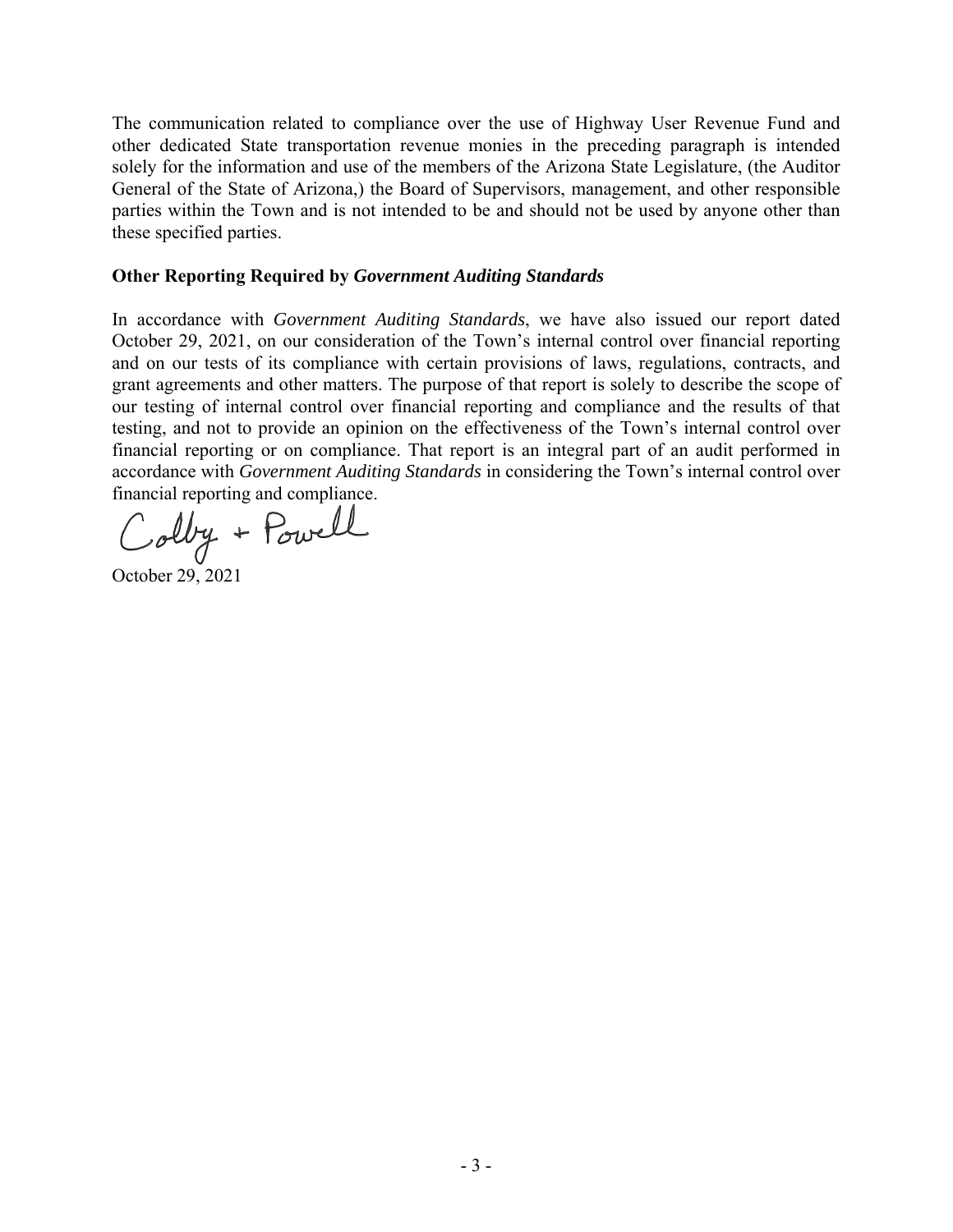The communication related to compliance over the use of Highway User Revenue Fund and other dedicated State transportation revenue monies in the preceding paragraph is intended solely for the information and use of the members of the Arizona State Legislature, (the Auditor General of the State of Arizona,) the Board of Supervisors, management, and other responsible parties within the Town and is not intended to be and should not be used by anyone other than these specified parties.

**Other Reporting Required by *Government Auditing Standards***

In accordance with *Government Auditing Standards*, we have also issued our report dated October 29, 2021, on our consideration of the Town's internal control over financial reporting and on our tests of its compliance with certain provisions of laws, regulations, contracts, and grant agreements and other matters. The purpose of that report is solely to describe the scope of our testing of internal control over financial reporting and compliance and the results of that testing, and not to provide an opinion on the effectiveness of the Town's internal control over financial reporting or on compliance. That report is an integral part of an audit performed in accordance with *Government Auditing Standards* in considering the Town's internal control over financial reporting and compliance.

Colby + Powell

October 29, 2021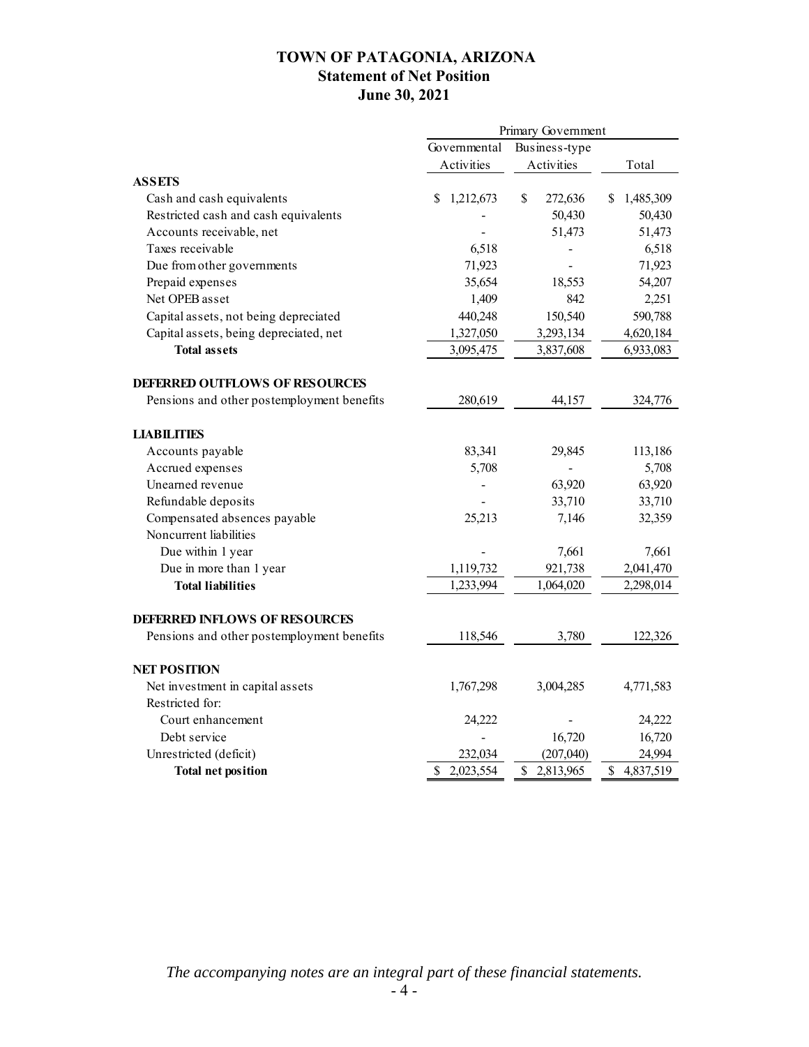# TOWN OF PATAGONIA, ARIZONA
## Statement of Net Position
## June 30, 2021

| | Primary Government | | |
|---|---|---|---|
| | Governmental Activities | Business-type Activities | Total |
| **ASSETS** | | | |
| Cash and cash equivalents | $ 1,212,673 | $ 272,636 | $ 1,485,309 |
| Restricted cash and cash equivalents | - | 50,430 | 50,430 |
| Accounts receivable, net | - | 51,473 | 51,473 |
| Taxes receivable | 6,518 | - | 6,518 |
| Due from other governments | 71,923 | - | 71,923 |
| Prepaid expenses | 35,654 | 18,553 | 54,207 |
| Net OPEB asset | 1,409 | 842 | 2,251 |
| Capital assets, not being depreciated | 440,248 | 150,540 | 590,788 |
| Capital assets, being depreciated, net | 1,327,050 | 3,293,134 | 4,620,184 |
| **Total assets** | 3,095,475 | 3,837,608 | 6,933,083 |
| **DEFERRED OUTFLOWS OF RESOURCES** | | | |
| Pensions and other postemployment benefits | 280,619 | 44,157 | 324,776 |
| **LIABILITIES** | | | |
| Accounts payable | 83,341 | 29,845 | 113,186 |
| Accrued expenses | 5,708 | - | 5,708 |
| Unearned revenue | - | 63,920 | 63,920 |
| Refundable deposits | - | 33,710 | 33,710 |
| Compensated absences payable | 25,213 | 7,146 | 32,359 |
| Noncurrent liabilities | | | |
| Due within 1 year | - | 7,661 | 7,661 |
| Due in more than 1 year | 1,119,732 | 921,738 | 2,041,470 |
| **Total liabilities** | 1,233,994 | 1,064,020 | 2,298,014 |
| **DEFERRED INFLOWS OF RESOURCES** | | | |
| Pensions and other postemployment benefits | 118,546 | 3,780 | 122,326 |
| **NET POSITION** | | | |
| Net investment in capital assets | 1,767,298 | 3,004,285 | 4,771,583 |
| Restricted for: | | | |
| Court enhancement | 24,222 | - | 24,222 |
| Debt service | - | 16,720 | 16,720 |
| Unrestricted (deficit) | 232,034 | (207,040) | 24,994 |
| **Total net position** | $ 2,023,554 | $ 2,813,965 | $ 4,837,519 |

*The accompanying notes are an integral part of these financial statements.*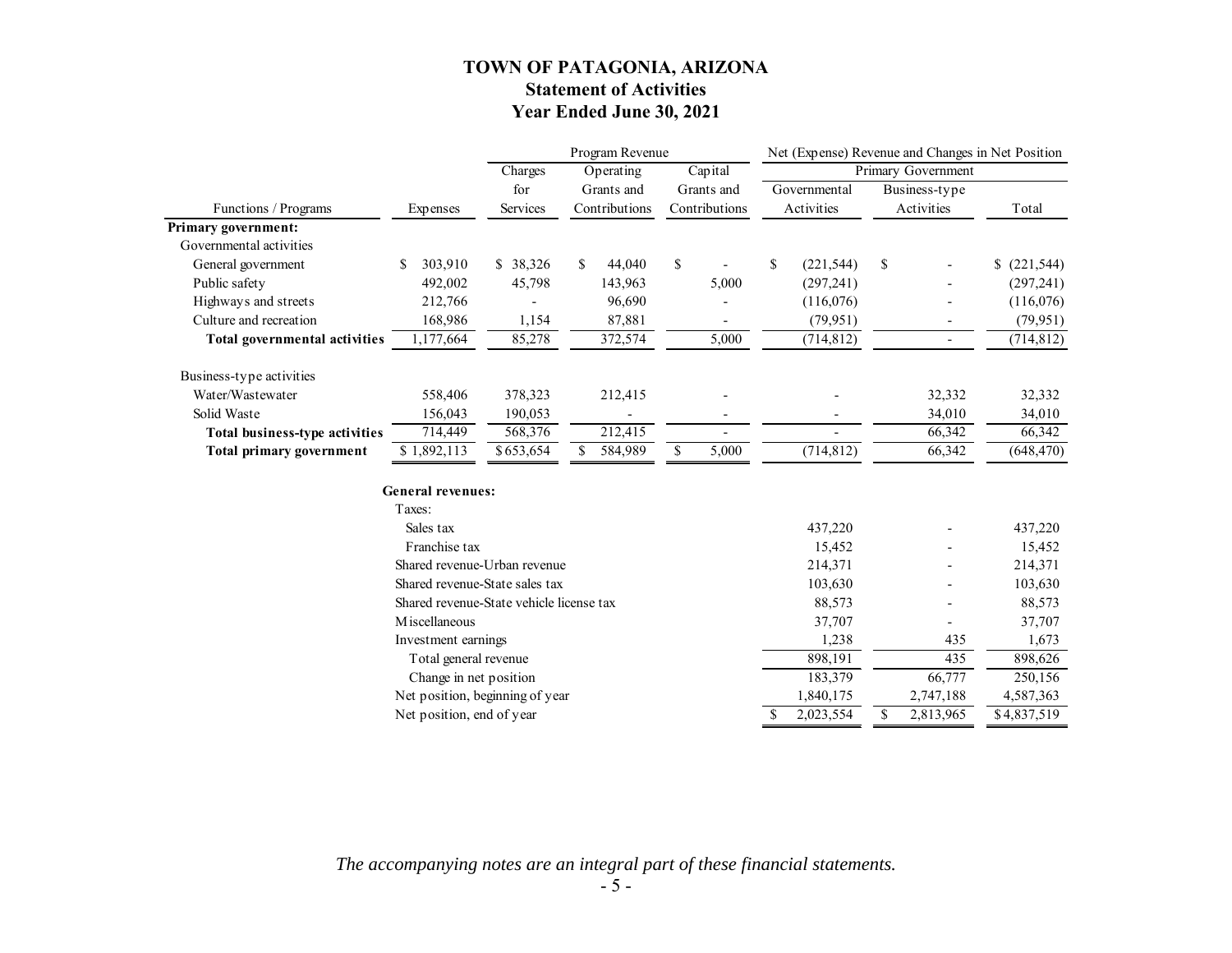# TOWN OF PATAGONIA, ARIZONA
## Statement of Activities
## Year Ended June 30, 2021

| | | Program Revenue | | | Net (Expense) Revenue and Changes in Net Position | | |
|---|---|---|---|---|---|---|---|
| | | | | | Primary Government | | |
| Functions / Programs | Expenses | Charges for Services | Operating Grants and Contributions | Capital Grants and Contributions | Governmental Activities | Business-type Activities | Total |
| **Primary government:** | | | | | | | |
| Governmental activities | | | | | | | |
| General government | $ 303,910 | $ 38,326 | $ 44,040 | $ - | $ (221,544) | $ - | $ (221,544) |
| Public safety | 492,002 | 45,798 | 143,963 | 5,000 | (297,241) | - | (297,241) |
| Highways and streets | 212,766 | - | 96,690 | - | (116,076) | - | (116,076) |
| Culture and recreation | 168,986 | 1,154 | 87,881 | - | (79,951) | - | (79,951) |
| **Total governmental activities** | 1,177,664 | 85,278 | 372,574 | 5,000 | (714,812) | - | (714,812) |
| Business-type activities | | | | | | | |
| Water/Wastewater | 558,406 | 378,323 | 212,415 | - | - | 32,332 | 32,332 |
| Solid Waste | 156,043 | 190,053 | - | - | - | 34,010 | 34,010 |
| **Total business-type activities** | 714,449 | 568,376 | 212,415 | - | - | 66,342 | 66,342 |
| **Total primary government** | $ 1,892,113 | $ 653,654 | $ 584,989 | $ 5,000 | (714,812) | 66,342 | (648,470) |
| **General revenues:** | | | | | | | |
| Taxes: | | | | | | | |
| Sales tax | | | | | 437,220 | - | 437,220 |
| Franchise tax | | | | | 15,452 | - | 15,452 |
| Shared revenue-Urban revenue | | | | | 214,371 | - | 214,371 |
| Shared revenue-State sales tax | | | | | 103,630 | - | 103,630 |
| Shared revenue-State vehicle license tax | | | | | 88,573 | - | 88,573 |
| Miscellaneous | | | | | 37,707 | - | 37,707 |
| Investment earnings | | | | | 1,238 | 435 | 1,673 |
| Total general revenue | | | | | 898,191 | 435 | 898,626 |
| Change in net position | | | | | 183,379 | 66,777 | 250,156 |
| Net position, beginning of year | | | | | 1,840,175 | 2,747,188 | 4,587,363 |
| Net position, end of year | | | | | $ 2,023,554 | $ 2,813,965 | $ 4,837,519 |

*The accompanying notes are an integral part of these financial statements.*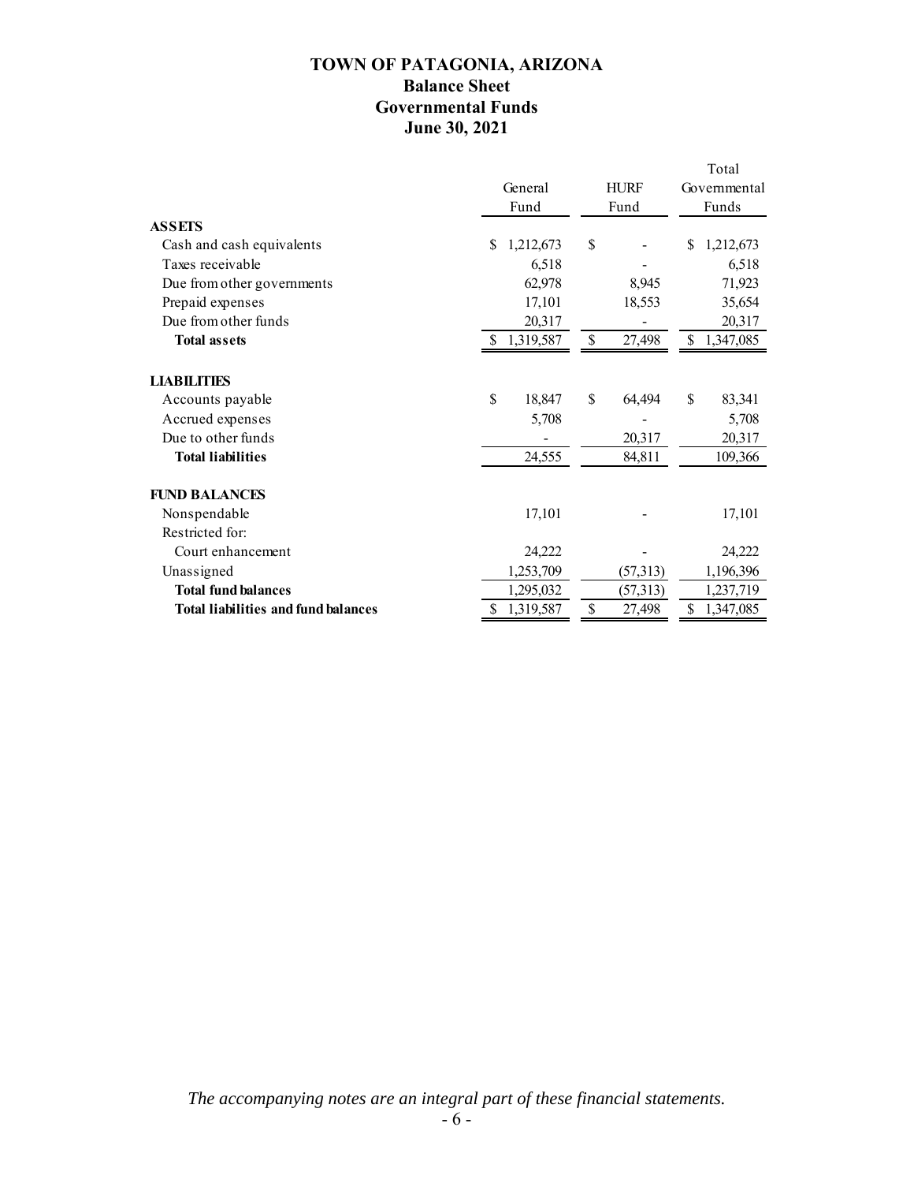# TOWN OF PATAGONIA, ARIZONA
## Balance Sheet
## Governmental Funds
## June 30, 2021

| | General Fund | HURF Fund | Total Governmental Funds |
|---|---|---|---|
| **ASSETS** | | | |
| Cash and cash equivalents | $ 1,212,673 | $ - | $ 1,212,673 |
| Taxes receivable | 6,518 | - | 6,518 |
| Due from other governments | 62,978 | 8,945 | 71,923 |
| Prepaid expenses | 17,101 | 18,553 | 35,654 |
| Due from other funds | 20,317 | - | 20,317 |
| **Total assets** | $ 1,319,587 | $ 27,498 | $ 1,347,085 |
| | | | |
| **LIABILITIES** | | | |
| Accounts payable | $ 18,847 | $ 64,494 | $ 83,341 |
| Accrued expenses | 5,708 | - | 5,708 |
| Due to other funds | - | 20,317 | 20,317 |
| **Total liabilities** | 24,555 | 84,811 | 109,366 |
| | | | |
| **FUND BALANCES** | | | |
| Nonspendable | 17,101 | - | 17,101 |
| Restricted for: | | | |
| Court enhancement | 24,222 | - | 24,222 |
| Unassigned | 1,253,709 | (57,313) | 1,196,396 |
| **Total fund balances** | 1,295,032 | (57,313) | 1,237,719 |
| **Total liabilities and fund balances** | $ 1,319,587 | $ 27,498 | $ 1,347,085 |

*The accompanying notes are an integral part of these financial statements.*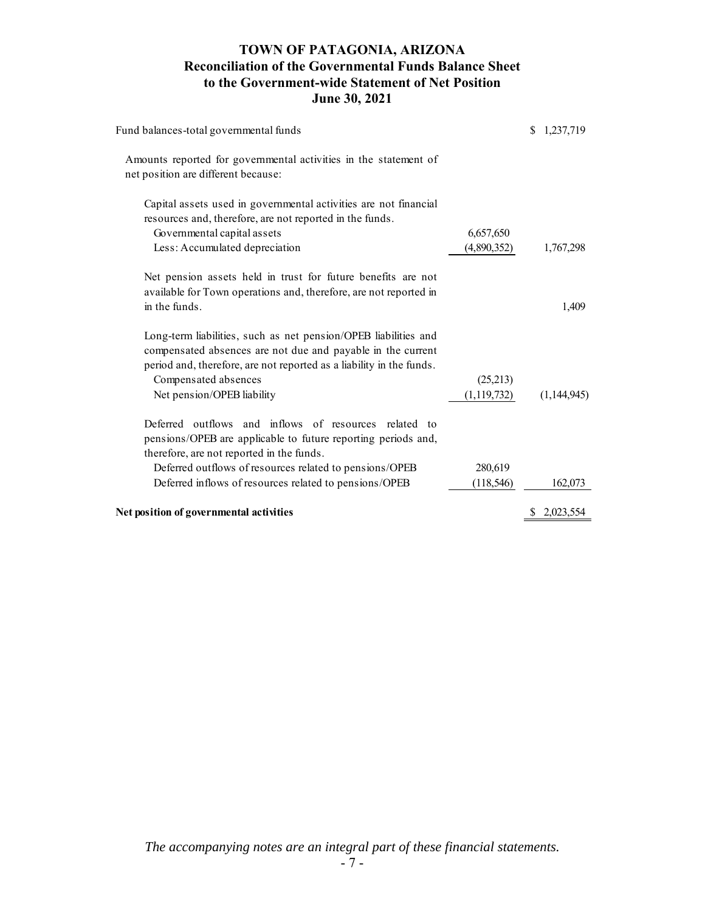# TOWN OF PATAGONIA, ARIZONA
## Reconciliation of the Governmental Funds Balance Sheet to the Government-wide Statement of Net Position
### June 30, 2021

| | | |
|---|---|---|
| Fund balances-total governmental funds | | $ 1,237,719 |
| Amounts reported for governmental activities in the statement of net position are different because: | | |
| Capital assets used in governmental activities are not financial resources and, therefore, are not reported in the funds. | | |
| Governmental capital assets | 6,657,650 | |
| Less: Accumulated depreciation | (4,890,352) | 1,767,298 |
| Net pension assets held in trust for future benefits are not available for Town operations and, therefore, are not reported in in the funds. | | 1,409 |
| Long-term liabilities, such as net pension/OPEB liabilities and compensated absences are not due and payable in the current period and, therefore, are not reported as a liability in the funds. | | |
| Compensated absences | (25,213) | |
| Net pension/OPEB liability | (1,119,732) | (1,144,945) |
| Deferred outflows and inflows of resources related to pensions/OPEB are applicable to future reporting periods and, therefore, are not reported in the funds. | | |
| Deferred outflows of resources related to pensions/OPEB | 280,619 | |
| Deferred inflows of resources related to pensions/OPEB | (118,546) | 162,073 |
| **Net position of governmental activities** | | $ 2,023,554 |

*The accompanying notes are an integral part of these financial statements.*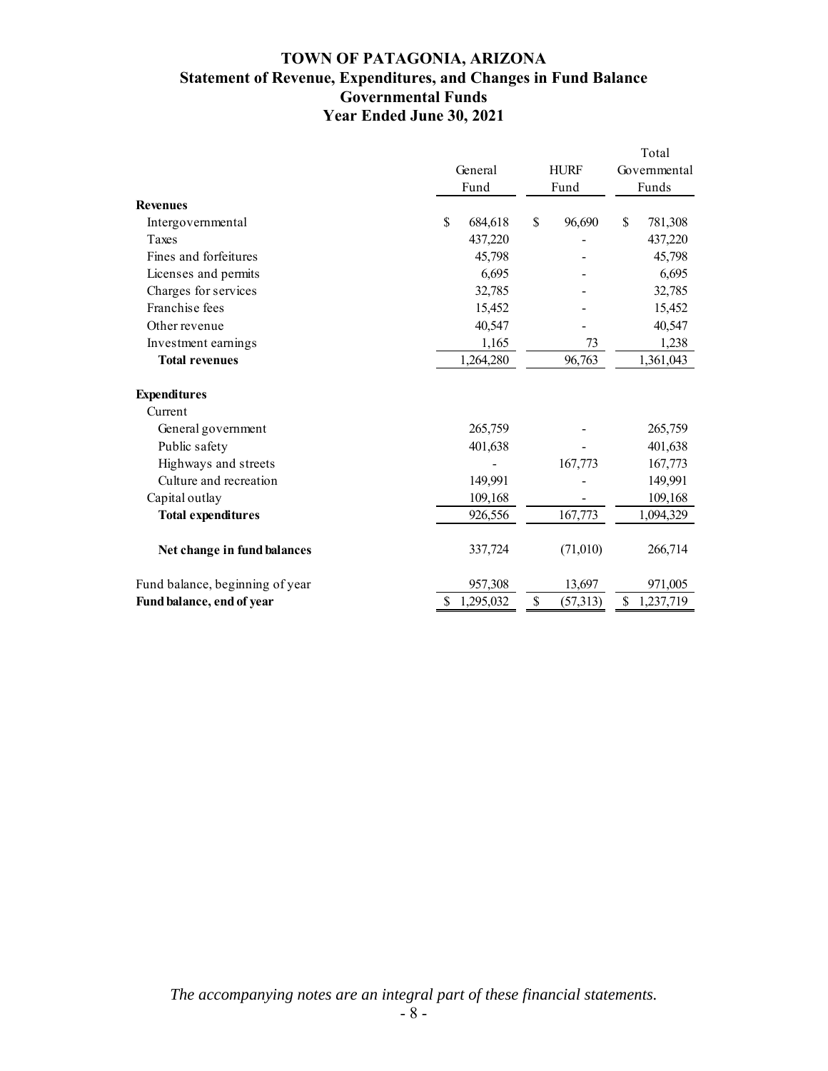# TOWN OF PATAGONIA, ARIZONA
## Statement of Revenue, Expenditures, and Changes in Fund Balance
## Governmental Funds
## Year Ended June 30, 2021

| | General Fund | HURF Fund | Total Governmental Funds |
|---|---|---|---|
| **Revenues** | | | |
| Intergovernmental | $ 684,618 | $ 96,690 | $ 781,308 |
| Taxes | 437,220 | - | 437,220 |
| Fines and forfeitures | 45,798 | - | 45,798 |
| Licenses and permits | 6,695 | - | 6,695 |
| Charges for services | 32,785 | - | 32,785 |
| Franchise fees | 15,452 | - | 15,452 |
| Other revenue | 40,547 | - | 40,547 |
| Investment earnings | 1,165 | 73 | 1,238 |
| **Total revenues** | 1,264,280 | 96,763 | 1,361,043 |
| **Expenditures** | | | |
| Current | | | |
| General government | 265,759 | - | 265,759 |
| Public safety | 401,638 | - | 401,638 |
| Highways and streets | - | 167,773 | 167,773 |
| Culture and recreation | 149,991 | - | 149,991 |
| Capital outlay | 109,168 | - | 109,168 |
| **Total expenditures** | 926,556 | 167,773 | 1,094,329 |
| **Net change in fund balances** | 337,724 | (71,010) | 266,714 |
| Fund balance, beginning of year | 957,308 | 13,697 | 971,005 |
| **Fund balance, end of year** | $ 1,295,032 | $ (57,313) | $ 1,237,719 |

*The accompanying notes are an integral part of these financial statements.*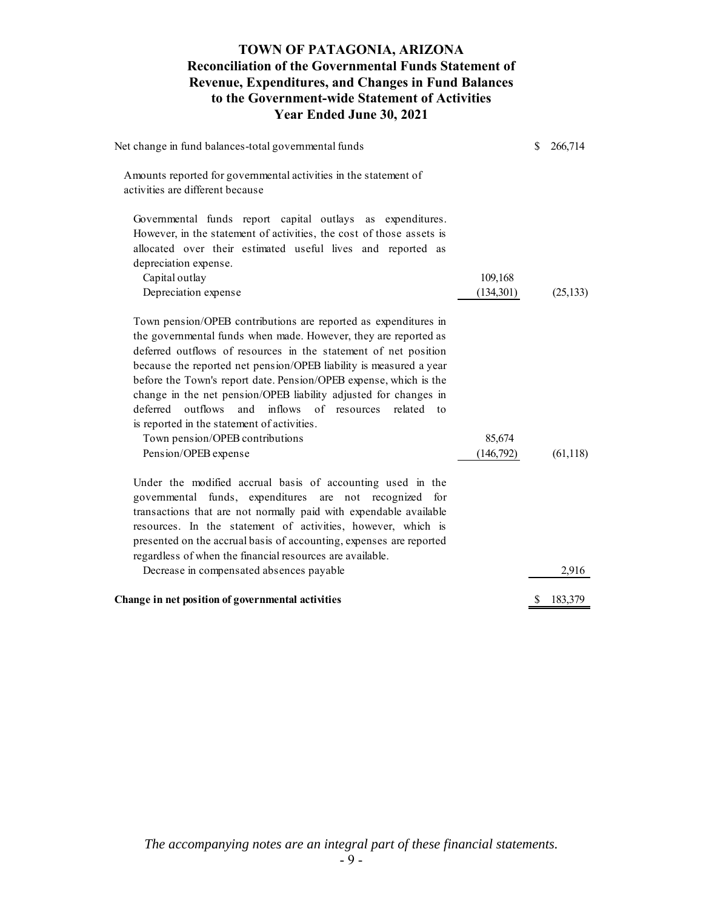# TOWN OF PATAGONIA, ARIZONA
## Reconciliation of the Governmental Funds Statement of Revenue, Expenditures, and Changes in Fund Balances to the Government-wide Statement of Activities
## Year Ended June 30, 2021

| | | |
|---|---|---|
| Net change in fund balances-total governmental funds | | $ 266,714 |
| Amounts reported for governmental activities in the statement of activities are different because | | |
| Governmental funds report capital outlays as expenditures. However, in the statement of activities, the cost of those assets is allocated over their estimated useful lives and reported as depreciation expense. | | |
| Capital outlay | 109,168 | |
| Depreciation expense | (134,301) | (25,133) |
| Town pension/OPEB contributions are reported as expenditures in the governmental funds when made. However, they are reported as deferred outflows of resources in the statement of net position because the reported net pension/OPEB liability is measured a year before the Town's report date. Pension/OPEB expense, which is the change in the net pension/OPEB liability adjusted for changes in deferred outflows and inflows of resources related to is reported in the statement of activities. | | |
| Town pension/OPEB contributions | 85,674 | |
| Pension/OPEB expense | (146,792) | (61,118) |
| Under the modified accrual basis of accounting used in the governmental funds, expenditures are not recognized for transactions that are not normally paid with expendable available resources. In the statement of activities, however, which is presented on the accrual basis of accounting, expenses are reported regardless of when the financial resources are available. | | |
| Decrease in compensated absences payable | | 2,916 |
| **Change in net position of governmental activities** | | $ 183,379 |

*The accompanying notes are an integral part of these financial statements.*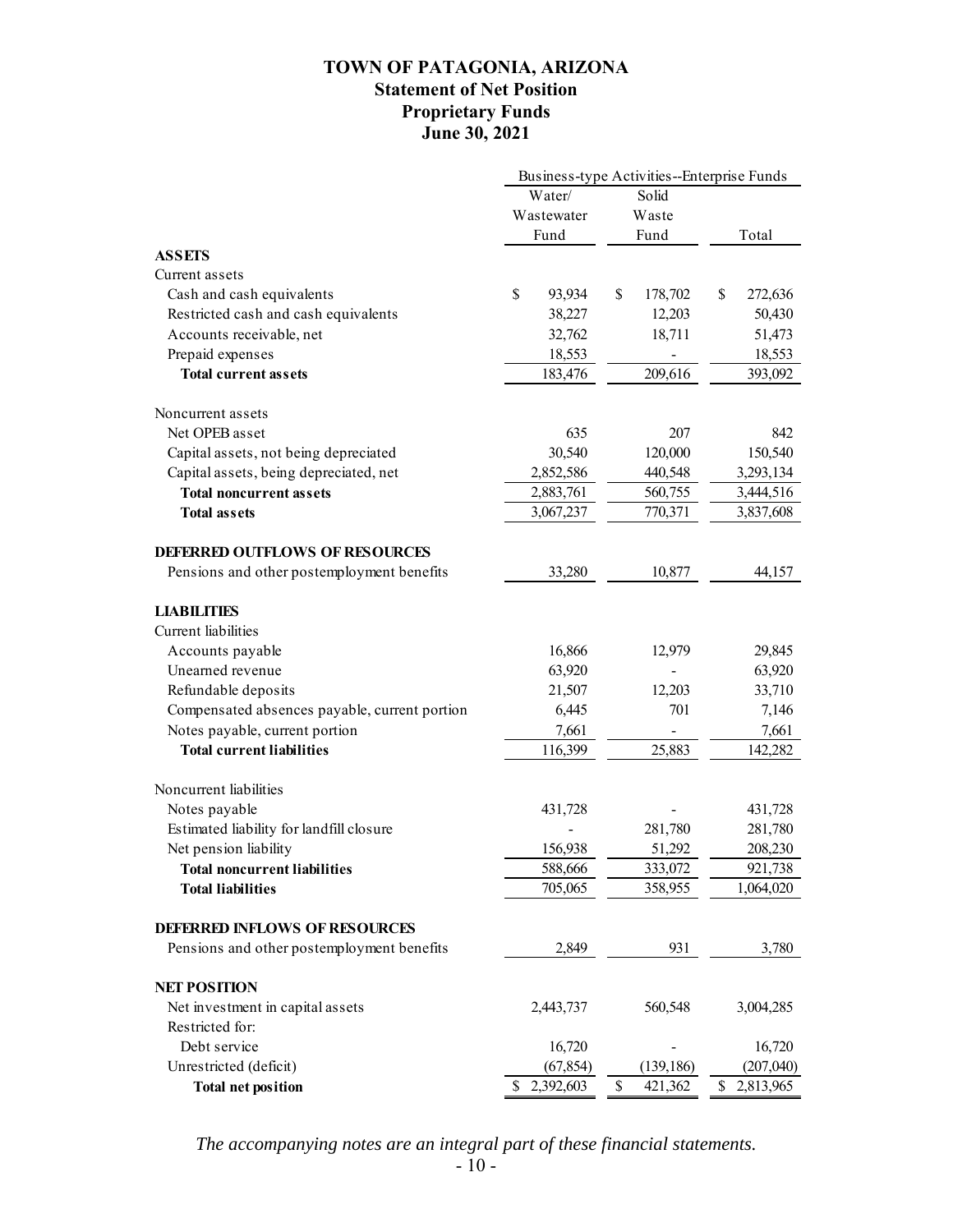# TOWN OF PATAGONIA, ARIZONA
## Statement of Net Position
## Proprietary Funds
## June 30, 2021

| | Business-type Activities--Enterprise Funds | | |
|---|---|---|---|
| | Water/ Wastewater Fund | Solid Waste Fund | Total |
| **ASSETS** | | | |
| Current assets | | | |
| Cash and cash equivalents | $ 93,934 | $ 178,702 | $ 272,636 |
| Restricted cash and cash equivalents | 38,227 | 12,203 | 50,430 |
| Accounts receivable, net | 32,762 | 18,711 | 51,473 |
| Prepaid expenses | 18,553 | - | 18,553 |
| **Total current assets** | 183,476 | 209,616 | 393,092 |
| Noncurrent assets | | | |
| Net OPEB asset | 635 | 207 | 842 |
| Capital assets, not being depreciated | 30,540 | 120,000 | 150,540 |
| Capital assets, being depreciated, net | 2,852,586 | 440,548 | 3,293,134 |
| **Total noncurrent assets** | 2,883,761 | 560,755 | 3,444,516 |
| **Total assets** | 3,067,237 | 770,371 | 3,837,608 |
| **DEFERRED OUTFLOWS OF RESOURCES** | | | |
| Pensions and other postemployment benefits | 33,280 | 10,877 | 44,157 |
| **LIABILITIES** | | | |
| Current liabilities | | | |
| Accounts payable | 16,866 | 12,979 | 29,845 |
| Unearned revenue | 63,920 | - | 63,920 |
| Refundable deposits | 21,507 | 12,203 | 33,710 |
| Compensated absences payable, current portion | 6,445 | 701 | 7,146 |
| Notes payable, current portion | 7,661 | - | 7,661 |
| **Total current liabilities** | 116,399 | 25,883 | 142,282 |
| Noncurrent liabilities | | | |
| Notes payable | 431,728 | - | 431,728 |
| Estimated liability for landfill closure | - | 281,780 | 281,780 |
| Net pension liability | 156,938 | 51,292 | 208,230 |
| **Total noncurrent liabilities** | 588,666 | 333,072 | 921,738 |
| **Total liabilities** | 705,065 | 358,955 | 1,064,020 |
| **DEFERRED INFLOWS OF RESOURCES** | | | |
| Pensions and other postemployment benefits | 2,849 | 931 | 3,780 |
| **NET POSITION** | | | |
| Net investment in capital assets | 2,443,737 | 560,548 | 3,004,285 |
| Restricted for: | | | |
| Debt service | 16,720 | - | 16,720 |
| Unrestricted (deficit) | (67,854) | (139,186) | (207,040) |
| **Total net position** | $ 2,392,603 | $ 421,362 | $ 2,813,965 |

*The accompanying notes are an integral part of these financial statements.*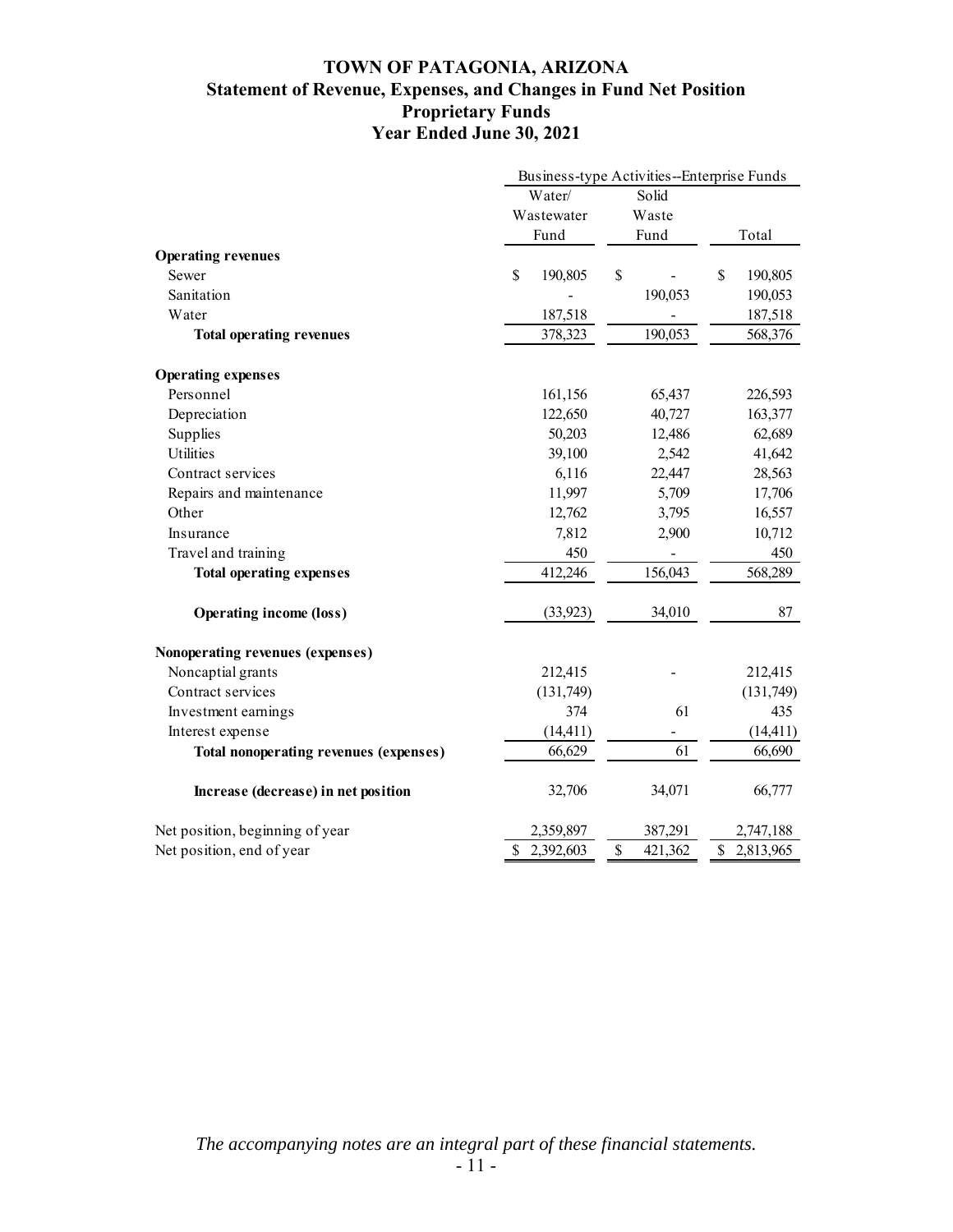# TOWN OF PATAGONIA, ARIZONA
## Statement of Revenue, Expenses, and Changes in Fund Net Position
## Proprietary Funds
## Year Ended June 30, 2021

| | Business-type Activities--Enterprise Funds | | |
|---|---|---|---|
| | Water/ Wastewater Fund | Solid Waste Fund | Total |
| **Operating revenues** | | | |
| Sewer | $ 190,805 | $ - | $ 190,805 |
| Sanitation | - | 190,053 | 190,053 |
| Water | 187,518 | - | 187,518 |
| **Total operating revenues** | 378,323 | 190,053 | 568,376 |
| **Operating expenses** | | | |
| Personnel | 161,156 | 65,437 | 226,593 |
| Depreciation | 122,650 | 40,727 | 163,377 |
| Supplies | 50,203 | 12,486 | 62,689 |
| Utilities | 39,100 | 2,542 | 41,642 |
| Contract services | 6,116 | 22,447 | 28,563 |
| Repairs and maintenance | 11,997 | 5,709 | 17,706 |
| Other | 12,762 | 3,795 | 16,557 |
| Insurance | 7,812 | 2,900 | 10,712 |
| Travel and training | 450 | - | 450 |
| **Total operating expenses** | 412,246 | 156,043 | 568,289 |
| **Operating income (loss)** | (33,923) | 34,010 | 87 |
| **Nonoperating revenues (expenses)** | | | |
| Noncaptial grants | 212,415 | - | 212,415 |
| Contract services | (131,749) | | (131,749) |
| Investment earnings | 374 | 61 | 435 |
| Interest expense | (14,411) | - | (14,411) |
| **Total nonoperating revenues (expenses)** | 66,629 | 61 | 66,690 |
| **Increase (decrease) in net position** | 32,706 | 34,071 | 66,777 |
| Net position, beginning of year | 2,359,897 | 387,291 | 2,747,188 |
| Net position, end of year | $ 2,392,603 | $ 421,362 | $ 2,813,965 |

*The accompanying notes are an integral part of these financial statements.*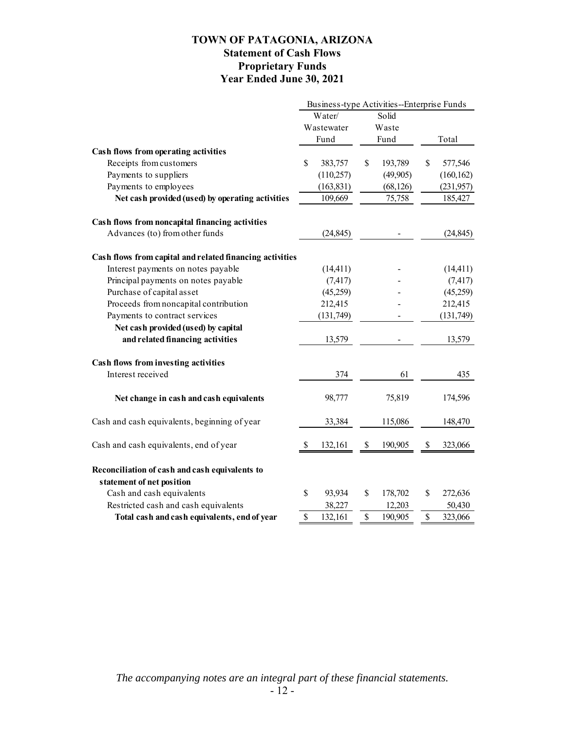# TOWN OF PATAGONIA, ARIZONA
## Statement of Cash Flows
## Proprietary Funds
## Year Ended June 30, 2021

| | Business-type Activities--Enterprise Funds | | |
|---|---|---|---|
| | Water/ Wastewater Fund | Solid Waste Fund | Total |
| **Cash flows from operating activities** | | | |
| Receipts from customers | $ 383,757 | $ 193,789 | $ 577,546 |
| Payments to suppliers | (110,257) | (49,905) | (160,162) |
| Payments to employees | (163,831) | (68,126) | (231,957) |
| **Net cash provided (used) by operating activities** | 109,669 | 75,758 | 185,427 |
| **Cash flows from noncapital financing activities** | | | |
| Advances (to) from other funds | (24,845) | - | (24,845) |
| **Cash flows from capital and related financing activities** | | | |
| Interest payments on notes payable | (14,411) | - | (14,411) |
| Principal payments on notes payable | (7,417) | - | (7,417) |
| Purchase of capital asset | (45,259) | - | (45,259) |
| Proceeds from noncapital contribution | 212,415 | - | 212,415 |
| Payments to contract services | (131,749) | - | (131,749) |
| **Net cash provided (used) by capital and related financing activities** | 13,579 | - | 13,579 |
| **Cash flows from investing activities** | | | |
| Interest received | 374 | 61 | 435 |
| **Net change in cash and cash equivalents** | 98,777 | 75,819 | 174,596 |
| Cash and cash equivalents, beginning of year | 33,384 | 115,086 | 148,470 |
| Cash and cash equivalents, end of year | $ 132,161 | $ 190,905 | $ 323,066 |
| **Reconciliation of cash and cash equivalents to statement of net position** | | | |
| Cash and cash equivalents | $ 93,934 | $ 178,702 | $ 272,636 |
| Restricted cash and cash equivalents | 38,227 | 12,203 | 50,430 |
| **Total cash and cash equivalents, end of year** | $ 132,161 | $ 190,905 | $ 323,066 |

*The accompanying notes are an integral part of these financial statements.*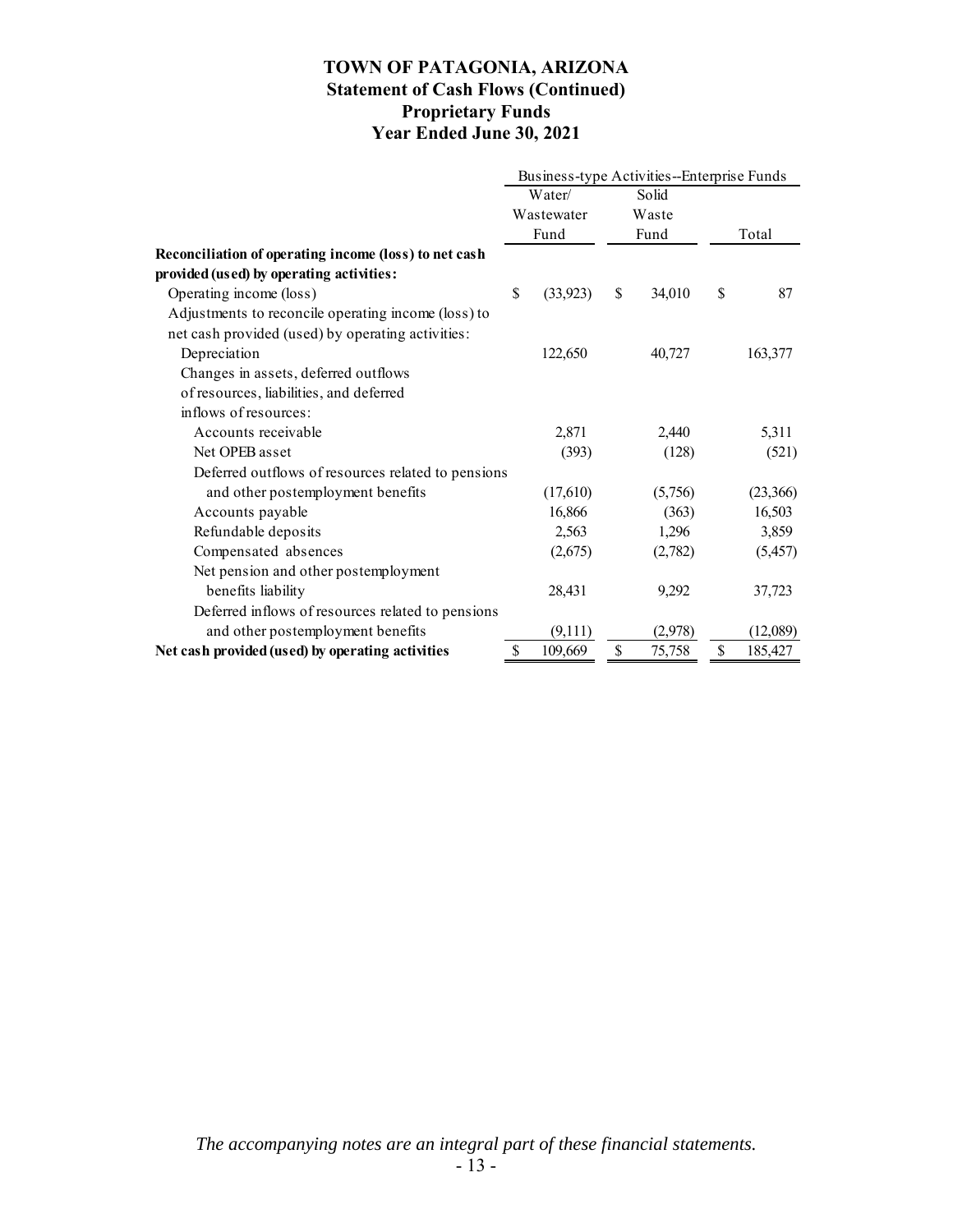# TOWN OF PATAGONIA, ARIZONA
## Statement of Cash Flows (Continued)
## Proprietary Funds
## Year Ended June 30, 2021

| | Business-type Activities--Enterprise Funds | | |
|---|---|---|---|
| | Water/ Wastewater Fund | Solid Waste Fund | Total |
| **Reconciliation of operating income (loss) to net cash provided (used) by operating activities:** | | | |
| Operating income (loss) | $ (33,923) | $ 34,010 | $ 87 |
| Adjustments to reconcile operating income (loss) to net cash provided (used) by operating activities: | | | |
| Depreciation | 122,650 | 40,727 | 163,377 |
| Changes in assets, deferred outflows of resources, liabilities, and deferred inflows of resources: | | | |
| Accounts receivable | 2,871 | 2,440 | 5,311 |
| Net OPEB asset | (393) | (128) | (521) |
| Deferred outflows of resources related to pensions and other postemployment benefits | (17,610) | (5,756) | (23,366) |
| Accounts payable | 16,866 | (363) | 16,503 |
| Refundable deposits | 2,563 | 1,296 | 3,859 |
| Compensated absences | (2,675) | (2,782) | (5,457) |
| Net pension and other postemployment benefits liability | 28,431 | 9,292 | 37,723 |
| Deferred inflows of resources related to pensions and other postemployment benefits | (9,111) | (2,978) | (12,089) |
| **Net cash provided (used) by operating activities** | $ 109,669 | $ 75,758 | $ 185,427 |

*The accompanying notes are an integral part of these financial statements.*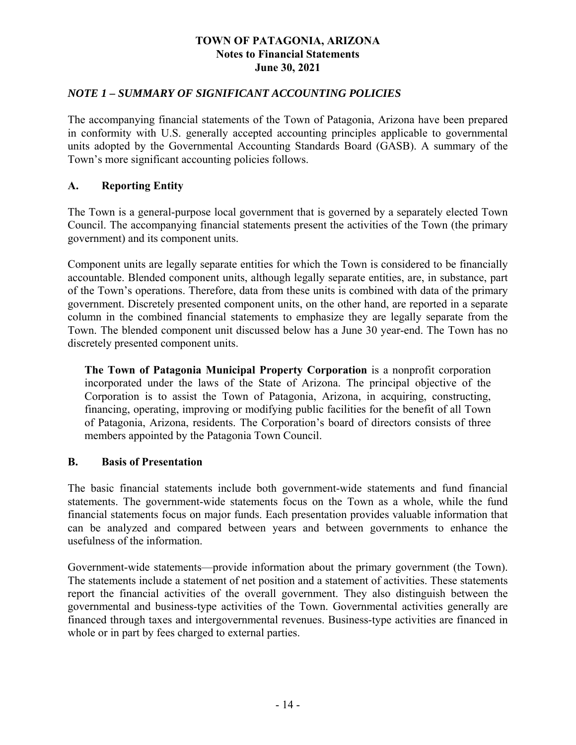# TOWN OF PATAGONIA, ARIZONA
## Notes to Financial Statements
## June 30, 2021

### *NOTE 1 – SUMMARY OF SIGNIFICANT ACCOUNTING POLICIES*

The accompanying financial statements of the Town of Patagonia, Arizona have been prepared in conformity with U.S. generally accepted accounting principles applicable to governmental units adopted by the Governmental Accounting Standards Board (GASB). A summary of the Town's more significant accounting policies follows.

### A. Reporting Entity

The Town is a general-purpose local government that is governed by a separately elected Town Council. The accompanying financial statements present the activities of the Town (the primary government) and its component units.

Component units are legally separate entities for which the Town is considered to be financially accountable. Blended component units, although legally separate entities, are, in substance, part of the Town's operations. Therefore, data from these units is combined with data of the primary government. Discretely presented component units, on the other hand, are reported in a separate column in the combined financial statements to emphasize they are legally separate from the Town. The blended component unit discussed below has a June 30 year-end. The Town has no discretely presented component units.

**The Town of Patagonia Municipal Property Corporation** is a nonprofit corporation incorporated under the laws of the State of Arizona. The principal objective of the Corporation is to assist the Town of Patagonia, Arizona, in acquiring, constructing, financing, operating, improving or modifying public facilities for the benefit of all Town of Patagonia, Arizona, residents. The Corporation's board of directors consists of three members appointed by the Patagonia Town Council.

### B. Basis of Presentation

The basic financial statements include both government-wide statements and fund financial statements. The government-wide statements focus on the Town as a whole, while the fund financial statements focus on major funds. Each presentation provides valuable information that can be analyzed and compared between years and between governments to enhance the usefulness of the information.

Government-wide statements—provide information about the primary government (the Town). The statements include a statement of net position and a statement of activities. These statements report the financial activities of the overall government. They also distinguish between the governmental and business-type activities of the Town. Governmental activities generally are financed through taxes and intergovernmental revenues. Business-type activities are financed in whole or in part by fees charged to external parties.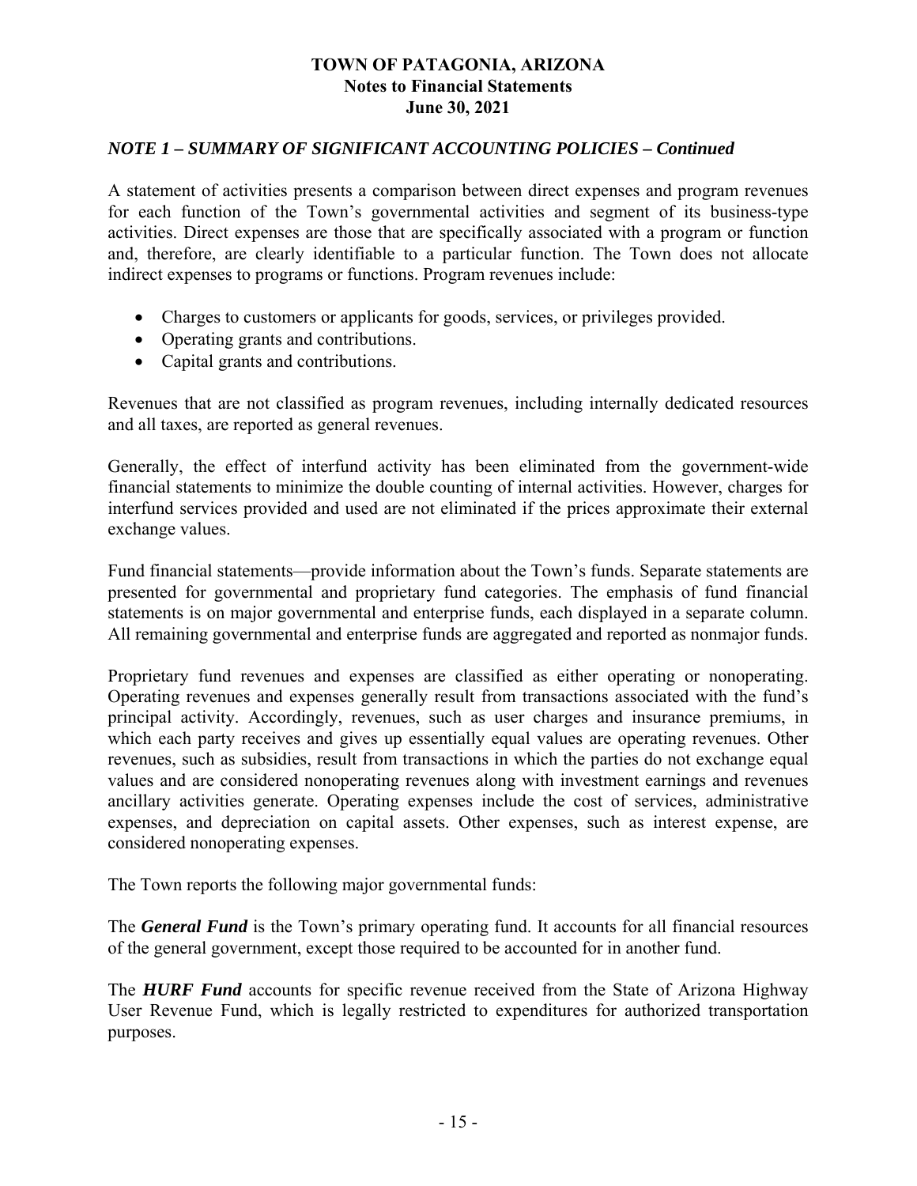*NOTE 1 – SUMMARY OF SIGNIFICANT ACCOUNTING POLICIES – Continued*

A statement of activities presents a comparison between direct expenses and program revenues for each function of the Town's governmental activities and segment of its business-type activities. Direct expenses are those that are specifically associated with a program or function and, therefore, are clearly identifiable to a particular function. The Town does not allocate indirect expenses to programs or functions. Program revenues include:

- Charges to customers or applicants for goods, services, or privileges provided.
- Operating grants and contributions.
- Capital grants and contributions.

Revenues that are not classified as program revenues, including internally dedicated resources and all taxes, are reported as general revenues.

Generally, the effect of interfund activity has been eliminated from the government-wide financial statements to minimize the double counting of internal activities. However, charges for interfund services provided and used are not eliminated if the prices approximate their external exchange values.

Fund financial statements—provide information about the Town's funds. Separate statements are presented for governmental and proprietary fund categories. The emphasis of fund financial statements is on major governmental and enterprise funds, each displayed in a separate column. All remaining governmental and enterprise funds are aggregated and reported as nonmajor funds.

Proprietary fund revenues and expenses are classified as either operating or nonoperating. Operating revenues and expenses generally result from transactions associated with the fund's principal activity. Accordingly, revenues, such as user charges and insurance premiums, in which each party receives and gives up essentially equal values are operating revenues. Other revenues, such as subsidies, result from transactions in which the parties do not exchange equal values and are considered nonoperating revenues along with investment earnings and revenues ancillary activities generate. Operating expenses include the cost of services, administrative expenses, and depreciation on capital assets. Other expenses, such as interest expense, are considered nonoperating expenses.

The Town reports the following major governmental funds:

The ***General Fund*** is the Town's primary operating fund. It accounts for all financial resources of the general government, except those required to be accounted for in another fund.

The ***HURF Fund*** accounts for specific revenue received from the State of Arizona Highway User Revenue Fund, which is legally restricted to expenditures for authorized transportation purposes.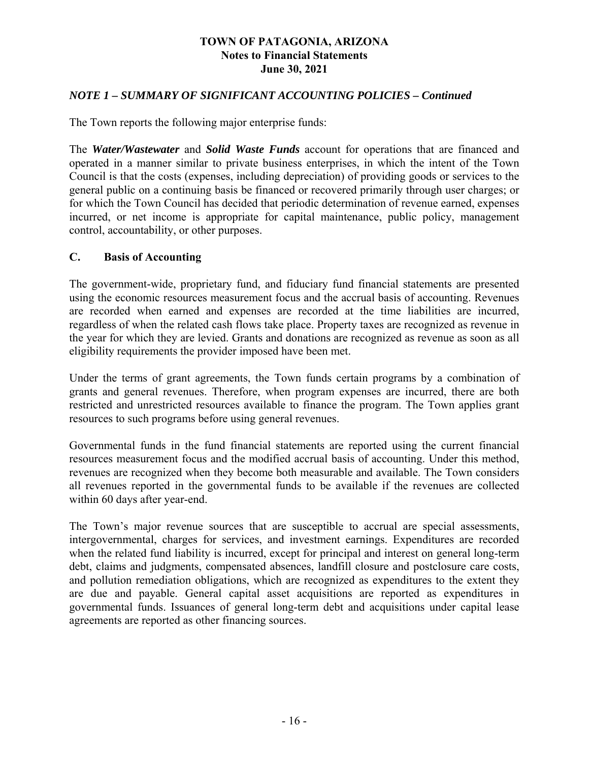*NOTE 1 – SUMMARY OF SIGNIFICANT ACCOUNTING POLICIES – Continued*

The Town reports the following major enterprise funds:

The ***Water/Wastewater*** and ***Solid Waste Funds*** account for operations that are financed and operated in a manner similar to private business enterprises, in which the intent of the Town Council is that the costs (expenses, including depreciation) of providing goods or services to the general public on a continuing basis be financed or recovered primarily through user charges; or for which the Town Council has decided that periodic determination of revenue earned, expenses incurred, or net income is appropriate for capital maintenance, public policy, management control, accountability, or other purposes.

## C. Basis of Accounting

The government-wide, proprietary fund, and fiduciary fund financial statements are presented using the economic resources measurement focus and the accrual basis of accounting. Revenues are recorded when earned and expenses are recorded at the time liabilities are incurred, regardless of when the related cash flows take place. Property taxes are recognized as revenue in the year for which they are levied. Grants and donations are recognized as revenue as soon as all eligibility requirements the provider imposed have been met.

Under the terms of grant agreements, the Town funds certain programs by a combination of grants and general revenues. Therefore, when program expenses are incurred, there are both restricted and unrestricted resources available to finance the program. The Town applies grant resources to such programs before using general revenues.

Governmental funds in the fund financial statements are reported using the current financial resources measurement focus and the modified accrual basis of accounting. Under this method, revenues are recognized when they become both measurable and available. The Town considers all revenues reported in the governmental funds to be available if the revenues are collected within 60 days after year-end.

The Town's major revenue sources that are susceptible to accrual are special assessments, intergovernmental, charges for services, and investment earnings. Expenditures are recorded when the related fund liability is incurred, except for principal and interest on general long-term debt, claims and judgments, compensated absences, landfill closure and postclosure care costs, and pollution remediation obligations, which are recognized as expenditures to the extent they are due and payable. General capital asset acquisitions are reported as expenditures in governmental funds. Issuances of general long-term debt and acquisitions under capital lease agreements are reported as other financing sources.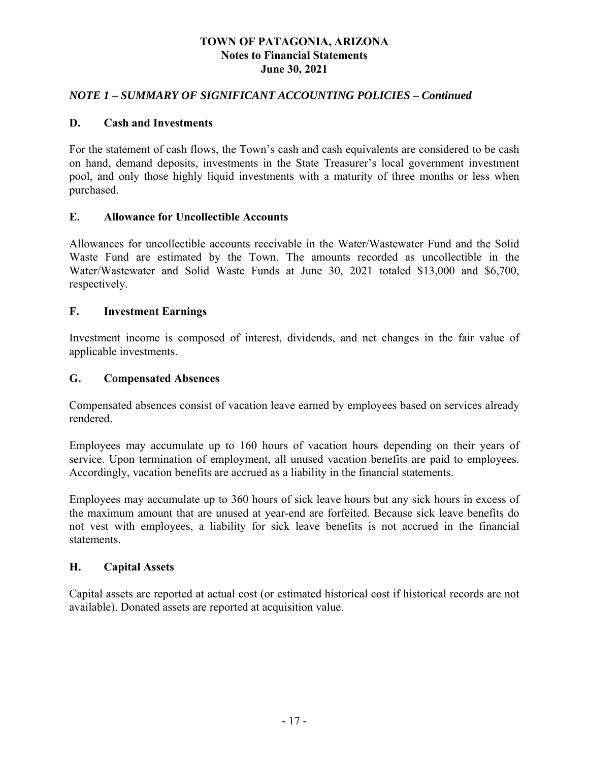# TOWN OF PATAGONIA, ARIZONA
## Notes to Financial Statements
## June 30, 2021

### *NOTE 1 – SUMMARY OF SIGNIFICANT ACCOUNTING POLICIES – Continued*

**D. Cash and Investments**

For the statement of cash flows, the Town's cash and cash equivalents are considered to be cash on hand, demand deposits, investments in the State Treasurer's local government investment pool, and only those highly liquid investments with a maturity of three months or less when purchased.

**E. Allowance for Uncollectible Accounts**

Allowances for uncollectible accounts receivable in the Water/Wastewater Fund and the Solid Waste Fund are estimated by the Town. The amounts recorded as uncollectible in the Water/Wastewater and Solid Waste Funds at June 30, 2021 totaled $13,000 and $6,700, respectively.

**F. Investment Earnings**

Investment income is composed of interest, dividends, and net changes in the fair value of applicable investments.

**G. Compensated Absences**

Compensated absences consist of vacation leave earned by employees based on services already rendered.

Employees may accumulate up to 160 hours of vacation hours depending on their years of service. Upon termination of employment, all unused vacation benefits are paid to employees. Accordingly, vacation benefits are accrued as a liability in the financial statements.

Employees may accumulate up to 360 hours of sick leave hours but any sick hours in excess of the maximum amount that are unused at year-end are forfeited. Because sick leave benefits do not vest with employees, a liability for sick leave benefits is not accrued in the financial statements.

**H. Capital Assets**

Capital assets are reported at actual cost (or estimated historical cost if historical records are not available). Donated assets are reported at acquisition value.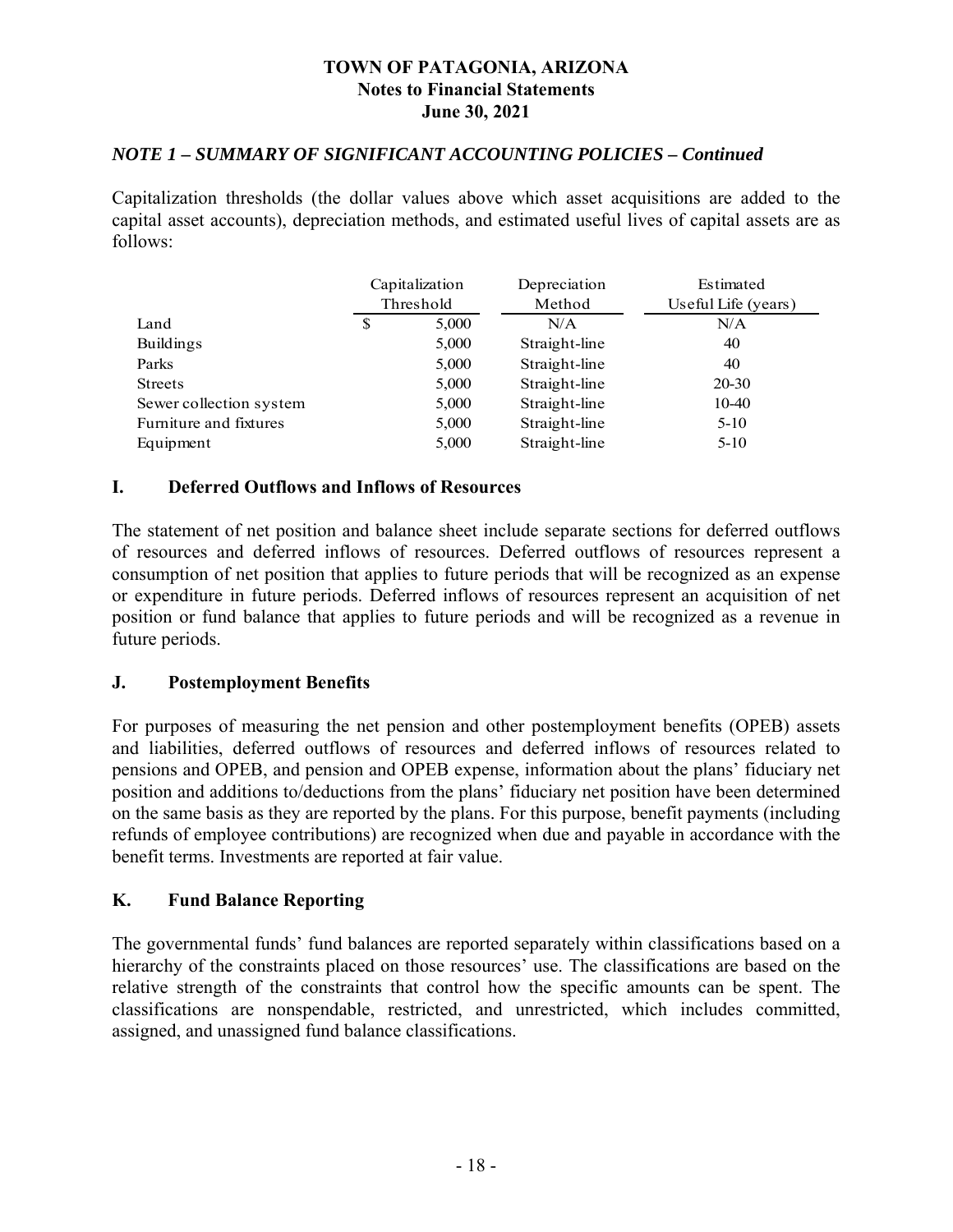# TOWN OF PATAGONIA, ARIZONA
## Notes to Financial Statements
## June 30, 2021

### *NOTE 1 – SUMMARY OF SIGNIFICANT ACCOUNTING POLICIES – Continued*

Capitalization thresholds (the dollar values above which asset acquisitions are added to the capital asset accounts), depreciation methods, and estimated useful lives of capital assets are as follows:

| | Capitalization Threshold | Depreciation Method | Estimated Useful Life (years) |
|---|---|---|---|
| Land | $ 5,000 | N/A | N/A |
| Buildings | 5,000 | Straight-line | 40 |
| Parks | 5,000 | Straight-line | 40 |
| Streets | 5,000 | Straight-line | 20-30 |
| Sewer collection system | 5,000 | Straight-line | 10-40 |
| Furniture and fixtures | 5,000 | Straight-line | 5-10 |
| Equipment | 5,000 | Straight-line | 5-10 |

### I. Deferred Outflows and Inflows of Resources

The statement of net position and balance sheet include separate sections for deferred outflows of resources and deferred inflows of resources. Deferred outflows of resources represent a consumption of net position that applies to future periods that will be recognized as an expense or expenditure in future periods. Deferred inflows of resources represent an acquisition of net position or fund balance that applies to future periods and will be recognized as a revenue in future periods.

### J. Postemployment Benefits

For purposes of measuring the net pension and other postemployment benefits (OPEB) assets and liabilities, deferred outflows of resources and deferred inflows of resources related to pensions and OPEB, and pension and OPEB expense, information about the plans' fiduciary net position and additions to/deductions from the plans' fiduciary net position have been determined on the same basis as they are reported by the plans. For this purpose, benefit payments (including refunds of employee contributions) are recognized when due and payable in accordance with the benefit terms. Investments are reported at fair value.

### K. Fund Balance Reporting

The governmental funds' fund balances are reported separately within classifications based on a hierarchy of the constraints placed on those resources' use. The classifications are based on the relative strength of the constraints that control how the specific amounts can be spent. The classifications are nonspendable, restricted, and unrestricted, which includes committed, assigned, and unassigned fund balance classifications.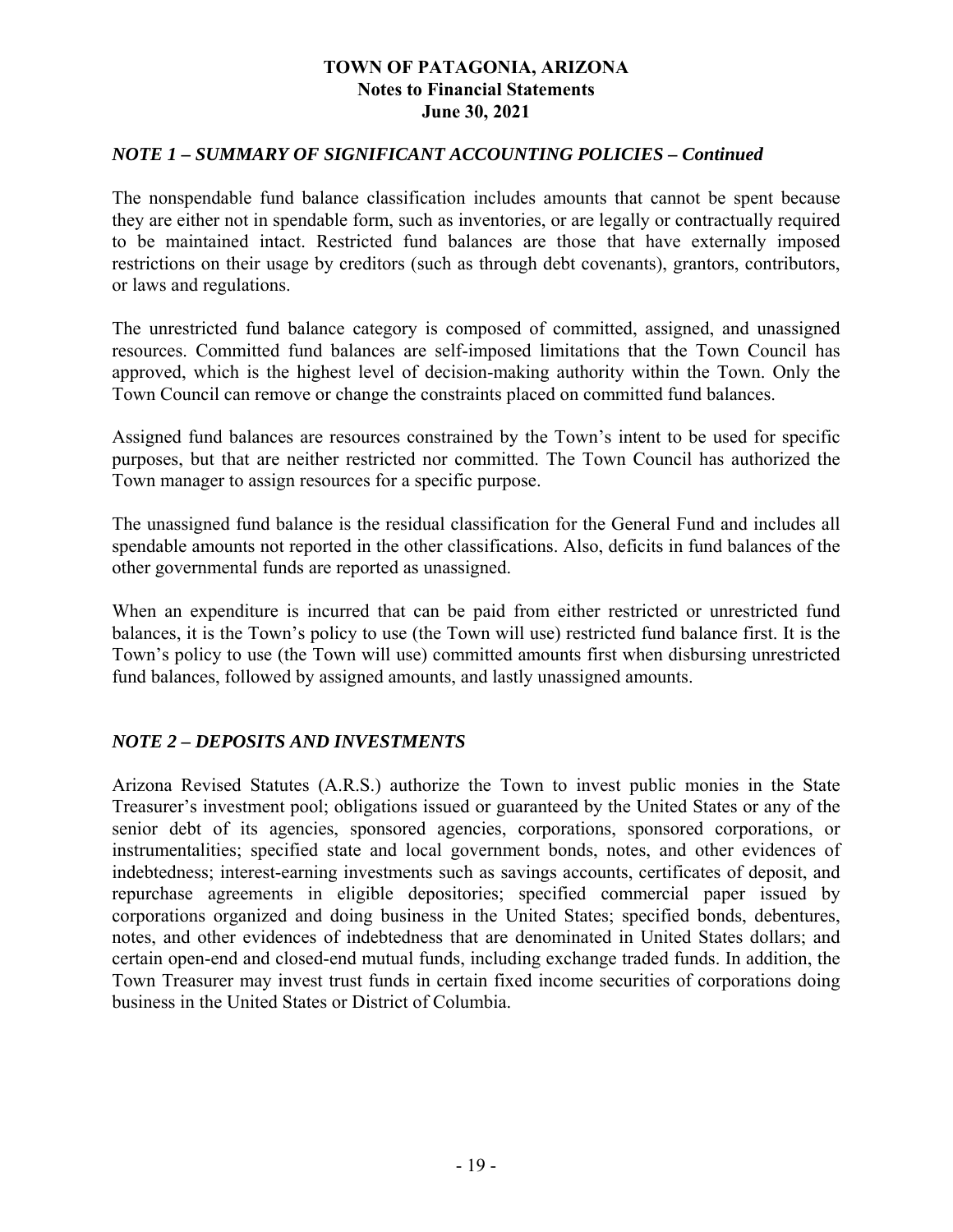### *NOTE 1 – SUMMARY OF SIGNIFICANT ACCOUNTING POLICIES – Continued*

The nonspendable fund balance classification includes amounts that cannot be spent because they are either not in spendable form, such as inventories, or are legally or contractually required to be maintained intact. Restricted fund balances are those that have externally imposed restrictions on their usage by creditors (such as through debt covenants), grantors, contributors, or laws and regulations.

The unrestricted fund balance category is composed of committed, assigned, and unassigned resources. Committed fund balances are self-imposed limitations that the Town Council has approved, which is the highest level of decision-making authority within the Town. Only the Town Council can remove or change the constraints placed on committed fund balances.

Assigned fund balances are resources constrained by the Town's intent to be used for specific purposes, but that are neither restricted nor committed. The Town Council has authorized the Town manager to assign resources for a specific purpose.

The unassigned fund balance is the residual classification for the General Fund and includes all spendable amounts not reported in the other classifications. Also, deficits in fund balances of the other governmental funds are reported as unassigned.

When an expenditure is incurred that can be paid from either restricted or unrestricted fund balances, it is the Town's policy to use (the Town will use) restricted fund balance first. It is the Town's policy to use (the Town will use) committed amounts first when disbursing unrestricted fund balances, followed by assigned amounts, and lastly unassigned amounts.

### *NOTE 2 – DEPOSITS AND INVESTMENTS*

Arizona Revised Statutes (A.R.S.) authorize the Town to invest public monies in the State Treasurer's investment pool; obligations issued or guaranteed by the United States or any of the senior debt of its agencies, sponsored agencies, corporations, sponsored corporations, or instrumentalities; specified state and local government bonds, notes, and other evidences of indebtedness; interest-earning investments such as savings accounts, certificates of deposit, and repurchase agreements in eligible depositories; specified commercial paper issued by corporations organized and doing business in the United States; specified bonds, debentures, notes, and other evidences of indebtedness that are denominated in United States dollars; and certain open-end and closed-end mutual funds, including exchange traded funds. In addition, the Town Treasurer may invest trust funds in certain fixed income securities of corporations doing business in the United States or District of Columbia.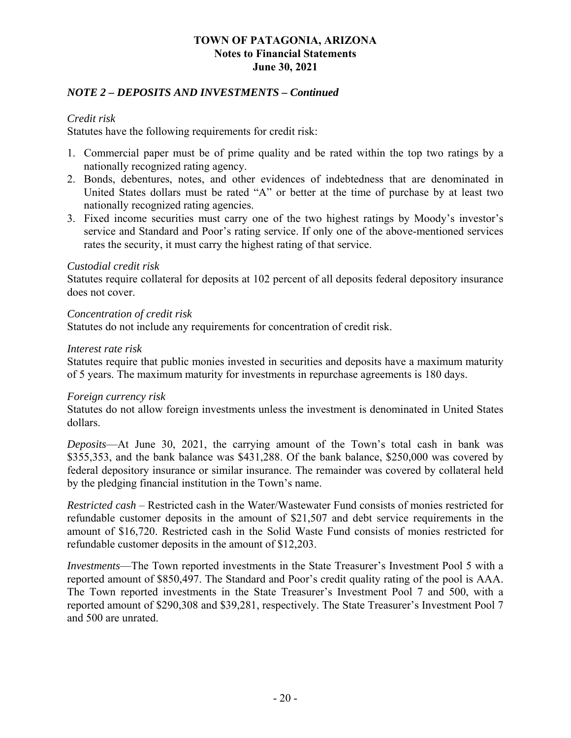## *NOTE 2 – DEPOSITS AND INVESTMENTS – Continued*

*Credit risk*

Statutes have the following requirements for credit risk:

1. Commercial paper must be of prime quality and be rated within the top two ratings by a nationally recognized rating agency.
2. Bonds, debentures, notes, and other evidences of indebtedness that are denominated in United States dollars must be rated "A" or better at the time of purchase by at least two nationally recognized rating agencies.
3. Fixed income securities must carry one of the two highest ratings by Moody's investor's service and Standard and Poor's rating service. If only one of the above-mentioned services rates the security, it must carry the highest rating of that service.

*Custodial credit risk*

Statutes require collateral for deposits at 102 percent of all deposits federal depository insurance does not cover.

*Concentration of credit risk*

Statutes do not include any requirements for concentration of credit risk.

*Interest rate risk*

Statutes require that public monies invested in securities and deposits have a maximum maturity of 5 years. The maximum maturity for investments in repurchase agreements is 180 days.

*Foreign currency risk*

Statutes do not allow foreign investments unless the investment is denominated in United States dollars.

*Deposits*—At June 30, 2021, the carrying amount of the Town's total cash in bank was $355,353, and the bank balance was $431,288. Of the bank balance, $250,000 was covered by federal depository insurance or similar insurance. The remainder was covered by collateral held by the pledging financial institution in the Town's name.

*Restricted cash* – Restricted cash in the Water/Wastewater Fund consists of monies restricted for refundable customer deposits in the amount of $21,507 and debt service requirements in the amount of $16,720. Restricted cash in the Solid Waste Fund consists of monies restricted for refundable customer deposits in the amount of $12,203.

*Investments*—The Town reported investments in the State Treasurer's Investment Pool 5 with a reported amount of $850,497. The Standard and Poor's credit quality rating of the pool is AAA. The Town reported investments in the State Treasurer's Investment Pool 7 and 500, with a reported amount of $290,308 and $39,281, respectively. The State Treasurer's Investment Pool 7 and 500 are unrated.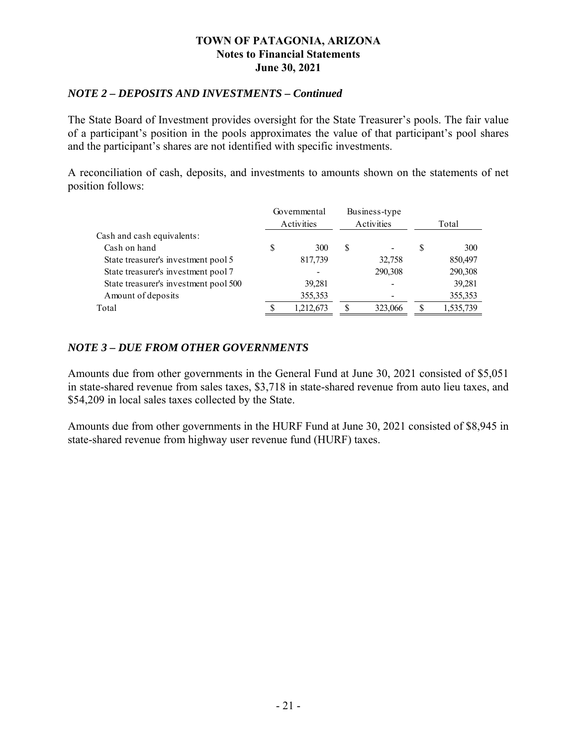## NOTE 2 – DEPOSITS AND INVESTMENTS – Continued

The State Board of Investment provides oversight for the State Treasurer's pools. The fair value of a participant's position in the pools approximates the value of that participant's pool shares and the participant's shares are not identified with specific investments.

A reconciliation of cash, deposits, and investments to amounts shown on the statements of net position follows:

| | Governmental Activities | Business-type Activities | Total |
|---|---|---|---|
| Cash and cash equivalents: | | | |
| Cash on hand | $ 300 | $ - | $ 300 |
| State treasurer's investment pool 5 | 817,739 | 32,758 | 850,497 |
| State treasurer's investment pool 7 | - | 290,308 | 290,308 |
| State treasurer's investment pool 500 | 39,281 | - | 39,281 |
| Amount of deposits | 355,353 | - | 355,353 |
| Total | $ 1,212,673 | $ 323,066 | $ 1,535,739 |

## NOTE 3 – DUE FROM OTHER GOVERNMENTS

Amounts due from other governments in the General Fund at June 30, 2021 consisted of $5,051 in state-shared revenue from sales taxes, $3,718 in state-shared revenue from auto lieu taxes, and $54,209 in local sales taxes collected by the State.

Amounts due from other governments in the HURF Fund at June 30, 2021 consisted of $8,945 in state-shared revenue from highway user revenue fund (HURF) taxes.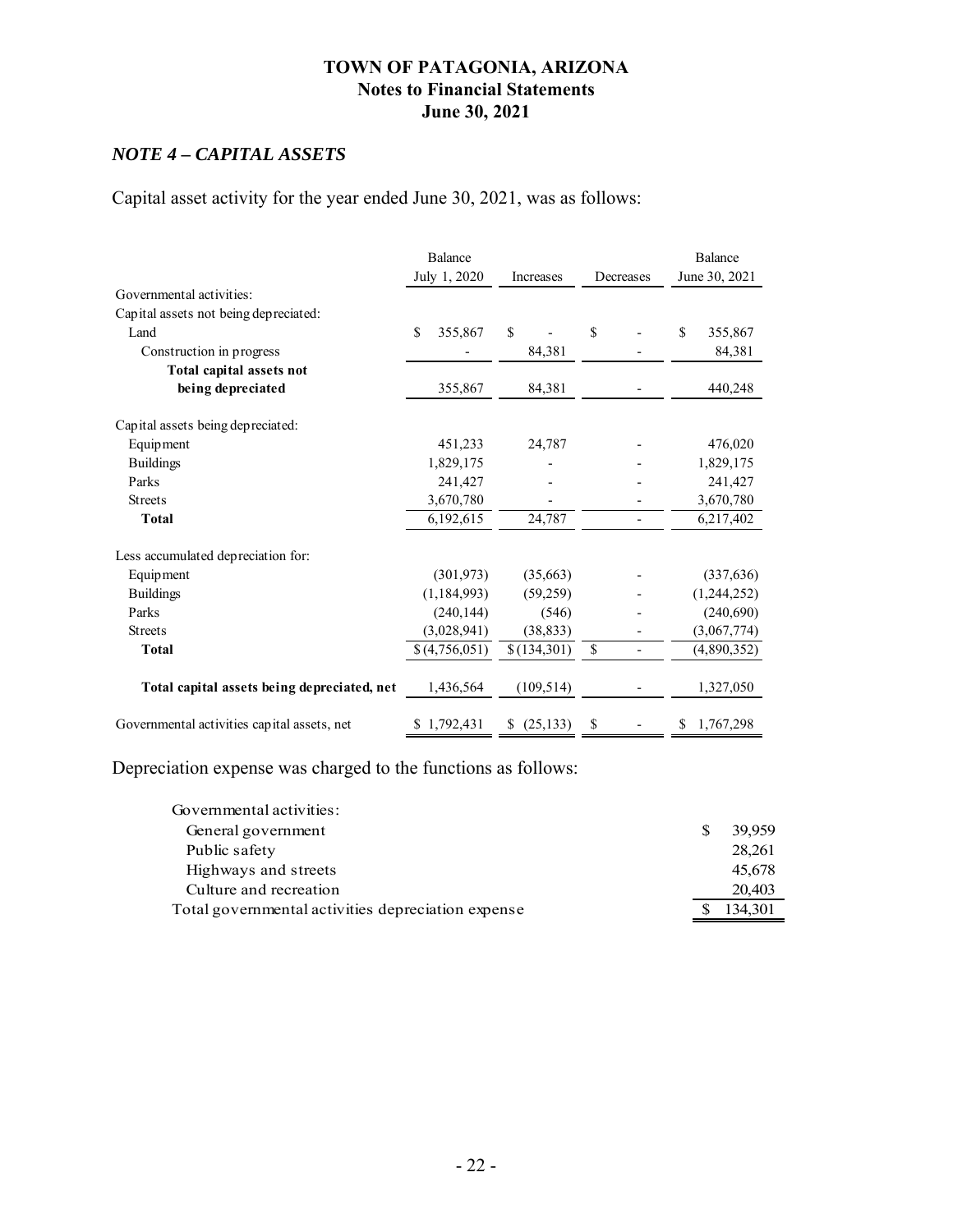# TOWN OF PATAGONIA, ARIZONA
## Notes to Financial Statements
## June 30, 2021

### *NOTE 4 – CAPITAL ASSETS*

Capital asset activity for the year ended June 30, 2021, was as follows:

| | Balance July 1, 2020 | Increases | Decreases | Balance June 30, 2021 |
|---|---|---|---|---|
| Governmental activities: | | | | |
| Capital assets not being depreciated: | | | | |
| Land | $ 355,867 | $ - | $ - | $ 355,867 |
| Construction in progress | - | 84,381 | - | 84,381 |
| **Total capital assets not being depreciated** | 355,867 | 84,381 | - | 440,248 |
| Capital assets being depreciated: | | | | |
| Equipment | 451,233 | 24,787 | - | 476,020 |
| Buildings | 1,829,175 | - | - | 1,829,175 |
| Parks | 241,427 | - | - | 241,427 |
| Streets | 3,670,780 | - | - | 3,670,780 |
| **Total** | 6,192,615 | 24,787 | - | 6,217,402 |
| Less accumulated depreciation for: | | | | |
| Equipment | (301,973) | (35,663) | - | (337,636) |
| Buildings | (1,184,993) | (59,259) | - | (1,244,252) |
| Parks | (240,144) | (546) | - | (240,690) |
| Streets | (3,028,941) | (38,833) | - | (3,067,774) |
| **Total** | $ (4,756,051) | $ (134,301) | $ - | (4,890,352) |
| **Total capital assets being depreciated, net** | 1,436,564 | (109,514) | - | 1,327,050 |
| Governmental activities capital assets, net | $ 1,792,431 | $ (25,133) | $ - | $ 1,767,298 |

Depreciation expense was charged to the functions as follows:

| | |
|---|---|
| Governmental activities: | |
| General government | $ 39,959 |
| Public safety | 28,261 |
| Highways and streets | 45,678 |
| Culture and recreation | 20,403 |
| Total governmental activities depreciation expense | $ 134,301 |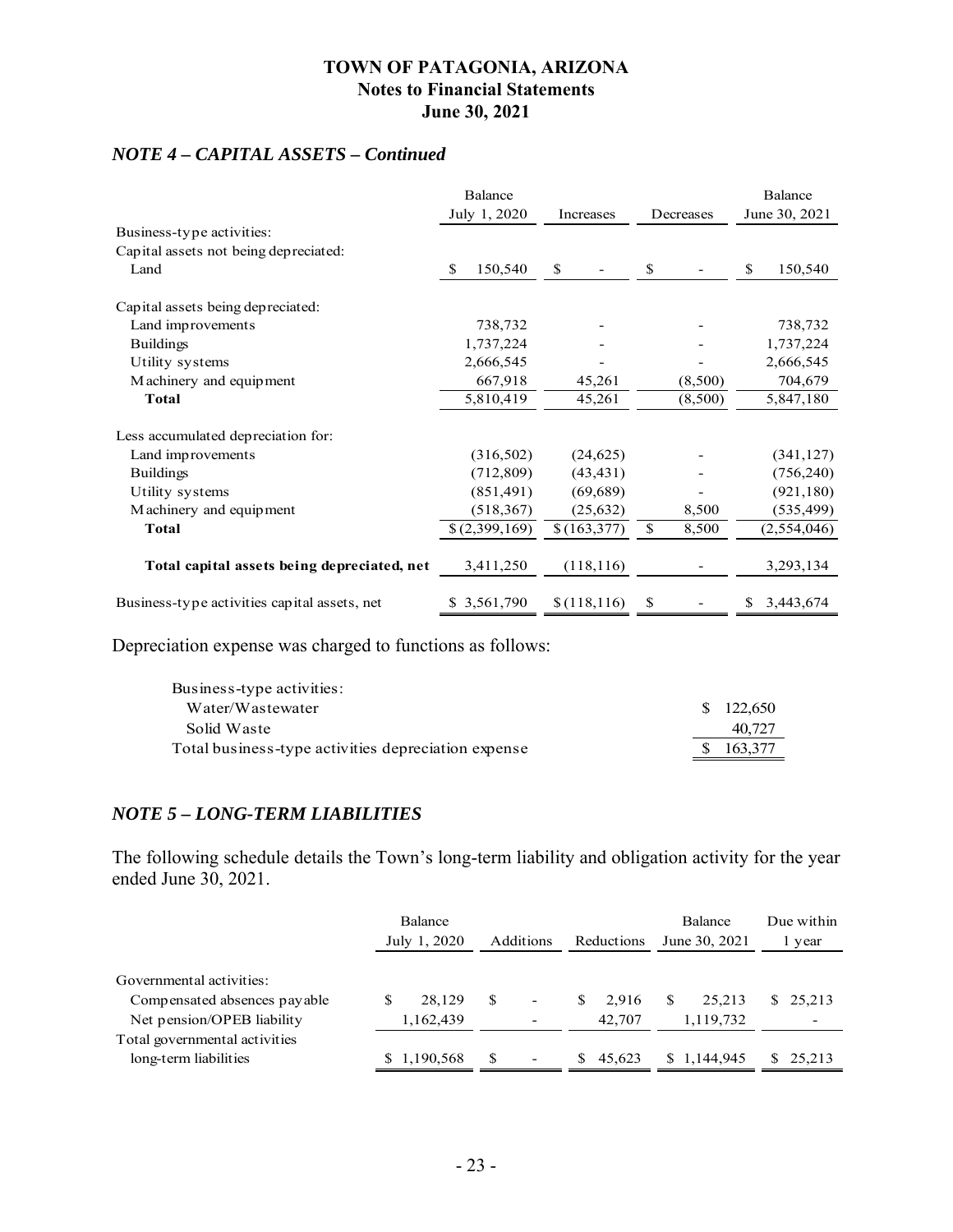# TOWN OF PATAGONIA, ARIZONA
## Notes to Financial Statements
## June 30, 2021

### *NOTE 4 – CAPITAL ASSETS – Continued*

| | Balance July 1, 2020 | Increases | Decreases | Balance June 30, 2021 |
|---|---|---|---|---|
| Business-type activities: | | | | |
| Capital assets not being depreciated: | | | | |
| Land | $ 150,540 | $ - | $ - | $ 150,540 |
| Capital assets being depreciated: | | | | |
| Land improvements | 738,732 | - | - | 738,732 |
| Buildings | 1,737,224 | - | - | 1,737,224 |
| Utility systems | 2,666,545 | - | - | 2,666,545 |
| Machinery and equipment | 667,918 | 45,261 | (8,500) | 704,679 |
| **Total** | 5,810,419 | 45,261 | (8,500) | 5,847,180 |
| Less accumulated depreciation for: | | | | |
| Land improvements | (316,502) | (24,625) | - | (341,127) |
| Buildings | (712,809) | (43,431) | - | (756,240) |
| Utility systems | (851,491) | (69,689) | - | (921,180) |
| Machinery and equipment | (518,367) | (25,632) | 8,500 | (535,499) |
| **Total** | $ (2,399,169) | $ (163,377) | $ 8,500 | (2,554,046) |
| **Total capital assets being depreciated, net** | 3,411,250 | (118,116) | - | 3,293,134 |
| Business-type activities capital assets, net | $ 3,561,790 | $ (118,116) | $ - | $ 3,443,674 |

Depreciation expense was charged to functions as follows:

| | |
|---|---|
| Business-type activities: | |
| Water/Wastewater | $ 122,650 |
| Solid Waste | 40,727 |
| Total business-type activities depreciation expense | $ 163,377 |

### *NOTE 5 – LONG-TERM LIABILITIES*

The following schedule details the Town's long-term liability and obligation activity for the year ended June 30, 2021.

| | Balance July 1, 2020 | Additions | Reductions | Balance June 30, 2021 | Due within 1 year |
|---|---|---|---|---|---|
| Governmental activities: | | | | | |
| Compensated absences payable | $ 28,129 | $ - | $ 2,916 | $ 25,213 | $ 25,213 |
| Net pension/OPEB liability | 1,162,439 | - | 42,707 | 1,119,732 | - |
| Total governmental activities long-term liabilities | $ 1,190,568 | $ - | $ 45,623 | $ 1,144,945 | $ 25,213 |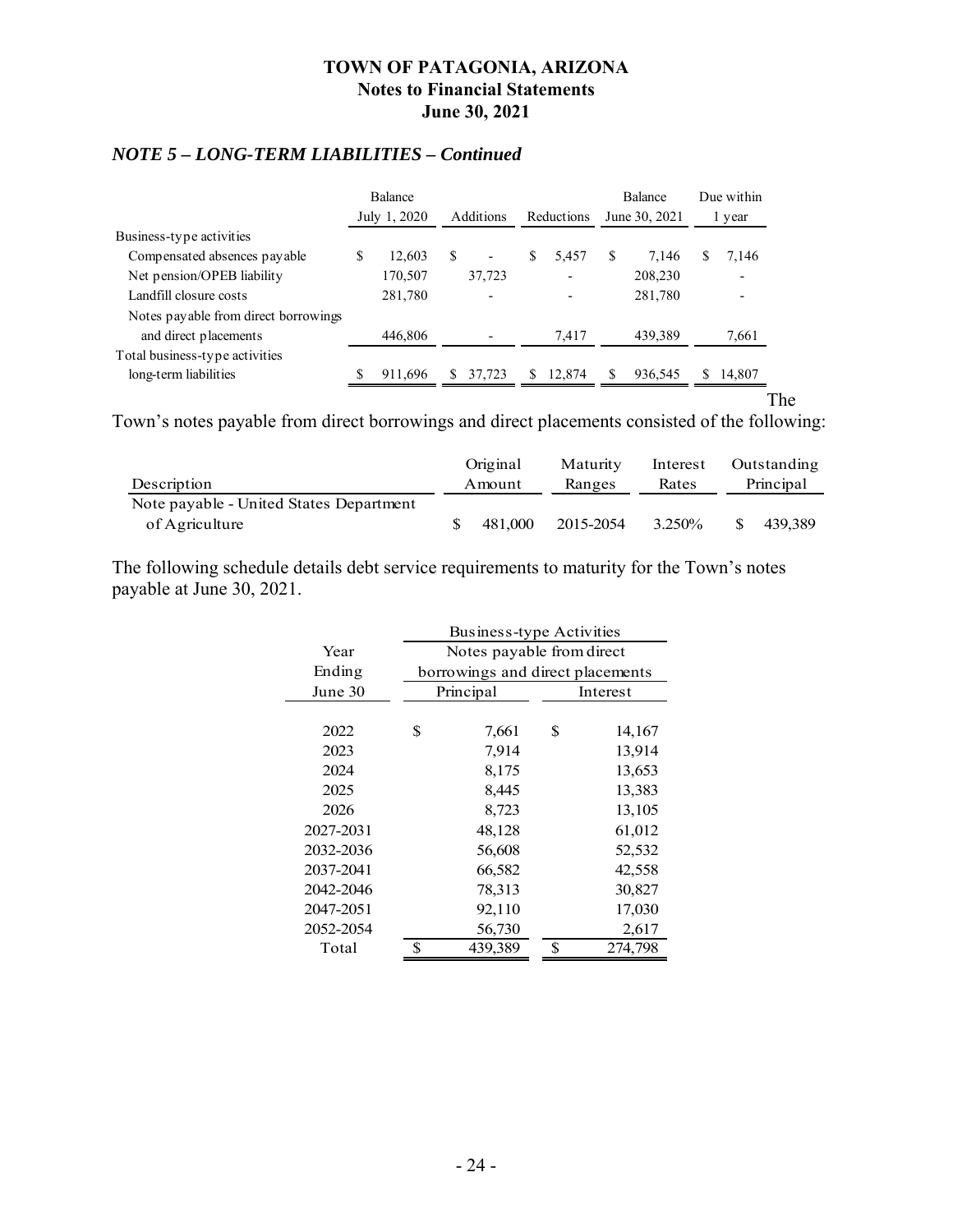### *NOTE 5 – LONG-TERM LIABILITIES – Continued*

| | Balance July 1, 2020 | Additions | Reductions | Balance June 30, 2021 | Due within 1 year |
|---|---|---|---|---|---|
| Business-type activities | | | | | |
| Compensated absences payable | $ 12,603 | $ - | $ 5,457 | $ 7,146 | $ 7,146 |
| Net pension/OPEB liability | 170,507 | 37,723 | - | 208,230 | - |
| Landfill closure costs | 281,780 | - | - | 281,780 | - |
| Notes payable from direct borrowings and direct placements | 446,806 | - | 7,417 | 439,389 | 7,661 |
| Total business-type activities long-term liabilities | $ 911,696 | $ 37,723 | $ 12,874 | $ 936,545 | $ 14,807 |

The Town's notes payable from direct borrowings and direct placements consisted of the following:

| Description | Original Amount | Maturity Ranges | Interest Rates | Outstanding Principal |
|---|---|---|---|---|
| Note payable - United States Department of Agriculture | $ 481,000 | 2015-2054 | 3.250% | $ 439,389 |

The following schedule details debt service requirements to maturity for the Town's notes payable at June 30, 2021.

| Year Ending June 30 | Business-type Activities Notes payable from direct borrowings and direct placements | |
|---|---|---|
| | Principal | Interest |
| 2022 | $ 7,661 | $ 14,167 |
| 2023 | 7,914 | 13,914 |
| 2024 | 8,175 | 13,653 |
| 2025 | 8,445 | 13,383 |
| 2026 | 8,723 | 13,105 |
| 2027-2031 | 48,128 | 61,012 |
| 2032-2036 | 56,608 | 52,532 |
| 2037-2041 | 66,582 | 42,558 |
| 2042-2046 | 78,313 | 30,827 |
| 2047-2051 | 92,110 | 17,030 |
| 2052-2054 | 56,730 | 2,617 |
| Total | $ 439,389 | $ 274,798 |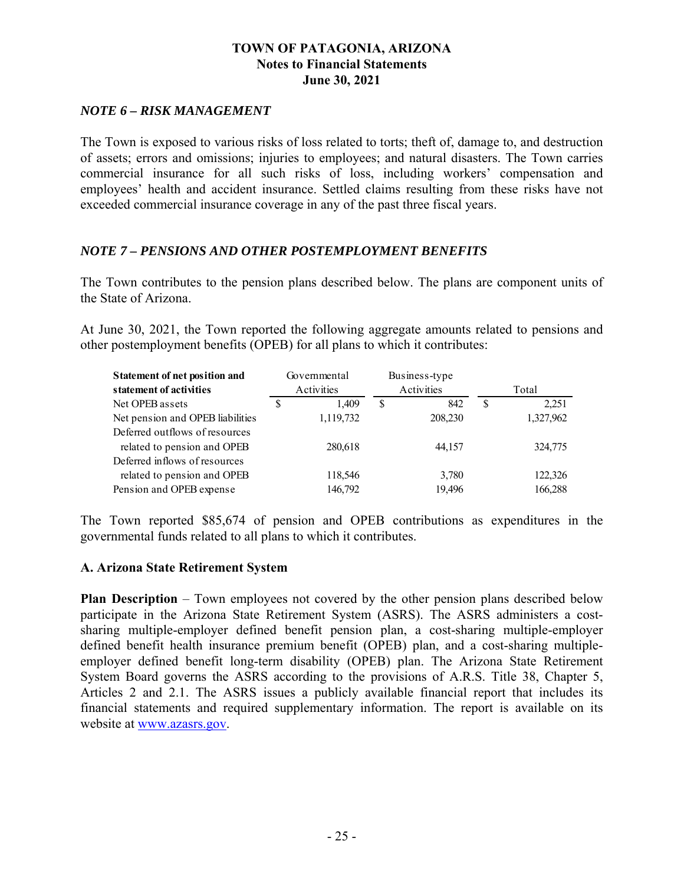## NOTE 6 – RISK MANAGEMENT

The Town is exposed to various risks of loss related to torts; theft of, damage to, and destruction of assets; errors and omissions; injuries to employees; and natural disasters. The Town carries commercial insurance for all such risks of loss, including workers' compensation and employees' health and accident insurance. Settled claims resulting from these risks have not exceeded commercial insurance coverage in any of the past three fiscal years.

## NOTE 7 – PENSIONS AND OTHER POSTEMPLOYMENT BENEFITS

The Town contributes to the pension plans described below. The plans are component units of the State of Arizona.

At June 30, 2021, the Town reported the following aggregate amounts related to pensions and other postemployment benefits (OPEB) for all plans to which it contributes:

| Statement of net position and statement of activities | Governmental Activities | Business-type Activities | Total |
|---|---|---|---|
| Net OPEB assets | $ 1,409 | $ 842 | $ 2,251 |
| Net pension and OPEB liabilities | 1,119,732 | 208,230 | 1,327,962 |
| Deferred outflows of resources related to pension and OPEB | 280,618 | 44,157 | 324,775 |
| Deferred inflows of resources related to pension and OPEB | 118,546 | 3,780 | 122,326 |
| Pension and OPEB expense | 146,792 | 19,496 | 166,288 |

The Town reported $85,674 of pension and OPEB contributions as expenditures in the governmental funds related to all plans to which it contributes.

### A. Arizona State Retirement System

**Plan Description** – Town employees not covered by the other pension plans described below participate in the Arizona State Retirement System (ASRS). The ASRS administers a cost-sharing multiple-employer defined benefit pension plan, a cost-sharing multiple-employer defined benefit health insurance premium benefit (OPEB) plan, and a cost-sharing multiple-employer defined benefit long-term disability (OPEB) plan. The Arizona State Retirement System Board governs the ASRS according to the provisions of A.R.S. Title 38, Chapter 5, Articles 2 and 2.1. The ASRS issues a publicly available financial report that includes its financial statements and required supplementary information. The report is available on its website at www.azasrs.gov.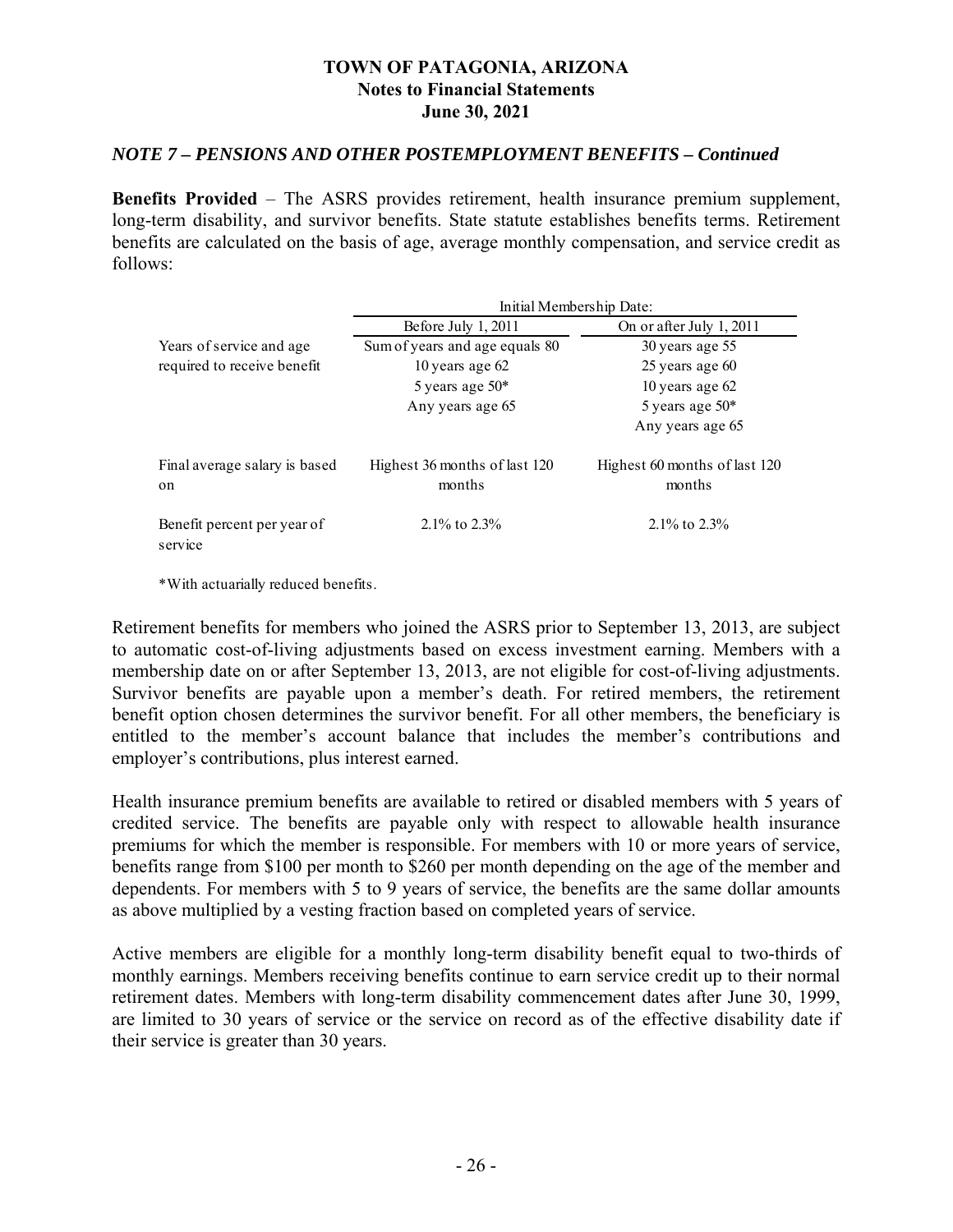*NOTE 7 – PENSIONS AND OTHER POSTEMPLOYMENT BENEFITS – Continued*

**Benefits Provided** – The ASRS provides retirement, health insurance premium supplement, long-term disability, and survivor benefits. State statute establishes benefits terms. Retirement benefits are calculated on the basis of age, average monthly compensation, and service credit as follows:

| | Initial Membership Date: | |
|---|---|---|
| | Before July 1, 2011 | On or after July 1, 2011 |
| Years of service and age required to receive benefit | Sum of years and age equals 80<br>10 years age 62<br>5 years age 50*<br>Any years age 65 | 30 years age 55<br>25 years age 60<br>10 years age 62<br>5 years age 50*<br>Any years age 65 |
| Final average salary is based on | Highest 36 months of last 120 months | Highest 60 months of last 120 months |
| Benefit percent per year of service | 2.1% to 2.3% | 2.1% to 2.3% |

*With actuarially reduced benefits.

Retirement benefits for members who joined the ASRS prior to September 13, 2013, are subject to automatic cost-of-living adjustments based on excess investment earning. Members with a membership date on or after September 13, 2013, are not eligible for cost-of-living adjustments. Survivor benefits are payable upon a member's death. For retired members, the retirement benefit option chosen determines the survivor benefit. For all other members, the beneficiary is entitled to the member's account balance that includes the member's contributions and employer's contributions, plus interest earned.

Health insurance premium benefits are available to retired or disabled members with 5 years of credited service. The benefits are payable only with respect to allowable health insurance premiums for which the member is responsible. For members with 10 or more years of service, benefits range from $100 per month to $260 per month depending on the age of the member and dependents. For members with 5 to 9 years of service, the benefits are the same dollar amounts as above multiplied by a vesting fraction based on completed years of service.

Active members are eligible for a monthly long-term disability benefit equal to two-thirds of monthly earnings. Members receiving benefits continue to earn service credit up to their normal retirement dates. Members with long-term disability commencement dates after June 30, 1999, are limited to 30 years of service or the service on record as of the effective disability date if their service is greater than 30 years.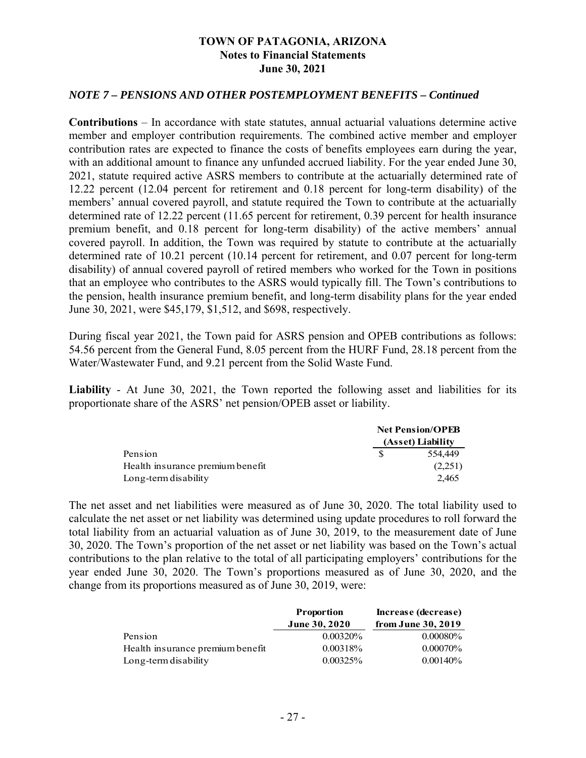*NOTE 7 – PENSIONS AND OTHER POSTEMPLOYMENT BENEFITS – Continued*

**Contributions** – In accordance with state statutes, annual actuarial valuations determine active member and employer contribution requirements. The combined active member and employer contribution rates are expected to finance the costs of benefits employees earn during the year, with an additional amount to finance any unfunded accrued liability. For the year ended June 30, 2021, statute required active ASRS members to contribute at the actuarially determined rate of 12.22 percent (12.04 percent for retirement and 0.18 percent for long-term disability) of the members' annual covered payroll, and statute required the Town to contribute at the actuarially determined rate of 12.22 percent (11.65 percent for retirement, 0.39 percent for health insurance premium benefit, and 0.18 percent for long-term disability) of the active members' annual covered payroll. In addition, the Town was required by statute to contribute at the actuarially determined rate of 10.21 percent (10.14 percent for retirement, and 0.07 percent for long-term disability) of annual covered payroll of retired members who worked for the Town in positions that an employee who contributes to the ASRS would typically fill. The Town's contributions to the pension, health insurance premium benefit, and long-term disability plans for the year ended June 30, 2021, were \$45,179, \$1,512, and \$698, respectively.

During fiscal year 2021, the Town paid for ASRS pension and OPEB contributions as follows: 54.56 percent from the General Fund, 8.05 percent from the HURF Fund, 28.18 percent from the Water/Wastewater Fund, and 9.21 percent from the Solid Waste Fund.

**Liability** - At June 30, 2021, the Town reported the following asset and liabilities for its proportionate share of the ASRS' net pension/OPEB asset or liability.

| | Net Pension/OPEB (Asset) Liability |
|---|---|
| Pension | \$ 554,449 |
| Health insurance premium benefit | (2,251) |
| Long-term disability | 2,465 |

The net asset and net liabilities were measured as of June 30, 2020. The total liability used to calculate the net asset or net liability was determined using update procedures to roll forward the total liability from an actuarial valuation as of June 30, 2019, to the measurement date of June 30, 2020. The Town's proportion of the net asset or net liability was based on the Town's actual contributions to the plan relative to the total of all participating employers' contributions for the year ended June 30, 2020. The Town's proportions measured as of June 30, 2020, and the change from its proportions measured as of June 30, 2019, were:

| | Proportion June 30, 2020 | Increase (decrease) from June 30, 2019 |
|---|---|---|
| Pension | 0.00320% | 0.00080% |
| Health insurance premium benefit | 0.00318% | 0.00070% |
| Long-term disability | 0.00325% | 0.00140% |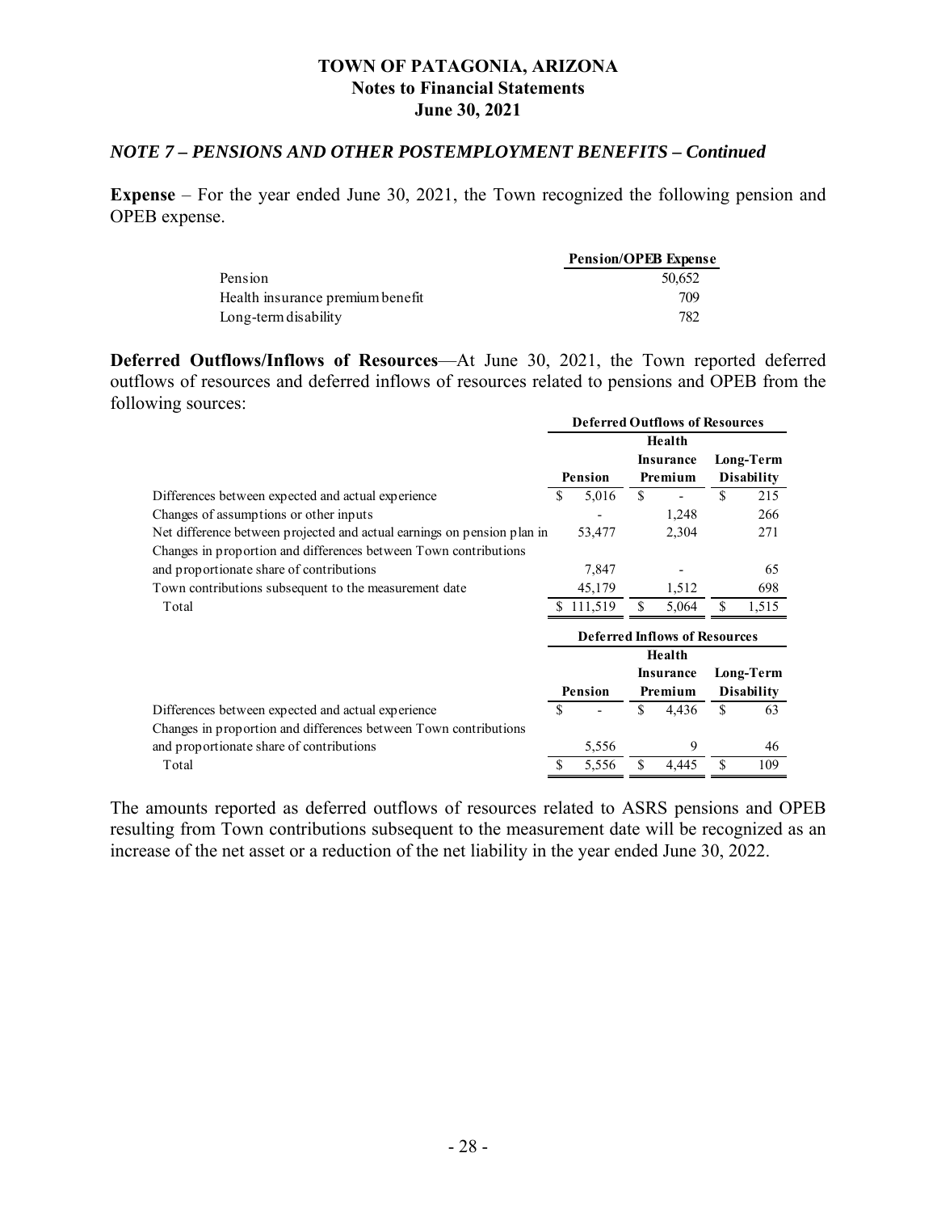## TOWN OF PATAGONIA, ARIZONA
### Notes to Financial Statements
### June 30, 2021

### *NOTE 7 – PENSIONS AND OTHER POSTEMPLOYMENT BENEFITS – Continued*

**Expense** – For the year ended June 30, 2021, the Town recognized the following pension and OPEB expense.

| | Pension/OPEB Expense |
|---|---|
| Pension | 50,652 |
| Health insurance premium benefit | 709 |
| Long-term disability | 782 |

**Deferred Outflows/Inflows of Resources**—At June 30, 2021, the Town reported deferred outflows of resources and deferred inflows of resources related to pensions and OPEB from the following sources:

| | Deferred Outflows of Resources | | |
|---|---|---|---|
| | Pension | Health Insurance Premium | Long-Term Disability |
| Differences between expected and actual experience | $ 5,016 | $ - | $ 215 |
| Changes of assumptions or other inputs | - | 1,248 | 266 |
| Net difference between projected and actual earnings on pension plan in | 53,477 | 2,304 | 271 |
| Changes in proportion and differences between Town contributions and proportionate share of contributions | 7,847 | - | 65 |
| Town contributions subsequent to the measurement date | 45,179 | 1,512 | 698 |
| Total | $ 111,519 | $ 5,064 | $ 1,515 |

| | Deferred Inflows of Resources | | |
|---|---|---|---|
| | Pension | Health Insurance Premium | Long-Term Disability |
| Differences between expected and actual experience | $ - | $ 4,436 | $ 63 |
| Changes in proportion and differences between Town contributions and proportionate share of contributions | 5,556 | 9 | 46 |
| Total | $ 5,556 | $ 4,445 | $ 109 |

The amounts reported as deferred outflows of resources related to ASRS pensions and OPEB resulting from Town contributions subsequent to the measurement date will be recognized as an increase of the net asset or a reduction of the net liability in the year ended June 30, 2022.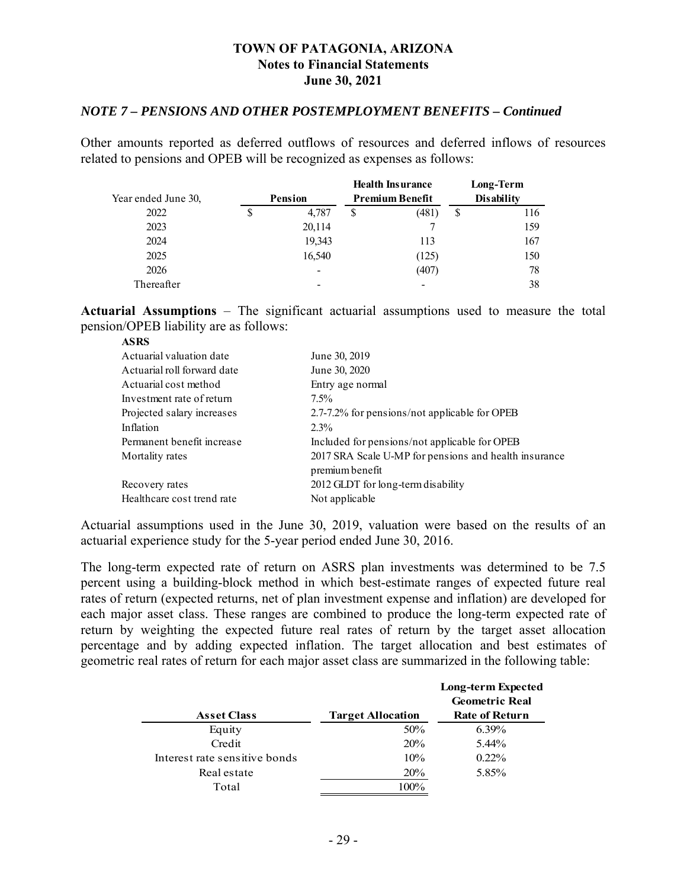*NOTE 7 – PENSIONS AND OTHER POSTEMPLOYMENT BENEFITS – Continued*

Other amounts reported as deferred outflows of resources and deferred inflows of resources related to pensions and OPEB will be recognized as expenses as follows:

| Year ended June 30, | Pension | Health Insurance Premium Benefit | Long-Term Disability |
|---|---|---|---|
| 2022 | $ 4,787 | $ (481) | $ 116 |
| 2023 | 20,114 | 7 | 159 |
| 2024 | 19,343 | 113 | 167 |
| 2025 | 16,540 | (125) | 150 |
| 2026 | - | (407) | 78 |
| Thereafter | - | - | 38 |

**Actuarial Assumptions** – The significant actuarial assumptions used to measure the total pension/OPEB liability are as follows:

**ASRS**

| | |
|---|---|
| Actuarial valuation date | June 30, 2019 |
| Actuarial roll forward date | June 30, 2020 |
| Actuarial cost method | Entry age normal |
| Investment rate of return | 7.5% |
| Projected salary increases | 2.7-7.2% for pensions/not applicable for OPEB |
| Inflation | 2.3% |
| Permanent benefit increase | Included for pensions/not applicable for OPEB |
| Mortality rates | 2017 SRA Scale U-MP for pensions and health insurance premium benefit |
| Recovery rates | 2012 GLDT for long-term disability |
| Healthcare cost trend rate | Not applicable |

Actuarial assumptions used in the June 30, 2019, valuation were based on the results of an actuarial experience study for the 5-year period ended June 30, 2016.

The long-term expected rate of return on ASRS plan investments was determined to be 7.5 percent using a building-block method in which best-estimate ranges of expected future real rates of return (expected returns, net of plan investment expense and inflation) are developed for each major asset class. These ranges are combined to produce the long-term expected rate of return by weighting the expected future real rates of return by the target asset allocation percentage and by adding expected inflation. The target allocation and best estimates of geometric real rates of return for each major asset class are summarized in the following table:

| Asset Class | Target Allocation | Long-term Expected Geometric Real Rate of Return |
|---|---|---|
| Equity | 50% | 6.39% |
| Credit | 20% | 5.44% |
| Interest rate sensitive bonds | 10% | 0.22% |
| Real estate | 20% | 5.85% |
| Total | 100% | |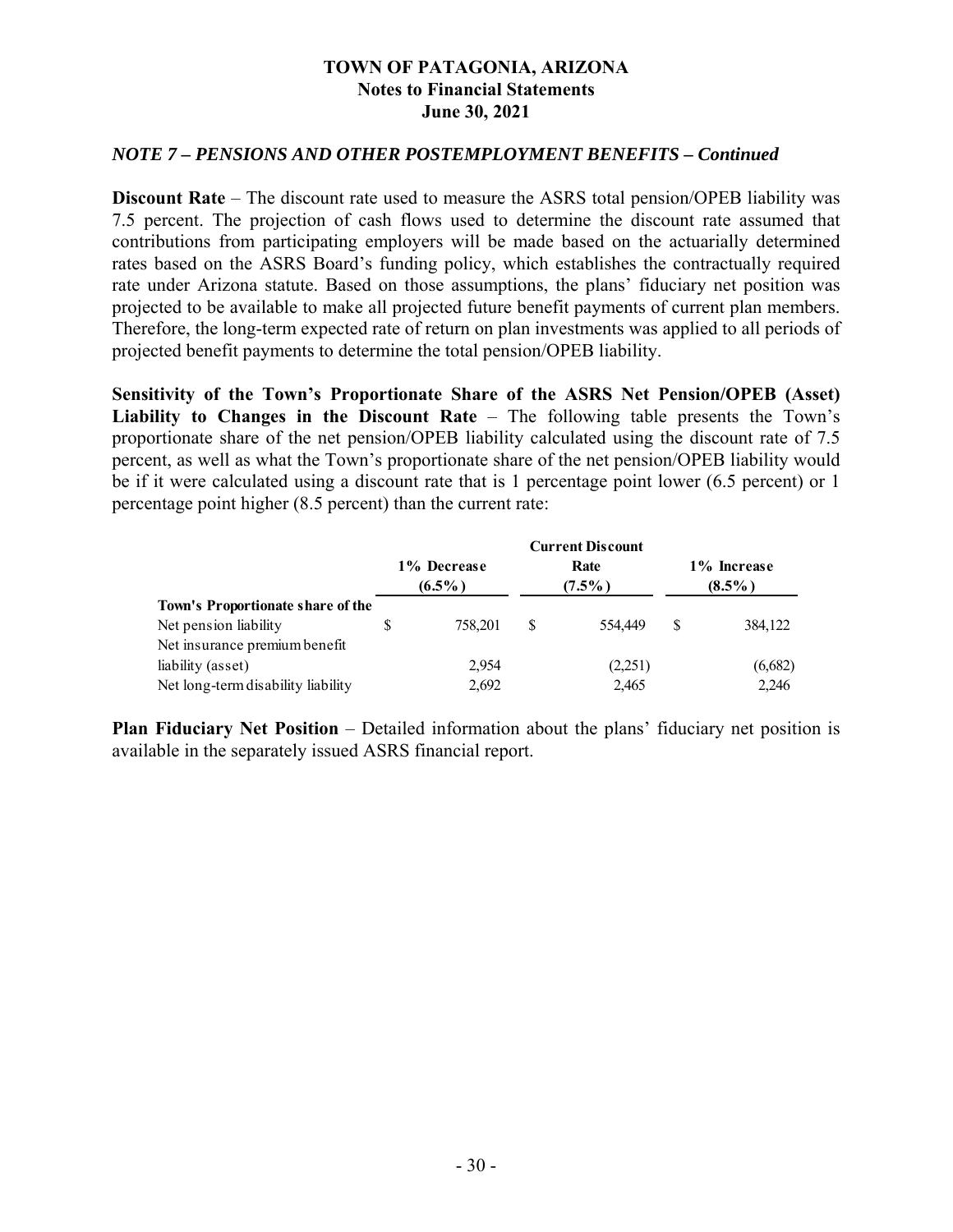*NOTE 7 – PENSIONS AND OTHER POSTEMPLOYMENT BENEFITS – Continued*

**Discount Rate** – The discount rate used to measure the ASRS total pension/OPEB liability was 7.5 percent. The projection of cash flows used to determine the discount rate assumed that contributions from participating employers will be made based on the actuarially determined rates based on the ASRS Board's funding policy, which establishes the contractually required rate under Arizona statute. Based on those assumptions, the plans' fiduciary net position was projected to be available to make all projected future benefit payments of current plan members. Therefore, the long-term expected rate of return on plan investments was applied to all periods of projected benefit payments to determine the total pension/OPEB liability.

**Sensitivity of the Town's Proportionate Share of the ASRS Net Pension/OPEB (Asset) Liability to Changes in the Discount Rate** – The following table presents the Town's proportionate share of the net pension/OPEB liability calculated using the discount rate of 7.5 percent, as well as what the Town's proportionate share of the net pension/OPEB liability would be if it were calculated using a discount rate that is 1 percentage point lower (6.5 percent) or 1 percentage point higher (8.5 percent) than the current rate:

| | 1% Decrease (6.5%) | Current Discount Rate (7.5%) | 1% Increase (8.5%) |
|---|---|---|---|
| **Town's Proportionate share of the** | | | |
| Net pension liability | $ 758,201 | $ 554,449 | $ 384,122 |
| Net insurance premium benefit liability (asset) | 2,954 | (2,251) | (6,682) |
| Net long-term disability liability | 2,692 | 2,465 | 2,246 |

**Plan Fiduciary Net Position** – Detailed information about the plans' fiduciary net position is available in the separately issued ASRS financial report.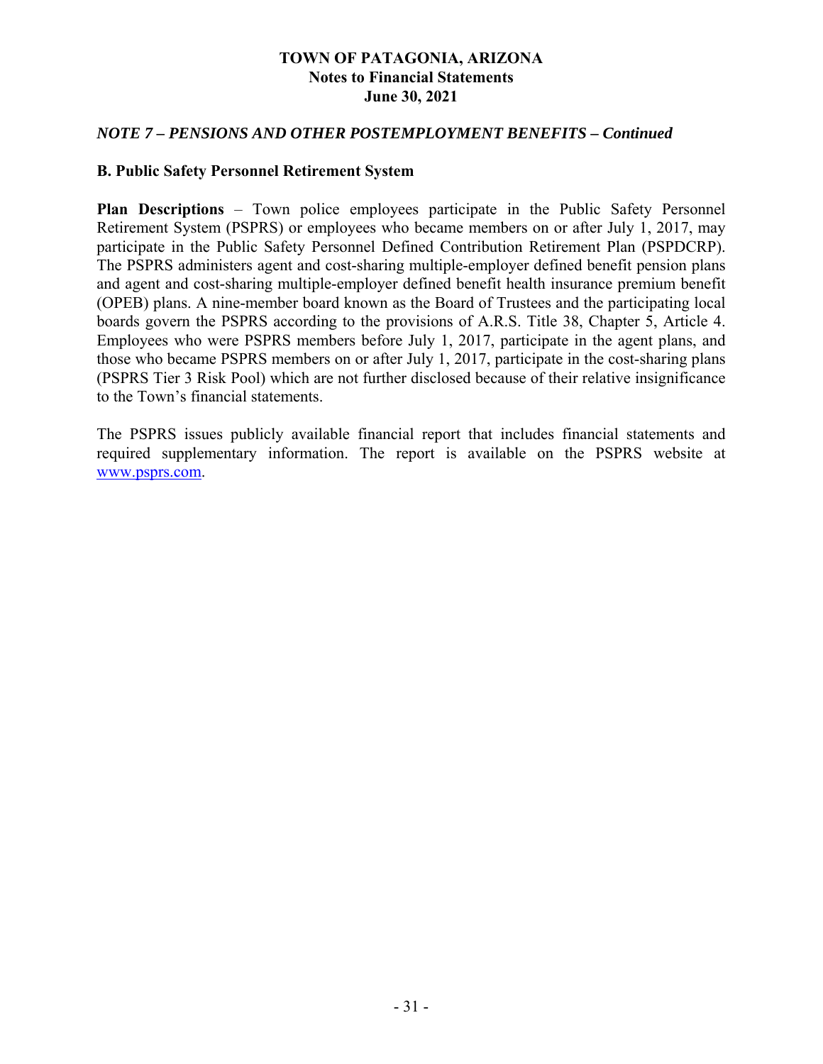*NOTE 7 – PENSIONS AND OTHER POSTEMPLOYMENT BENEFITS – Continued*

**B. Public Safety Personnel Retirement System**

**Plan Descriptions** – Town police employees participate in the Public Safety Personnel Retirement System (PSPRS) or employees who became members on or after July 1, 2017, may participate in the Public Safety Personnel Defined Contribution Retirement Plan (PSPDCRP). The PSPRS administers agent and cost-sharing multiple-employer defined benefit pension plans and agent and cost-sharing multiple-employer defined benefit health insurance premium benefit (OPEB) plans. A nine-member board known as the Board of Trustees and the participating local boards govern the PSPRS according to the provisions of A.R.S. Title 38, Chapter 5, Article 4. Employees who were PSPRS members before July 1, 2017, participate in the agent plans, and those who became PSPRS members on or after July 1, 2017, participate in the cost-sharing plans (PSPRS Tier 3 Risk Pool) which are not further disclosed because of their relative insignificance to the Town's financial statements.

The PSPRS issues publicly available financial report that includes financial statements and required supplementary information. The report is available on the PSPRS website at www.psprs.com.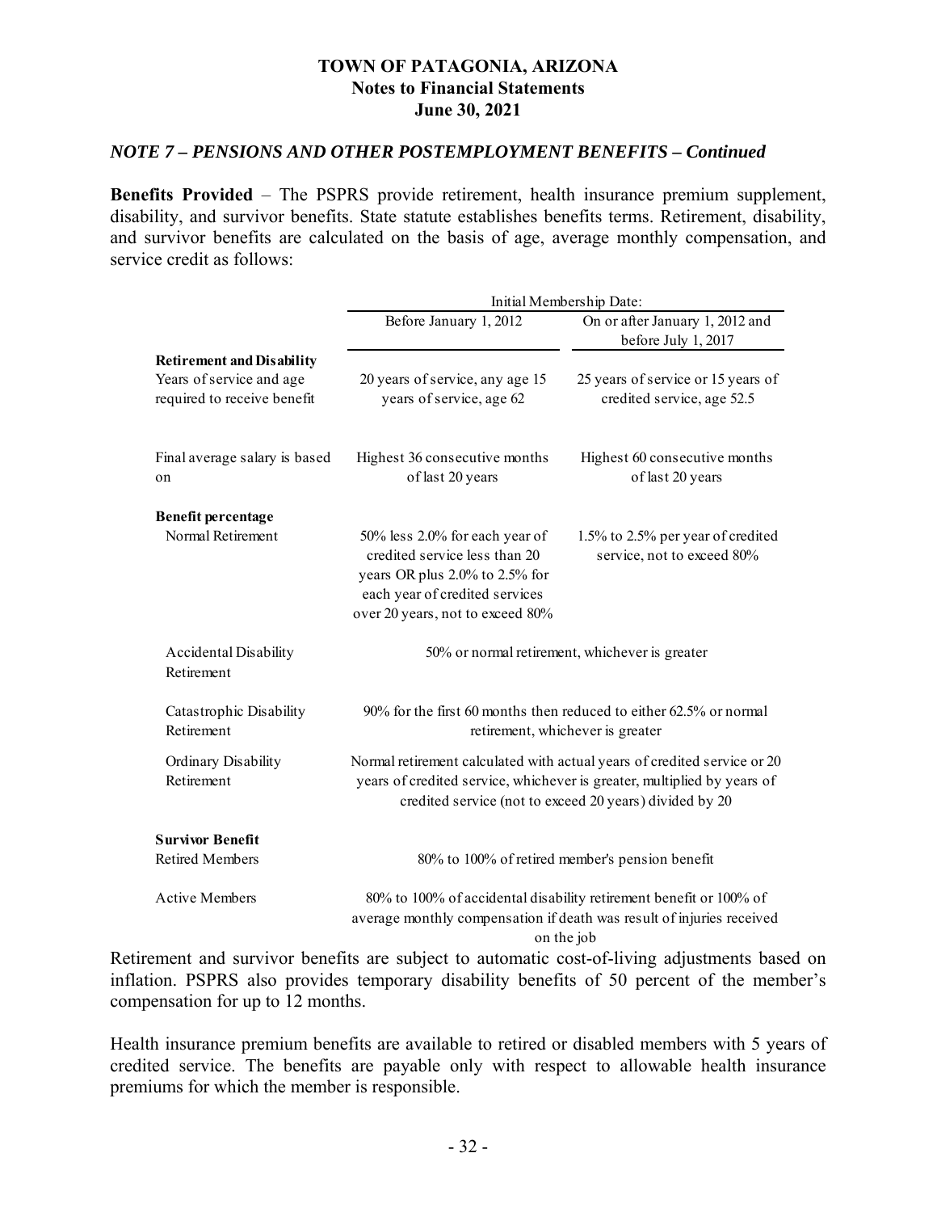# TOWN OF PATAGONIA, ARIZONA
## Notes to Financial Statements
## June 30, 2021

### *NOTE 7 – PENSIONS AND OTHER POSTEMPLOYMENT BENEFITS – Continued*

**Benefits Provided** – The PSPRS provide retirement, health insurance premium supplement, disability, and survivor benefits. State statute establishes benefits terms. Retirement, disability, and survivor benefits are calculated on the basis of age, average monthly compensation, and service credit as follows:

| | Initial Membership Date: | |
|---|---|---|
| | Before January 1, 2012 | On or after January 1, 2012 and before July 1, 2017 |
| **Retirement and Disability** | | |
| Years of service and age required to receive benefit | 20 years of service, any age 15 years of service, age 62 | 25 years of service or 15 years of credited service, age 52.5 |
| Final average salary is based on | Highest 36 consecutive months of last 20 years | Highest 60 consecutive months of last 20 years |
| **Benefit percentage** | | |
| Normal Retirement | 50% less 2.0% for each year of credited service less than 20 years OR plus 2.0% to 2.5% for each year of credited services over 20 years, not to exceed 80% | 1.5% to 2.5% per year of credited service, not to exceed 80% |
| Accidental Disability Retirement | 50% or normal retirement, whichever is greater | |
| Catastrophic Disability Retirement | 90% for the first 60 months then reduced to either 62.5% or normal retirement, whichever is greater | |
| Ordinary Disability Retirement | Normal retirement calculated with actual years of credited service or 20 years of credited service, whichever is greater, multiplied by years of credited service (not to exceed 20 years) divided by 20 | |
| **Survivor Benefit** | | |
| Retired Members | 80% to 100% of retired member's pension benefit | |
| Active Members | 80% to 100% of accidental disability retirement benefit or 100% of average monthly compensation if death was result of injuries received on the job | |

Retirement and survivor benefits are subject to automatic cost-of-living adjustments based on inflation. PSPRS also provides temporary disability benefits of 50 percent of the member's compensation for up to 12 months.

Health insurance premium benefits are available to retired or disabled members with 5 years of credited service. The benefits are payable only with respect to allowable health insurance premiums for which the member is responsible.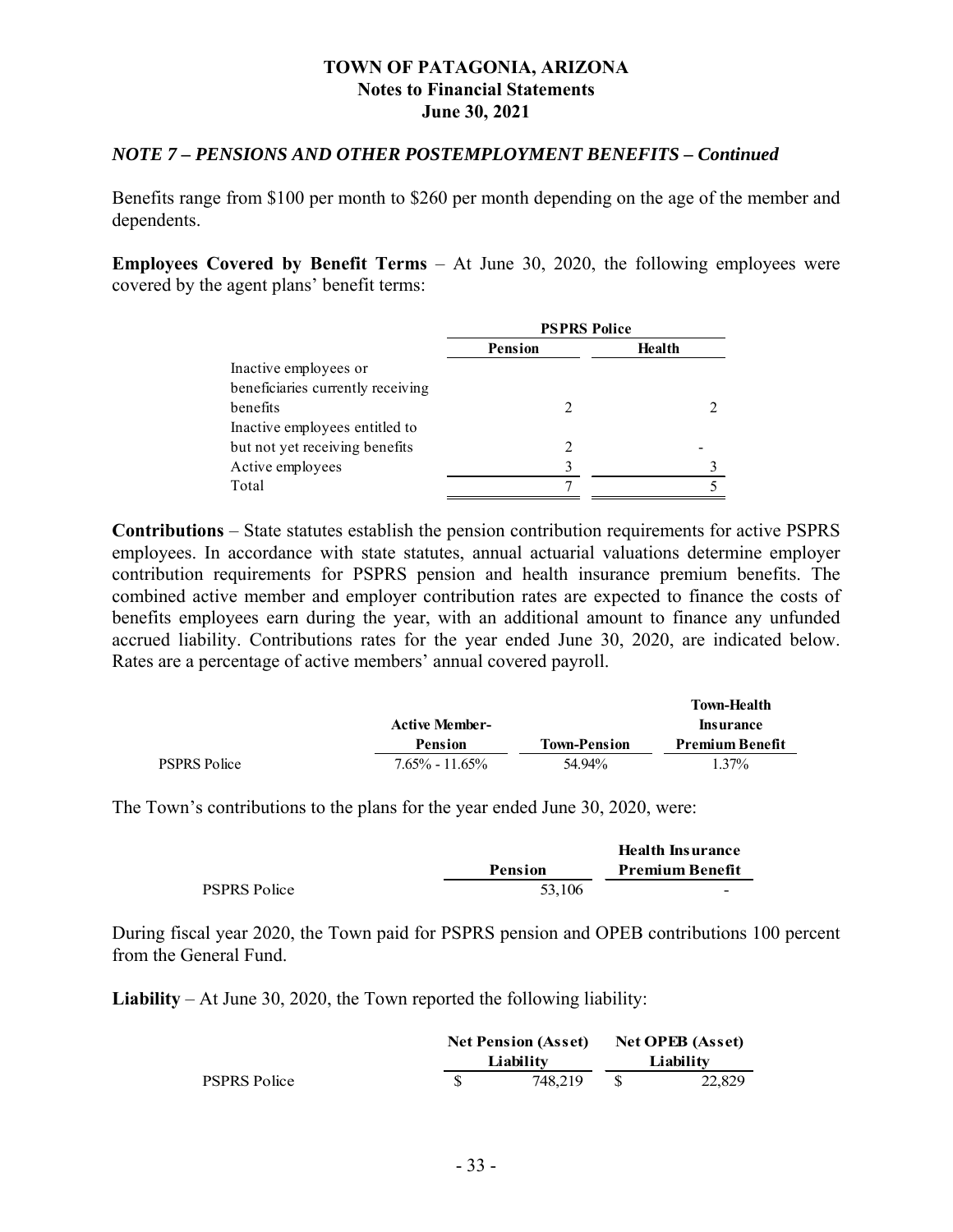## *NOTE 7 – PENSIONS AND OTHER POSTEMPLOYMENT BENEFITS – Continued*

Benefits range from $100 per month to $260 per month depending on the age of the member and dependents.

**Employees Covered by Benefit Terms** – At June 30, 2020, the following employees were covered by the agent plans' benefit terms:

| | PSPRS Police | |
|---|---|---|
| | Pension | Health |
| Inactive employees or beneficiaries currently receiving benefits | 2 | 2 |
| Inactive employees entitled to but not yet receiving benefits | 2 | - |
| Active employees | 3 | 3 |
| Total | 7 | 5 |

**Contributions** – State statutes establish the pension contribution requirements for active PSPRS employees. In accordance with state statutes, annual actuarial valuations determine employer contribution requirements for PSPRS pension and health insurance premium benefits. The combined active member and employer contribution rates are expected to finance the costs of benefits employees earn during the year, with an additional amount to finance any unfunded accrued liability. Contributions rates for the year ended June 30, 2020, are indicated below. Rates are a percentage of active members' annual covered payroll.

| | Active Member-Pension | Town-Pension | Town-Health Insurance Premium Benefit |
|---|---|---|---|
| PSPRS Police | 7.65% - 11.65% | 54.94% | 1.37% |

The Town's contributions to the plans for the year ended June 30, 2020, were:

| | Pension | Health Insurance Premium Benefit |
|---|---|---|
| PSPRS Police | 53,106 | - |

During fiscal year 2020, the Town paid for PSPRS pension and OPEB contributions 100 percent from the General Fund.

**Liability** – At June 30, 2020, the Town reported the following liability:

| | Net Pension (Asset) Liability | Net OPEB (Asset) Liability |
|---|---|---|
| PSPRS Police | $ 748,219 | $ 22,829 |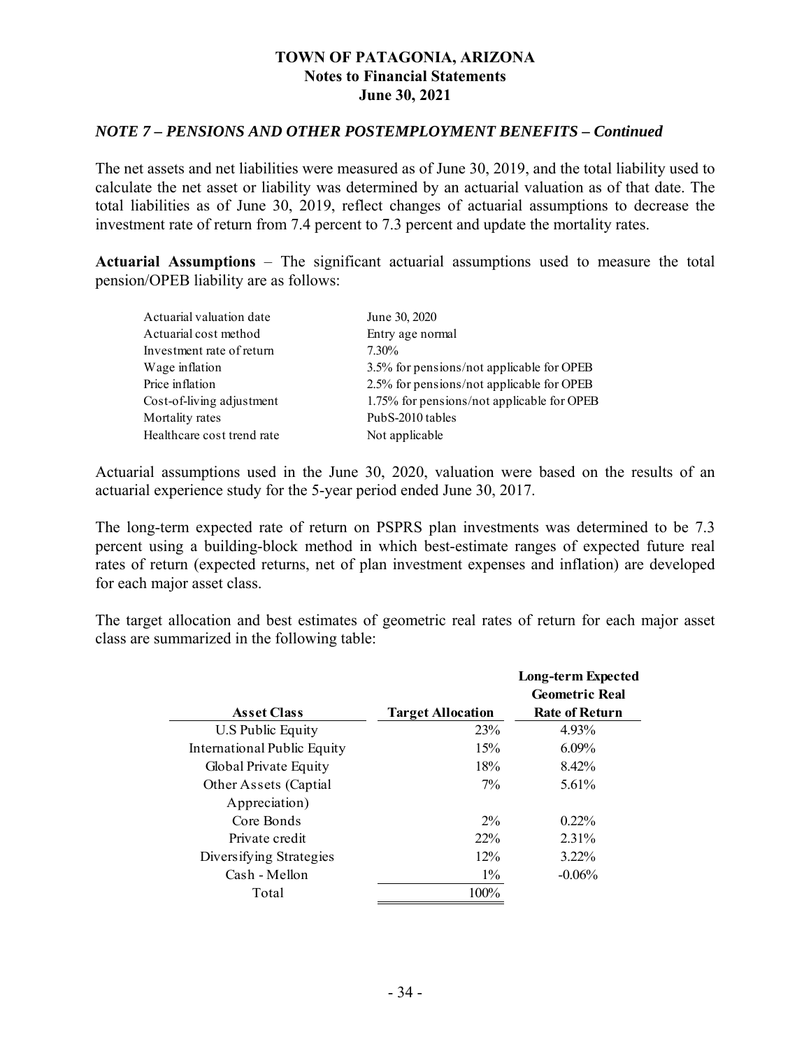*NOTE 7 – PENSIONS AND OTHER POSTEMPLOYMENT BENEFITS – Continued*

The net assets and net liabilities were measured as of June 30, 2019, and the total liability used to calculate the net asset or liability was determined by an actuarial valuation as of that date. The total liabilities as of June 30, 2019, reflect changes of actuarial assumptions to decrease the investment rate of return from 7.4 percent to 7.3 percent and update the mortality rates.

**Actuarial Assumptions** – The significant actuarial assumptions used to measure the total pension/OPEB liability are as follows:

| | |
|---|---|
| Actuarial valuation date | June 30, 2020 |
| Actuarial cost method | Entry age normal |
| Investment rate of return | 7.30% |
| Wage inflation | 3.5% for pensions/not applicable for OPEB |
| Price inflation | 2.5% for pensions/not applicable for OPEB |
| Cost-of-living adjustment | 1.75% for pensions/not applicable for OPEB |
| Mortality rates | PubS-2010 tables |
| Healthcare cost trend rate | Not applicable |

Actuarial assumptions used in the June 30, 2020, valuation were based on the results of an actuarial experience study for the 5-year period ended June 30, 2017.

The long-term expected rate of return on PSPRS plan investments was determined to be 7.3 percent using a building-block method in which best-estimate ranges of expected future real rates of return (expected returns, net of plan investment expenses and inflation) are developed for each major asset class.

The target allocation and best estimates of geometric real rates of return for each major asset class are summarized in the following table:

| Asset Class | Target Allocation | Long-term Expected Geometric Real Rate of Return |
|---|---|---|
| U.S Public Equity | 23% | 4.93% |
| International Public Equity | 15% | 6.09% |
| Global Private Equity | 18% | 8.42% |
| Other Assets (Captial Appreciation) | 7% | 5.61% |
| Core Bonds | 2% | 0.22% |
| Private credit | 22% | 2.31% |
| Diversifying Strategies | 12% | 3.22% |
| Cash - Mellon | 1% | -0.06% |
| Total | 100% | |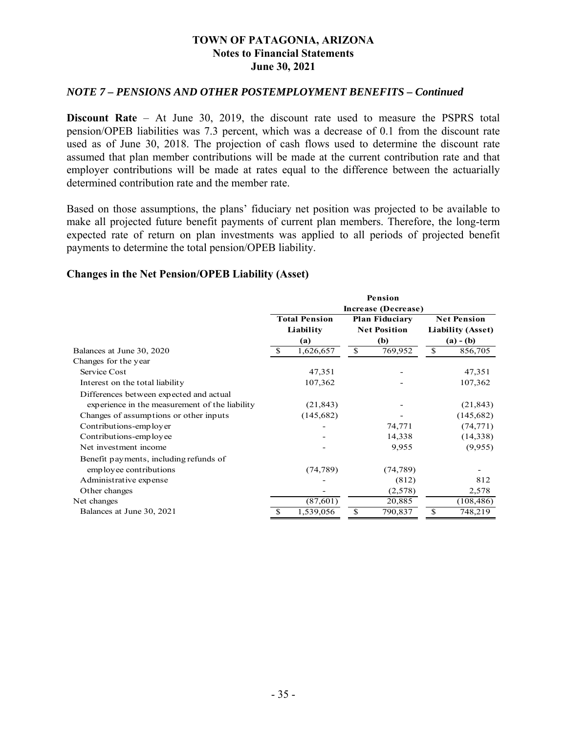### *NOTE 7 – PENSIONS AND OTHER POSTEMPLOYMENT BENEFITS – Continued*

**Discount Rate** – At June 30, 2019, the discount rate used to measure the PSPRS total pension/OPEB liabilities was 7.3 percent, which was a decrease of 0.1 from the discount rate used as of June 30, 2018. The projection of cash flows used to determine the discount rate assumed that plan member contributions will be made at the current contribution rate and that employer contributions will be made at rates equal to the difference between the actuarially determined contribution rate and the member rate.

Based on those assumptions, the plans' fiduciary net position was projected to be available to make all projected future benefit payments of current plan members. Therefore, the long-term expected rate of return on plan investments was applied to all periods of projected benefit payments to determine the total pension/OPEB liability.

**Changes in the Net Pension/OPEB Liability (Asset)**

| | Pension Increase (Decrease) | | |
|---|---|---|---|
| | Total Pension Liability (a) | Plan Fiduciary Net Position (b) | Net Pension Liability (Asset) (a) - (b) |
| Balances at June 30, 2020 | $ 1,626,657 | $ 769,952 | $ 856,705 |
| Changes for the year | | | |
| Service Cost | 47,351 | - | 47,351 |
| Interest on the total liability | 107,362 | - | 107,362 |
| Differences between expected and actual experience in the measurement of the liability | (21,843) | - | (21,843) |
| Changes of assumptions or other inputs | (145,682) | - | (145,682) |
| Contributions-employer | - | 74,771 | (74,771) |
| Contributions-employee | - | 14,338 | (14,338) |
| Net investment income | - | 9,955 | (9,955) |
| Benefit payments, including refunds of employee contributions | (74,789) | (74,789) | - |
| Administrative expense | - | (812) | 812 |
| Other changes | - | (2,578) | 2,578 |
| Net changes | (87,601) | 20,885 | (108,486) |
| Balances at June 30, 2021 | $ 1,539,056 | $ 790,837 | $ 748,219 |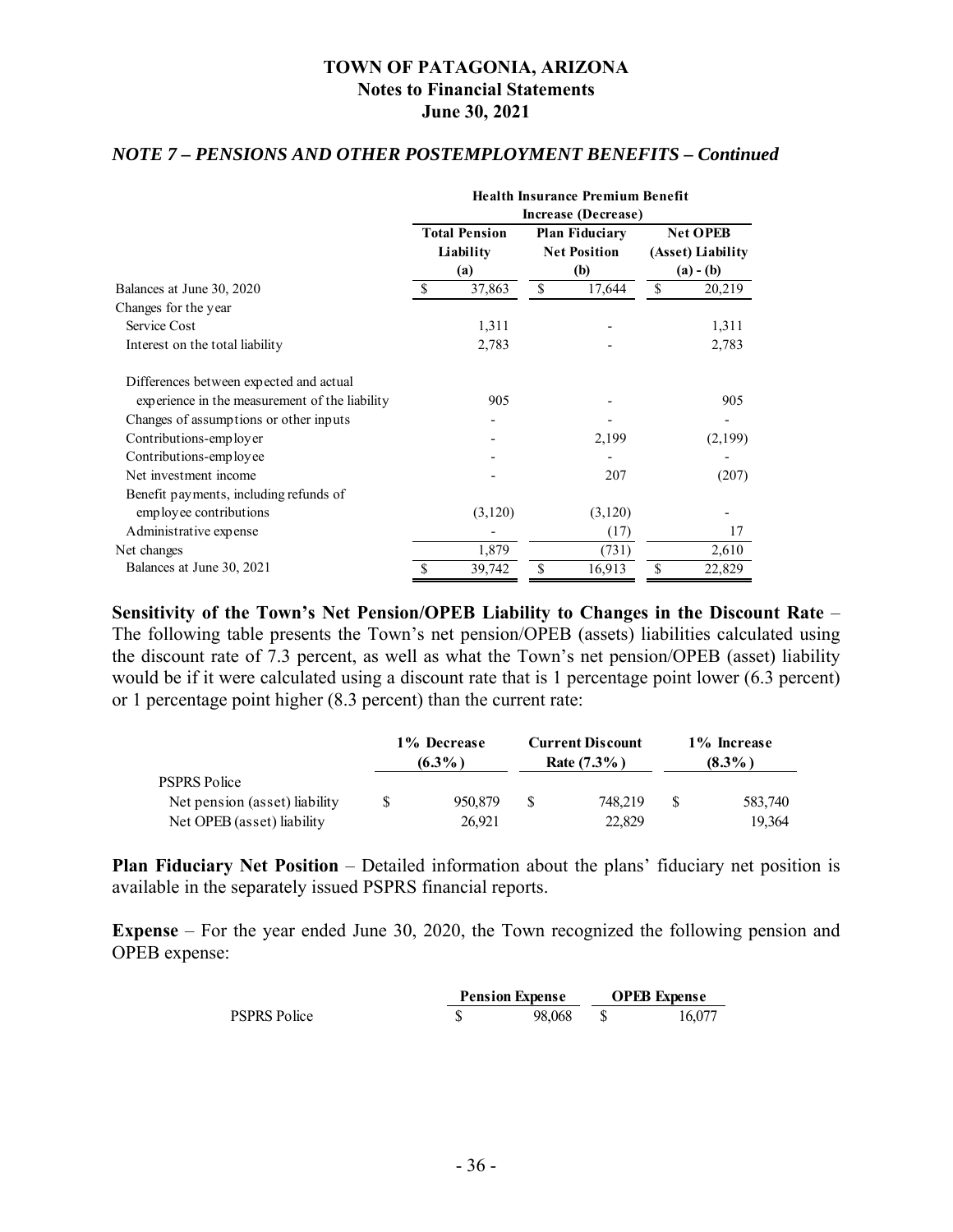### *NOTE 7 – PENSIONS AND OTHER POSTEMPLOYMENT BENEFITS – Continued*

| | Health Insurance Premium Benefit Increase (Decrease) | | |
|---|---|---|---|
| | **Total Pension Liability (a)** | **Plan Fiduciary Net Position (b)** | **Net OPEB (Asset) Liability (a) - (b)** |
| Balances at June 30, 2020 | $ 37,863 | $ 17,644 | $ 20,219 |
| Changes for the year | | | |
| Service Cost | 1,311 | - | 1,311 |
| Interest on the total liability | 2,783 | - | 2,783 |
| Differences between expected and actual experience in the measurement of the liability | 905 | - | 905 |
| Changes of assumptions or other inputs | - | - | - |
| Contributions-employer | - | 2,199 | (2,199) |
| Contributions-employee | - | - | - |
| Net investment income | - | 207 | (207) |
| Benefit payments, including refunds of employee contributions | (3,120) | (3,120) | - |
| Administrative expense | - | (17) | 17 |
| Net changes | 1,879 | (731) | 2,610 |
| Balances at June 30, 2021 | $ 39,742 | $ 16,913 | $ 22,829 |

**Sensitivity of the Town's Net Pension/OPEB Liability to Changes in the Discount Rate** – The following table presents the Town's net pension/OPEB (assets) liabilities calculated using the discount rate of 7.3 percent, as well as what the Town's net pension/OPEB (asset) liability would be if it were calculated using a discount rate that is 1 percentage point lower (6.3 percent) or 1 percentage point higher (8.3 percent) than the current rate:

| | **1% Decrease (6.3%)** | **Current Discount Rate (7.3%)** | **1% Increase (8.3%)** |
|---|---|---|---|
| PSPRS Police | | | |
| Net pension (asset) liability | $ 950,879 | $ 748,219 | $ 583,740 |
| Net OPEB (asset) liability | 26,921 | 22,829 | 19,364 |

**Plan Fiduciary Net Position** – Detailed information about the plans' fiduciary net position is available in the separately issued PSPRS financial reports.

**Expense** – For the year ended June 30, 2020, the Town recognized the following pension and OPEB expense:

| | **Pension Expense** | **OPEB Expense** |
|---|---|---|
| PSPRS Police | $ 98,068 | $ 16,077 |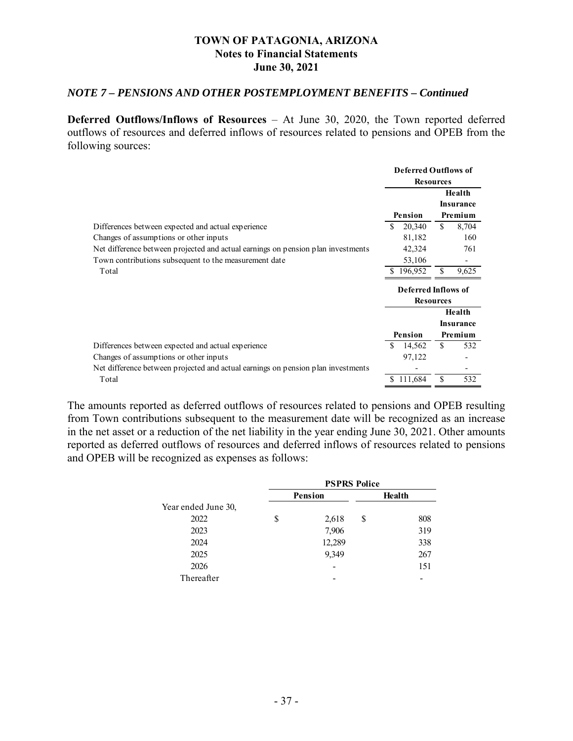## TOWN OF PATAGONIA, ARIZONA
## Notes to Financial Statements
## June 30, 2021

### *NOTE 7 – PENSIONS AND OTHER POSTEMPLOYMENT BENEFITS – Continued*

**Deferred Outflows/Inflows of Resources** – At June 30, 2020, the Town reported deferred outflows of resources and deferred inflows of resources related to pensions and OPEB from the following sources:

| | Deferred Outflows of Resources | |
|---|---|---|
| | Pension | Health Insurance Premium |
| Differences between expected and actual experience | $ 20,340 | $ 8,704 |
| Changes of assumptions or other inputs | 81,182 | 160 |
| Net difference between projected and actual earnings on pension plan investments | 42,324 | 761 |
| Town contributions subsequent to the measurement date | 53,106 | - |
| Total | $ 196,952 | $ 9,625 |

| | Deferred Inflows of Resources | |
|---|---|---|
| | Pension | Health Insurance Premium |
| Differences between expected and actual experience | $ 14,562 | $ 532 |
| Changes of assumptions or other inputs | 97,122 | - |
| Net difference between projected and actual earnings on pension plan investments | - | - |
| Total | $ 111,684 | $ 532 |

The amounts reported as deferred outflows of resources related to pensions and OPEB resulting from Town contributions subsequent to the measurement date will be recognized as an increase in the net asset or a reduction of the net liability in the year ending June 30, 2021. Other amounts reported as deferred outflows of resources and deferred inflows of resources related to pensions and OPEB will be recognized as expenses as follows:

| | PSPRS Police | |
|---|---|---|
| | Pension | Health |
| Year ended June 30, | | |
| 2022 | $ 2,618 | $ 808 |
| 2023 | 7,906 | 319 |
| 2024 | 12,289 | 338 |
| 2025 | 9,349 | 267 |
| 2026 | - | 151 |
| Thereafter | - | - |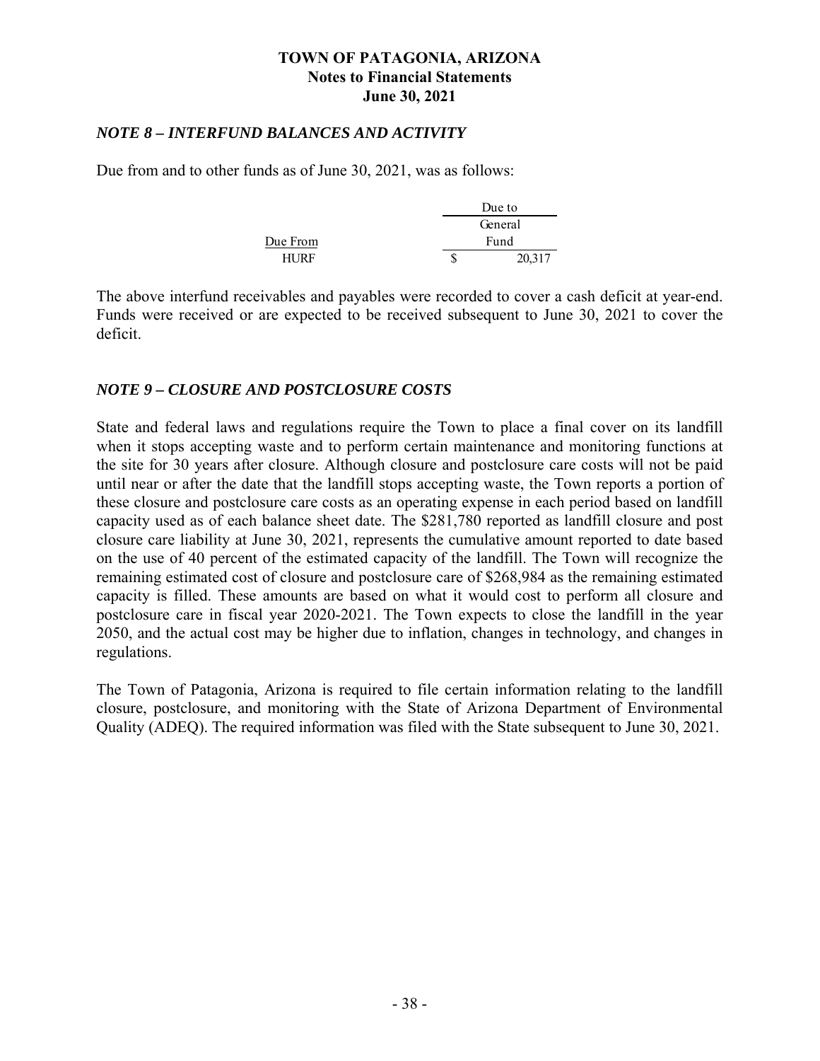# TOWN OF PATAGONIA, ARIZONA
## Notes to Financial Statements
## June 30, 2021

### *NOTE 8 – INTERFUND BALANCES AND ACTIVITY*

Due from and to other funds as of June 30, 2021, was as follows:

| | Due to |
|---|---|
| | General |
| Due From | Fund |
| HURF | $ 20,317 |

The above interfund receivables and payables were recorded to cover a cash deficit at year-end. Funds were received or are expected to be received subsequent to June 30, 2021 to cover the deficit.

### *NOTE 9 – CLOSURE AND POSTCLOSURE COSTS*

State and federal laws and regulations require the Town to place a final cover on its landfill when it stops accepting waste and to perform certain maintenance and monitoring functions at the site for 30 years after closure. Although closure and postclosure care costs will not be paid until near or after the date that the landfill stops accepting waste, the Town reports a portion of these closure and postclosure care costs as an operating expense in each period based on landfill capacity used as of each balance sheet date. The $281,780 reported as landfill closure and post closure care liability at June 30, 2021, represents the cumulative amount reported to date based on the use of 40 percent of the estimated capacity of the landfill. The Town will recognize the remaining estimated cost of closure and postclosure care of $268,984 as the remaining estimated capacity is filled. These amounts are based on what it would cost to perform all closure and postclosure care in fiscal year 2020-2021. The Town expects to close the landfill in the year 2050, and the actual cost may be higher due to inflation, changes in technology, and changes in regulations.

The Town of Patagonia, Arizona is required to file certain information relating to the landfill closure, postclosure, and monitoring with the State of Arizona Department of Environmental Quality (ADEQ). The required information was filed with the State subsequent to June 30, 2021.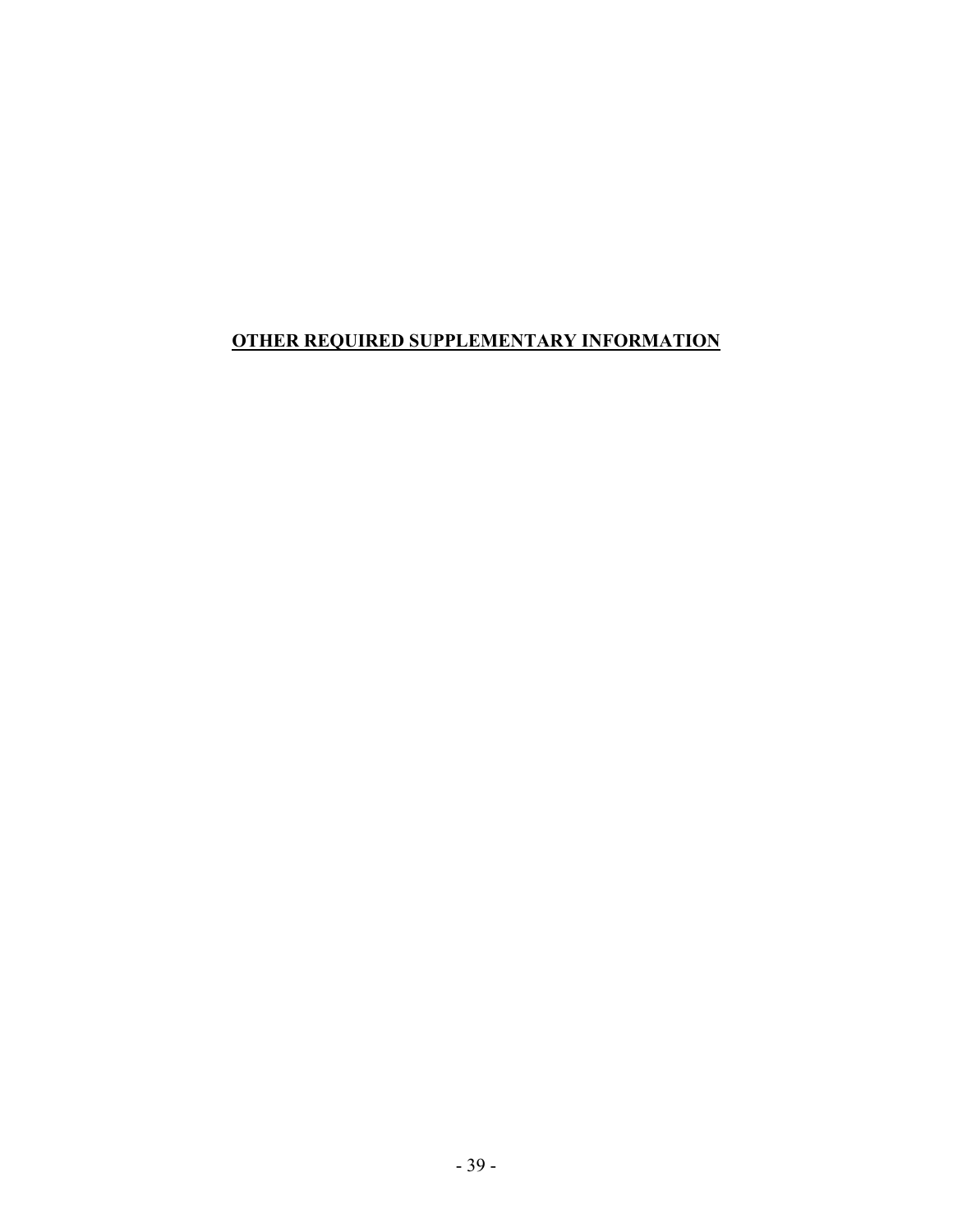# **OTHER REQUIRED SUPPLEMENTARY INFORMATION**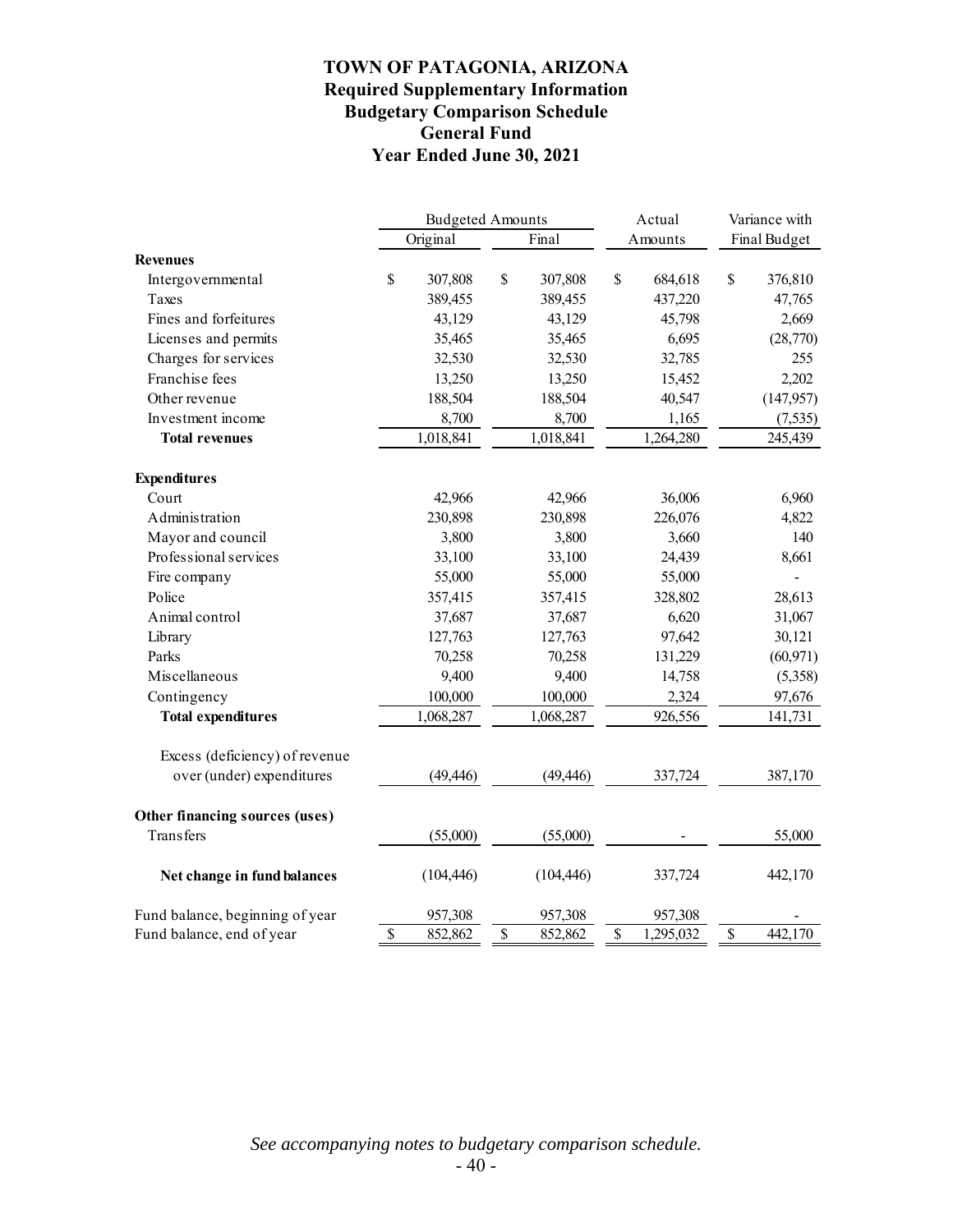# TOWN OF PATAGONIA, ARIZONA
## Required Supplementary Information
## Budgetary Comparison Schedule
## General Fund
## Year Ended June 30, 2021

| | Budgeted Amounts | | Actual | Variance with |
|---|---|---|---|---|
| | Original | Final | Amounts | Final Budget |
| **Revenues** | | | | |
| Intergovernmental | $ 307,808 | $ 307,808 | $ 684,618 | $ 376,810 |
| Taxes | 389,455 | 389,455 | 437,220 | 47,765 |
| Fines and forfeitures | 43,129 | 43,129 | 45,798 | 2,669 |
| Licenses and permits | 35,465 | 35,465 | 6,695 | (28,770) |
| Charges for services | 32,530 | 32,530 | 32,785 | 255 |
| Franchise fees | 13,250 | 13,250 | 15,452 | 2,202 |
| Other revenue | 188,504 | 188,504 | 40,547 | (147,957) |
| Investment income | 8,700 | 8,700 | 1,165 | (7,535) |
| **Total revenues** | 1,018,841 | 1,018,841 | 1,264,280 | 245,439 |
| **Expenditures** | | | | |
| Court | 42,966 | 42,966 | 36,006 | 6,960 |
| Administration | 230,898 | 230,898 | 226,076 | 4,822 |
| Mayor and council | 3,800 | 3,800 | 3,660 | 140 |
| Professional services | 33,100 | 33,100 | 24,439 | 8,661 |
| Fire company | 55,000 | 55,000 | 55,000 | - |
| Police | 357,415 | 357,415 | 328,802 | 28,613 |
| Animal control | 37,687 | 37,687 | 6,620 | 31,067 |
| Library | 127,763 | 127,763 | 97,642 | 30,121 |
| Parks | 70,258 | 70,258 | 131,229 | (60,971) |
| Miscellaneous | 9,400 | 9,400 | 14,758 | (5,358) |
| Contingency | 100,000 | 100,000 | 2,324 | 97,676 |
| **Total expenditures** | 1,068,287 | 1,068,287 | 926,556 | 141,731 |
| Excess (deficiency) of revenue over (under) expenditures | (49,446) | (49,446) | 337,724 | 387,170 |
| **Other financing sources (uses)** | | | | |
| Transfers | (55,000) | (55,000) | - | 55,000 |
| **Net change in fund balances** | (104,446) | (104,446) | 337,724 | 442,170 |
| Fund balance, beginning of year | 957,308 | 957,308 | 957,308 | - |
| Fund balance, end of year | $ 852,862 | $ 852,862 | $ 1,295,032 | $ 442,170 |

*See accompanying notes to budgetary comparison schedule.*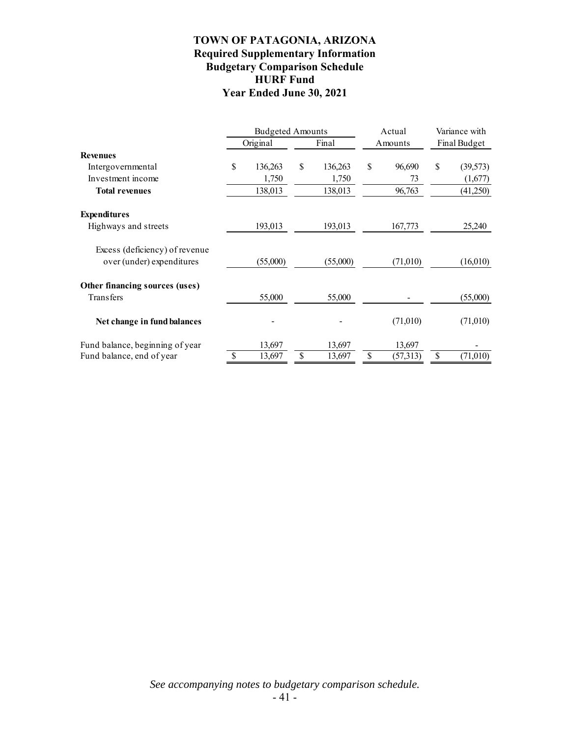# TOWN OF PATAGONIA, ARIZONA
## Required Supplementary Information
## Budgetary Comparison Schedule
## HURF Fund
## Year Ended June 30, 2021

| | Budgeted Amounts | | Actual | Variance with |
|---|---|---|---|---|
| | Original | Final | Amounts | Final Budget |
| **Revenues** | | | | |
| Intergovernmental | $ 136,263 | $ 136,263 | $ 96,690 | $ (39,573) |
| Investment income | 1,750 | 1,750 | 73 | (1,677) |
| **Total revenues** | 138,013 | 138,013 | 96,763 | (41,250) |
| **Expenditures** | | | | |
| Highways and streets | 193,013 | 193,013 | 167,773 | 25,240 |
| Excess (deficiency) of revenue over (under) expenditures | (55,000) | (55,000) | (71,010) | (16,010) |
| **Other financing sources (uses)** | | | | |
| Transfers | 55,000 | 55,000 | - | (55,000) |
| **Net change in fund balances** | - | - | (71,010) | (71,010) |
| Fund balance, beginning of year | 13,697 | 13,697 | 13,697 | - |
| Fund balance, end of year | $ 13,697 | $ 13,697 | $ (57,313) | $ (71,010) |

*See accompanying notes to budgetary comparison schedule.*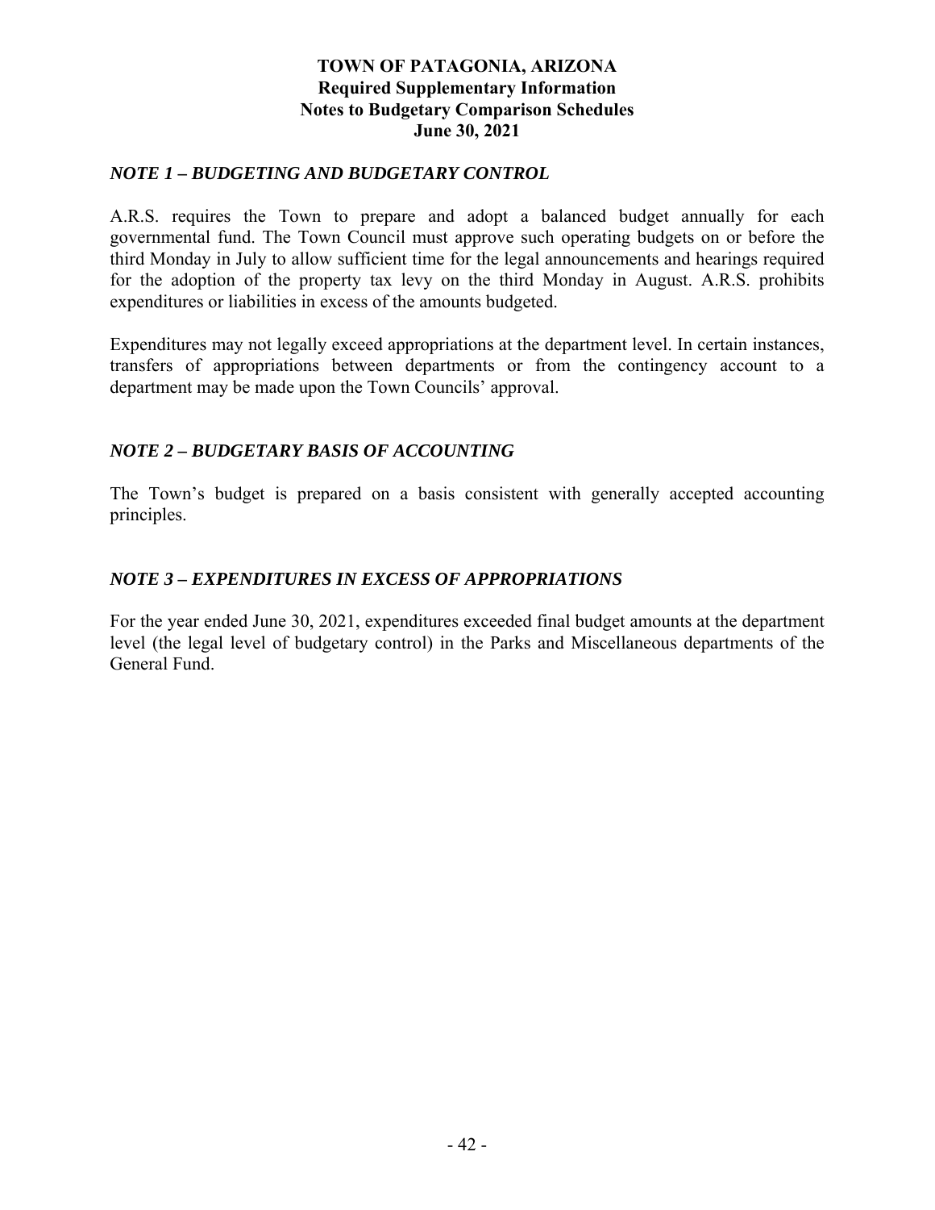**TOWN OF PATAGONIA, ARIZONA**
**Required Supplementary Information**
**Notes to Budgetary Comparison Schedules**
**June 30, 2021**

### *NOTE 1 – BUDGETING AND BUDGETARY CONTROL*

A.R.S. requires the Town to prepare and adopt a balanced budget annually for each governmental fund. The Town Council must approve such operating budgets on or before the third Monday in July to allow sufficient time for the legal announcements and hearings required for the adoption of the property tax levy on the third Monday in August. A.R.S. prohibits expenditures or liabilities in excess of the amounts budgeted.

Expenditures may not legally exceed appropriations at the department level. In certain instances, transfers of appropriations between departments or from the contingency account to a department may be made upon the Town Councils' approval.

### *NOTE 2 – BUDGETARY BASIS OF ACCOUNTING*

The Town's budget is prepared on a basis consistent with generally accepted accounting principles.

### *NOTE 3 – EXPENDITURES IN EXCESS OF APPROPRIATIONS*

For the year ended June 30, 2021, expenditures exceeded final budget amounts at the department level (the legal level of budgetary control) in the Parks and Miscellaneous departments of the General Fund.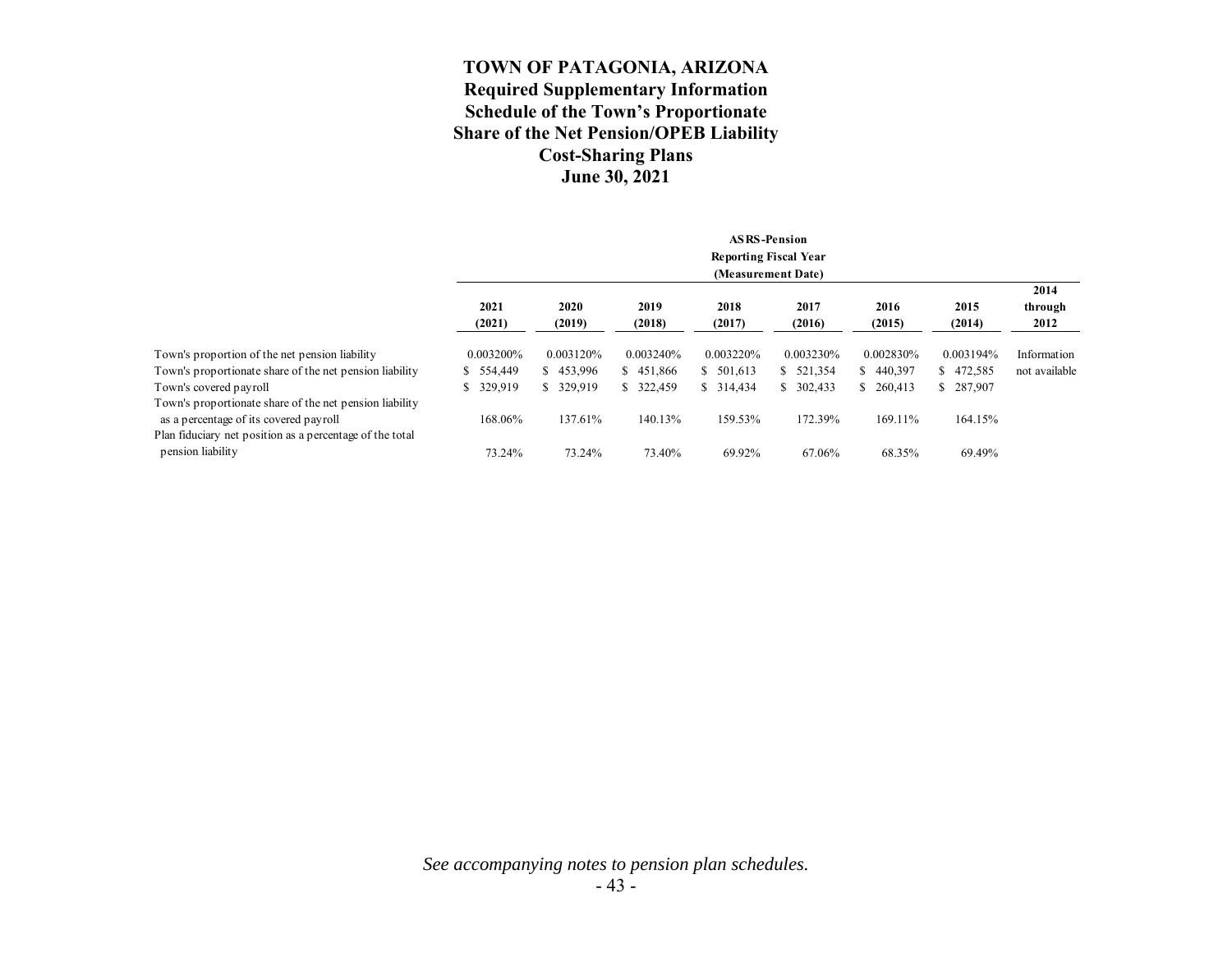# TOWN OF PATAGONIA, ARIZONA
## Required Supplementary Information
## Schedule of the Town's Proportionate Share of the Net Pension/OPEB Liability
## Cost-Sharing Plans
## June 30, 2021

| | ASRS-Pension Reporting Fiscal Year (Measurement Date) | | | | | | | |
|---|---|---|---|---|---|---|---|---|
| | 2021 (2021) | 2020 (2019) | 2019 (2018) | 2018 (2017) | 2017 (2016) | 2016 (2015) | 2015 (2014) | 2014 through 2012 |
| Town's proportion of the net pension liability | 0.003200% | 0.003120% | 0.003240% | 0.003220% | 0.003230% | 0.002830% | 0.003194% | Information |
| Town's proportionate share of the net pension liability | $ 554,449 | $ 453,996 | $ 451,866 | $ 501,613 | $ 521,354 | $ 440,397 | $ 472,585 | not available |
| Town's covered payroll | $ 329,919 | $ 329,919 | $ 322,459 | $ 314,434 | $ 302,433 | $ 260,413 | $ 287,907 | |
| Town's proportionate share of the net pension liability as a percentage of its covered payroll | 168.06% | 137.61% | 140.13% | 159.53% | 172.39% | 169.11% | 164.15% | |
| Plan fiduciary net position as a percentage of the total pension liability | 73.24% | 73.24% | 73.40% | 69.92% | 67.06% | 68.35% | 69.49% | |

*See accompanying notes to pension plan schedules.*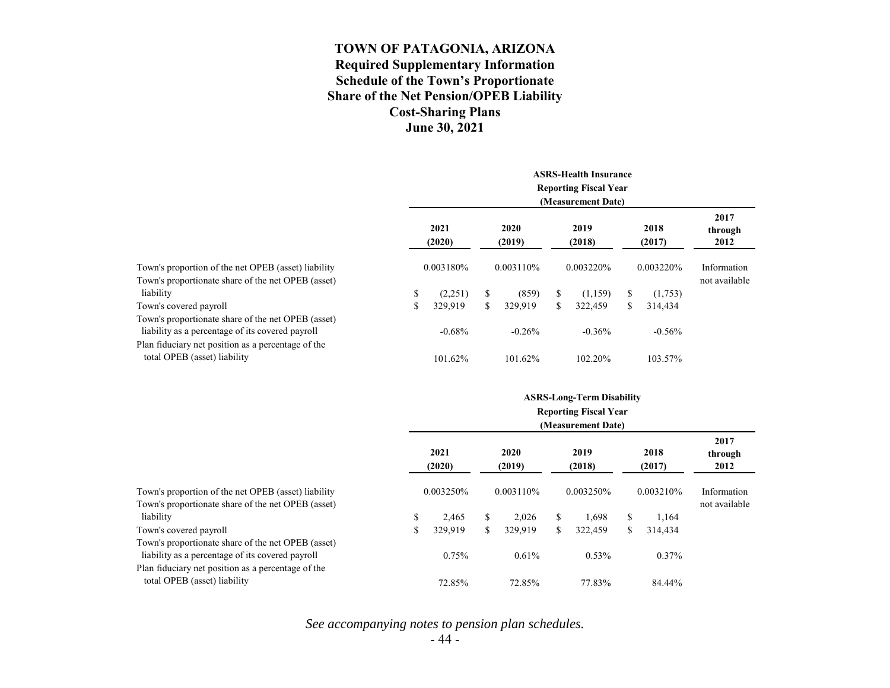# TOWN OF PATAGONIA, ARIZONA
## Required Supplementary Information
## Schedule of the Town's Proportionate Share of the Net Pension/OPEB Liability
## Cost-Sharing Plans
## June 30, 2021

| | ASRS-Health Insurance Reporting Fiscal Year (Measurement Date) | | | | |
|---|---|---|---|---|---|
| | 2021 (2020) | 2020 (2019) | 2019 (2018) | 2018 (2017) | 2017 through 2012 |
| Town's proportion of the net OPEB (asset) liability | 0.003180% | 0.003110% | 0.003220% | 0.003220% | Information not available |
| Town's proportionate share of the net OPEB (asset) liability | $ (2,251) | $ (859) | $ (1,159) | $ (1,753) | |
| Town's covered payroll | $ 329,919 | $ 329,919 | $ 322,459 | $ 314,434 | |
| Town's proportionate share of the net OPEB (asset) liability as a percentage of its covered payroll | -0.68% | -0.26% | -0.36% | -0.56% | |
| Plan fiduciary net position as a percentage of the total OPEB (asset) liability | 101.62% | 101.62% | 102.20% | 103.57% | |

| | ASRS-Long-Term Disability Reporting Fiscal Year (Measurement Date) | | | | |
|---|---|---|---|---|---|
| | 2021 (2020) | 2020 (2019) | 2019 (2018) | 2018 (2017) | 2017 through 2012 |
| Town's proportion of the net OPEB (asset) liability | 0.003250% | 0.003110% | 0.003250% | 0.003210% | Information not available |
| Town's proportionate share of the net OPEB (asset) liability | $ 2,465 | $ 2,026 | $ 1,698 | $ 1,164 | |
| Town's covered payroll | $ 329,919 | $ 329,919 | $ 322,459 | $ 314,434 | |
| Town's proportionate share of the net OPEB (asset) liability as a percentage of its covered payroll | 0.75% | 0.61% | 0.53% | 0.37% | |
| Plan fiduciary net position as a percentage of the total OPEB (asset) liability | 72.85% | 72.85% | 77.83% | 84.44% | |

*See accompanying notes to pension plan schedules.*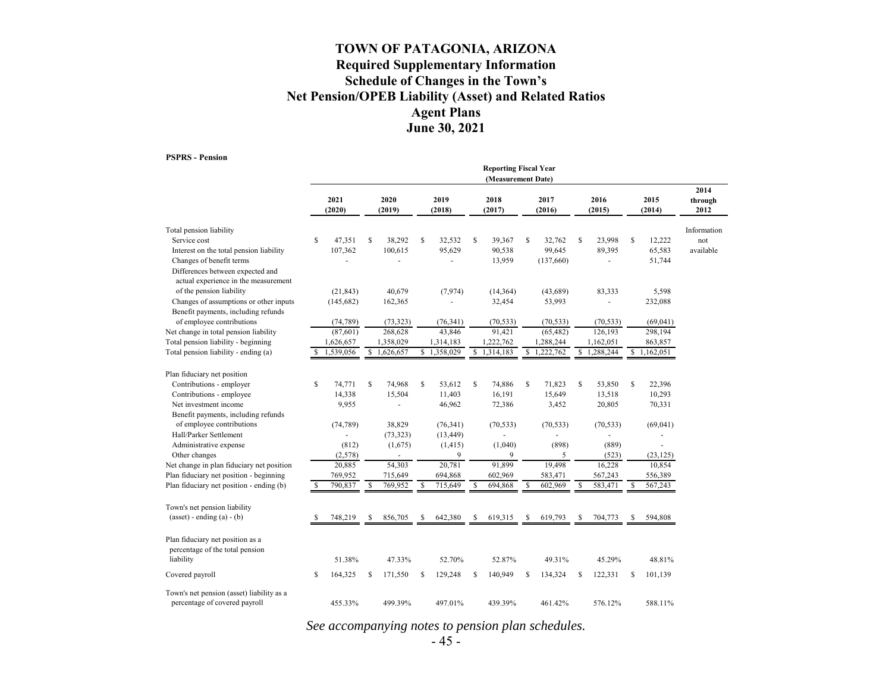# TOWN OF PATAGONIA, ARIZONA
## Required Supplementary Information
## Schedule of Changes in the Town's
## Net Pension/OPEB Liability (Asset) and Related Ratios
## Agent Plans
## June 30, 2021

**PSPRS - Pension**

| | Reporting Fiscal Year (Measurement Date) | | | | | | | |
|---|---|---|---|---|---|---|---|---|
| | 2021 (2020) | 2020 (2019) | 2019 (2018) | 2018 (2017) | 2017 (2016) | 2016 (2015) | 2015 (2014) | 2014 through 2012 |
| Total pension liability | | | | | | | | Information not available |
| Service cost | $ 47,351 | $ 38,292 | $ 32,532 | $ 39,367 | $ 32,762 | $ 23,998 | $ 12,222 | |
| Interest on the total pension liability | 107,362 | 100,615 | 95,629 | 90,538 | 99,645 | 89,395 | 65,583 | |
| Changes of benefit terms | - | - | - | 13,959 | (137,660) | - | 51,744 | |
| Differences between expected and actual experience in the measurement of the pension liability | (21,843) | 40,679 | (7,974) | (14,364) | (43,689) | 83,333 | 5,598 | |
| Changes of assumptions or other inputs | (145,682) | 162,365 | - | 32,454 | 53,993 | - | 232,088 | |
| Benefit payments, including refunds of employee contributions | (74,789) | (73,323) | (76,341) | (70,533) | (70,533) | (70,533) | (69,041) | |
| Net change in total pension liability | (87,601) | 268,628 | 43,846 | 91,421 | (65,482) | 126,193 | 298,194 | |
| Total pension liability - beginning | 1,626,657 | 1,358,029 | 1,314,183 | 1,222,762 | 1,288,244 | 1,162,051 | 863,857 | |
| Total pension liability - ending (a) | $ 1,539,056 | $ 1,626,657 | $ 1,358,029 | $ 1,314,183 | $ 1,222,762 | $ 1,288,244 | $ 1,162,051 | |
| Plan fiduciary net position | | | | | | | | |
| Contributions - employer | $ 74,771 | $ 74,968 | $ 53,612 | $ 74,886 | $ 71,823 | $ 53,850 | $ 22,396 | |
| Contributions - employee | 14,338 | 15,504 | 11,403 | 16,191 | 15,649 | 13,518 | 10,293 | |
| Net investment income | 9,955 | - | 46,962 | 72,386 | 3,452 | 20,805 | 70,331 | |
| Benefit payments, including refunds of employee contributions | (74,789) | 38,829 | (76,341) | (70,533) | (70,533) | (70,533) | (69,041) | |
| Hall/Parker Settlement | - | (73,323) | (13,449) | - | - | - | - | |
| Administrative expense | (812) | (1,675) | (1,415) | (1,040) | (898) | (889) | - | |
| Other changes | (2,578) | - | 9 | 9 | 5 | (523) | (23,125) | |
| Net change in plan fiduciary net position | 20,885 | 54,303 | 20,781 | 91,899 | 19,498 | 16,228 | 10,854 | |
| Plan fiduciary net position - beginning | 769,952 | 715,649 | 694,868 | 602,969 | 583,471 | 567,243 | 556,389 | |
| Plan fiduciary net position - ending (b) | $ 790,837 | $ 769,952 | $ 715,649 | $ 694,868 | $ 602,969 | $ 583,471 | $ 567,243 | |
| Town's net pension liability (asset) - ending (a) - (b) | $ 748,219 | $ 856,705 | $ 642,380 | $ 619,315 | $ 619,793 | $ 704,773 | $ 594,808 | |
| Plan fiduciary net position as a percentage of the total pension liability | 51.38% | 47.33% | 52.70% | 52.87% | 49.31% | 45.29% | 48.81% | |
| Covered payroll | $ 164,325 | $ 171,550 | $ 129,248 | $ 140,949 | $ 134,324 | $ 122,331 | $ 101,139 | |
| Town's net pension (asset) liability as a percentage of covered payroll | 455.33% | 499.39% | 497.01% | 439.39% | 461.42% | 576.12% | 588.11% | |

*See accompanying notes to pension plan schedules.*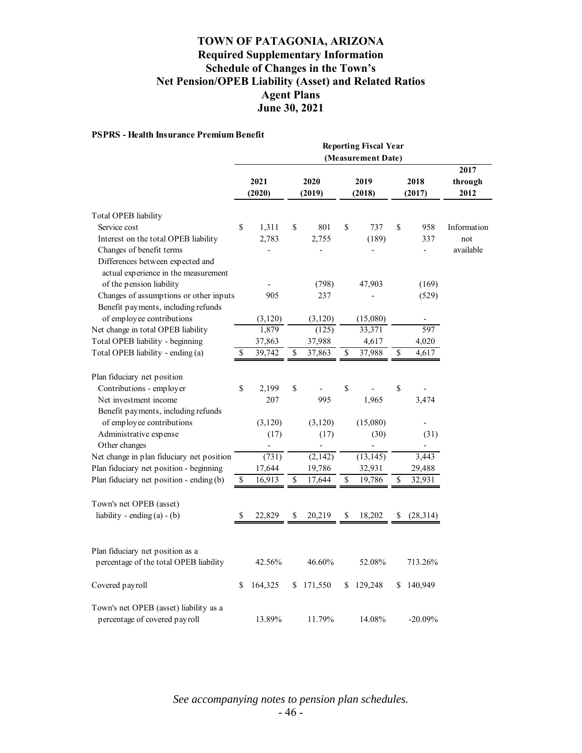# TOWN OF PATAGONIA, ARIZONA
## Required Supplementary Information
## Schedule of Changes in the Town's
## Net Pension/OPEB Liability (Asset) and Related Ratios
## Agent Plans
## June 30, 2021

**PSPRS - Health Insurance Premium Benefit**

| | Reporting Fiscal Year (Measurement Date) | | | | |
|---|---|---|---|---|---|
| | 2021 (2020) | 2020 (2019) | 2019 (2018) | 2018 (2017) | 2017 through 2012 |
| Total OPEB liability | | | | | |
| Service cost | $ 1,311 | $ 801 | $ 737 | $ 958 | Information |
| Interest on the total OPEB liability | 2,783 | 2,755 | (189) | 337 | not |
| Changes of benefit terms | - | - | - | - | available |
| Differences between expected and actual experience in the measurement of the pension liability | - | (798) | 47,903 | (169) | |
| Changes of assumptions or other inputs | 905 | 237 | - | (529) | |
| Benefit payments, including refunds of employee contributions | (3,120) | (3,120) | (15,080) | - | |
| Net change in total OPEB liability | 1,879 | (125) | 33,371 | 597 | |
| Total OPEB liability - beginning | 37,863 | 37,988 | 4,617 | 4,020 | |
| Total OPEB liability - ending (a) | $ 39,742 | $ 37,863 | $ 37,988 | $ 4,617 | |
| | | | | | |
| Plan fiduciary net position | | | | | |
| Contributions - employer | $ 2,199 | $ - | $ - | $ - | |
| Net investment income | 207 | 995 | 1,965 | 3,474 | |
| Benefit payments, including refunds of employee contributions | (3,120) | (3,120) | (15,080) | - | |
| Administrative expense | (17) | (17) | (30) | (31) | |
| Other changes | - | - | - | - | |
| Net change in plan fiduciary net position | (731) | (2,142) | (13,145) | 3,443 | |
| Plan fiduciary net position - beginning | 17,644 | 19,786 | 32,931 | 29,488 | |
| Plan fiduciary net position - ending (b) | $ 16,913 | $ 17,644 | $ 19,786 | $ 32,931 | |
| | | | | | |
| Town's net OPEB (asset) liability - ending (a) - (b) | $ 22,829 | $ 20,219 | $ 18,202 | $ (28,314) | |
| | | | | | |
| Plan fiduciary net position as a percentage of the total OPEB liability | 42.56% | 46.60% | 52.08% | 713.26% | |
| | | | | | |
| Covered payroll | $ 164,325 | $ 171,550 | $ 129,248 | $ 140,949 | |
| | | | | | |
| Town's net OPEB (asset) liability as a percentage of covered payroll | 13.89% | 11.79% | 14.08% | -20.09% | |

*See accompanying notes to pension plan schedules.*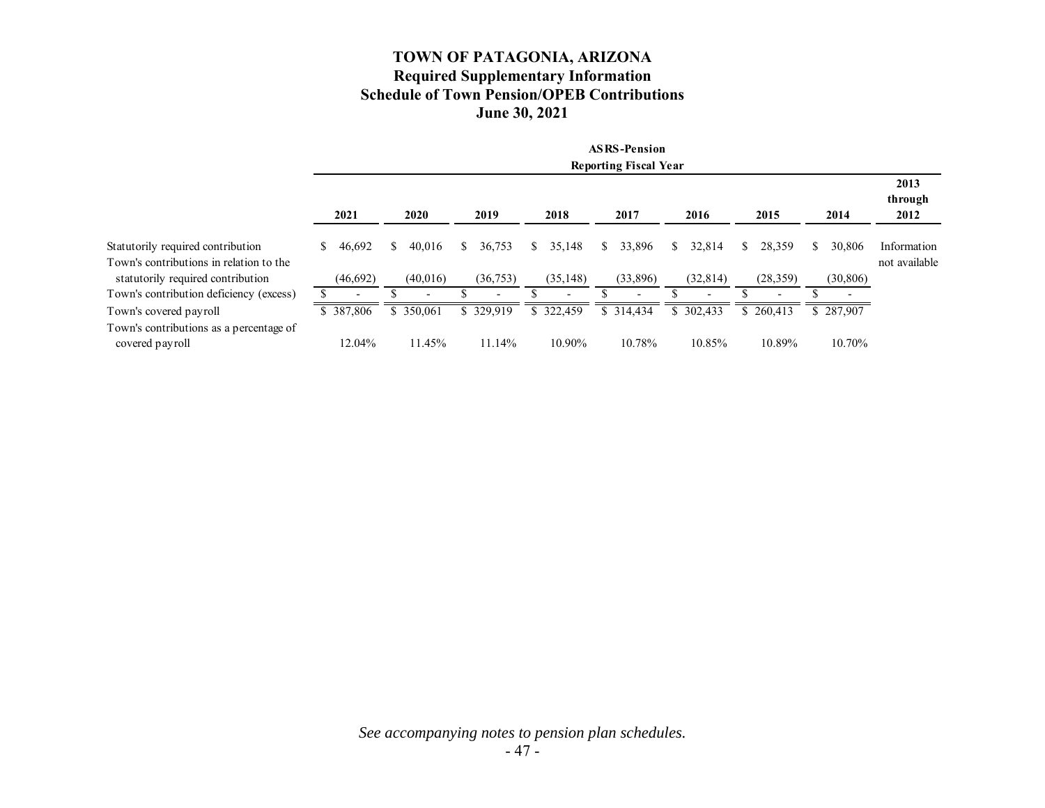# TOWN OF PATAGONIA, ARIZONA
## Required Supplementary Information
## Schedule of Town Pension/OPEB Contributions
## June 30, 2021

| | ASRS-Pension Reporting Fiscal Year | | | | | | | | |
|---|---|---|---|---|---|---|---|---|---|
| | 2021 | 2020 | 2019 | 2018 | 2017 | 2016 | 2015 | 2014 | 2013 through 2012 |
| Statutorily required contribution | $ 46,692 | $ 40,016 | $ 36,753 | $ 35,148 | $ 33,896 | $ 32,814 | $ 28,359 | $ 30,806 | Information not available |
| Town's contributions in relation to the statutorily required contribution | (46,692) | (40,016) | (36,753) | (35,148) | (33,896) | (32,814) | (28,359) | (30,806) | |
| Town's contribution deficiency (excess) | $ - | $ - | $ - | $ - | $ - | $ - | $ - | $ - | |
| Town's covered payroll | $ 387,806 | $ 350,061 | $ 329,919 | $ 322,459 | $ 314,434 | $ 302,433 | $ 260,413 | $ 287,907 | |
| Town's contributions as a percentage of covered payroll | 12.04% | 11.45% | 11.14% | 10.90% | 10.78% | 10.85% | 10.89% | 10.70% | |

*See accompanying notes to pension plan schedules.*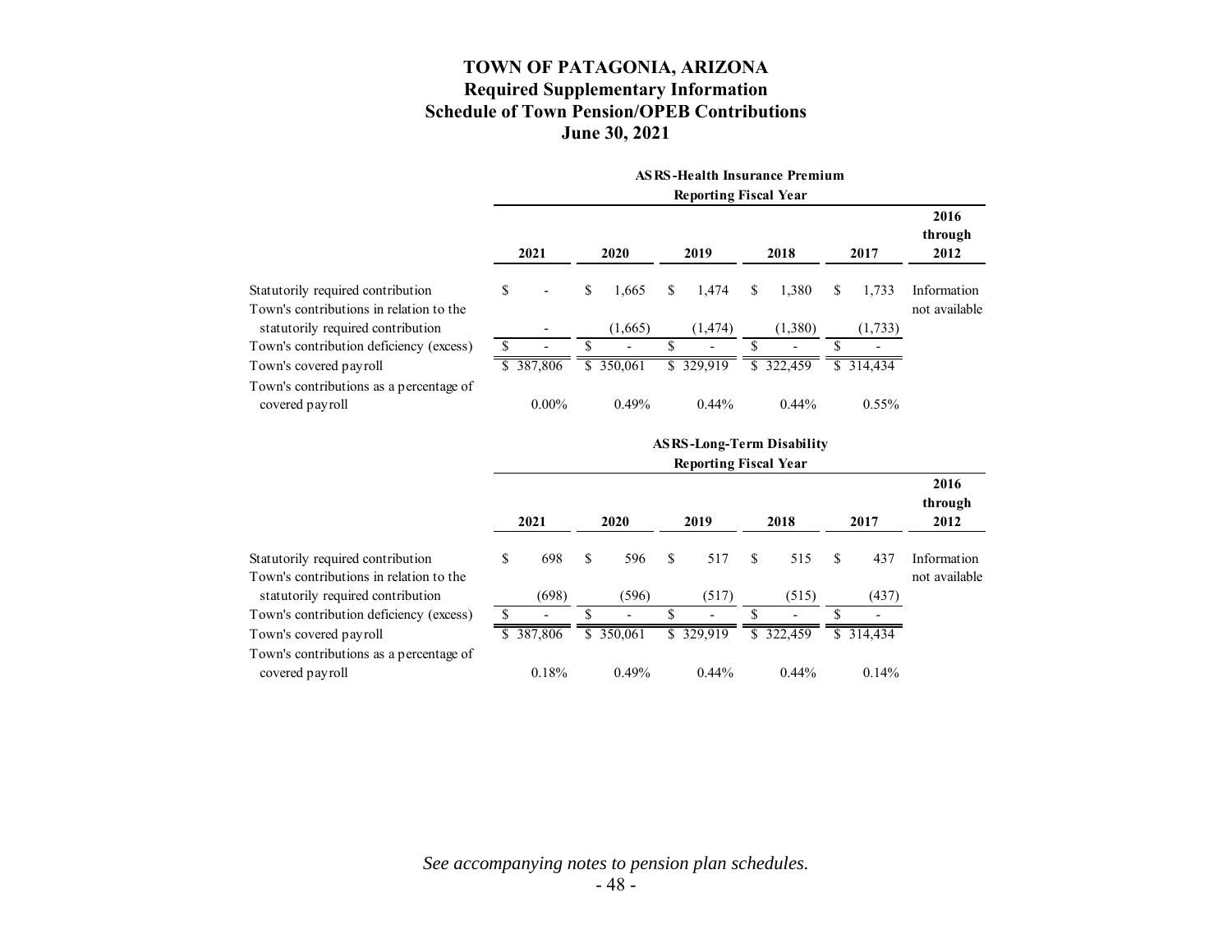# TOWN OF PATAGONIA, ARIZONA
## Required Supplementary Information
## Schedule of Town Pension/OPEB Contributions
## June 30, 2021

**ASRS-Health Insurance Premium**
**Reporting Fiscal Year**

| | 2021 | 2020 | 2019 | 2018 | 2017 | 2016 through 2012 |
|---|---|---|---|---|---|---|
| Statutorily required contribution | $ - | $ 1,665 | $ 1,474 | $ 1,380 | $ 1,733 | Information not available |
| Town's contributions in relation to the statutorily required contribution | - | (1,665) | (1,474) | (1,380) | (1,733) | |
| Town's contribution deficiency (excess) | $ - | $ - | $ - | $ - | $ - | |
| Town's covered payroll | $ 387,806 | $ 350,061 | $ 329,919 | $ 322,459 | $ 314,434 | |
| Town's contributions as a percentage of covered payroll | 0.00% | 0.49% | 0.44% | 0.44% | 0.55% | |

**ASRS-Long-Term Disability**
**Reporting Fiscal Year**

| | 2021 | 2020 | 2019 | 2018 | 2017 | 2016 through 2012 |
|---|---|---|---|---|---|---|
| Statutorily required contribution | $ 698 | $ 596 | $ 517 | $ 515 | $ 437 | Information not available |
| Town's contributions in relation to the statutorily required contribution | (698) | (596) | (517) | (515) | (437) | |
| Town's contribution deficiency (excess) | $ - | $ - | $ - | $ - | $ - | |
| Town's covered payroll | $ 387,806 | $ 350,061 | $ 329,919 | $ 322,459 | $ 314,434 | |
| Town's contributions as a percentage of covered payroll | 0.18% | 0.49% | 0.44% | 0.44% | 0.14% | |

*See accompanying notes to pension plan schedules.*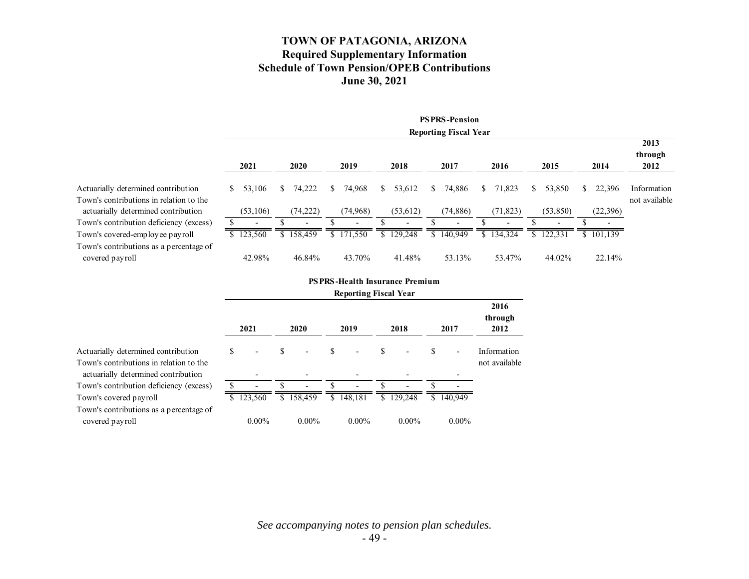# TOWN OF PATAGONIA, ARIZONA
## Required Supplementary Information
## Schedule of Town Pension/OPEB Contributions
## June 30, 2021

**PSPRS-Pension**

| | Reporting Fiscal Year | | | | | | | | |
|---|---|---|---|---|---|---|---|---|---|
| | 2021 | 2020 | 2019 | 2018 | 2017 | 2016 | 2015 | 2014 | 2013 through 2012 |
| Actuarially determined contribution | $ 53,106 | $ 74,222 | $ 74,968 | $ 53,612 | $ 74,886 | $ 71,823 | $ 53,850 | $ 22,396 | Information not available |
| Town's contributions in relation to the actuarially determined contribution | (53,106) | (74,222) | (74,968) | (53,612) | (74,886) | (71,823) | (53,850) | (22,396) | |
| Town's contribution deficiency (excess) | $ - | $ - | $ - | $ - | $ - | $ - | $ - | $ - | |
| Town's covered-employee payroll | $ 123,560 | $ 158,459 | $ 171,550 | $ 129,248 | $ 140,949 | $ 134,324 | $ 122,331 | $ 101,139 | |
| Town's contributions as a percentage of covered payroll | 42.98% | 46.84% | 43.70% | 41.48% | 53.13% | 53.47% | 44.02% | 22.14% | |

**PSPRS-Health Insurance Premium**

| | Reporting Fiscal Year | | | | | |
|---|---|---|---|---|---|---|
| | 2021 | 2020 | 2019 | 2018 | 2017 | 2016 through 2012 |
| Actuarially determined contribution | $ - | $ - | $ - | $ - | $ - | Information not available |
| Town's contributions in relation to the actuarially determined contribution | - | - | - | - | - | |
| Town's contribution deficiency (excess) | $ - | $ - | $ - | $ - | $ - | |
| Town's covered payroll | $ 123,560 | $ 158,459 | $ 148,181 | $ 129,248 | $ 140,949 | |
| Town's contributions as a percentage of covered payroll | 0.00% | 0.00% | 0.00% | 0.00% | 0.00% | |

*See accompanying notes to pension plan schedules.*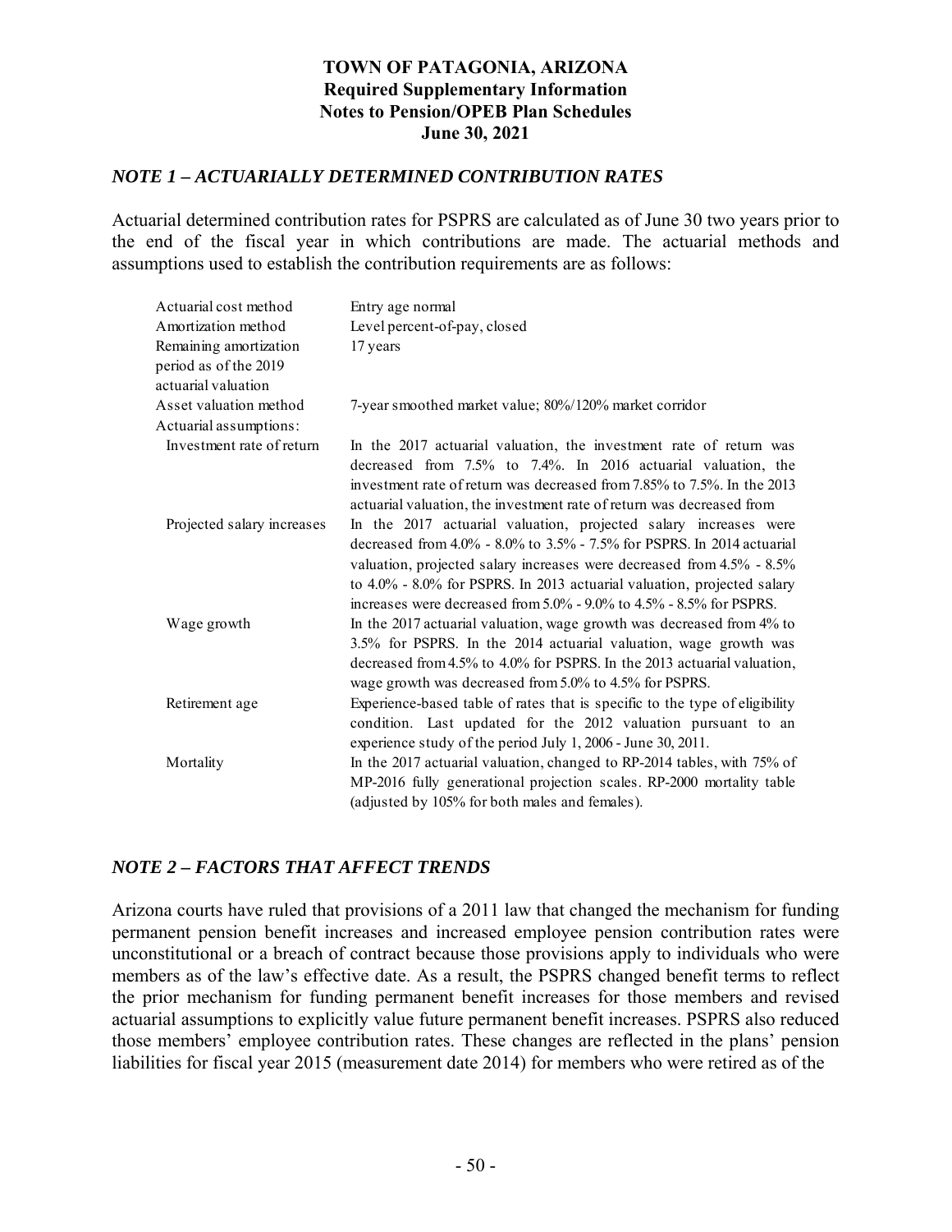**TOWN OF PATAGONIA, ARIZONA**
**Required Supplementary Information**
**Notes to Pension/OPEB Plan Schedules**
**June 30, 2021**

### *NOTE 1 – ACTUARIALLY DETERMINED CONTRIBUTION RATES*

Actuarial determined contribution rates for PSPRS are calculated as of June 30 two years prior to the end of the fiscal year in which contributions are made. The actuarial methods and assumptions used to establish the contribution requirements are as follows:

| | |
|---|---|
| Actuarial cost method | Entry age normal |
| Amortization method | Level percent-of-pay, closed |
| Remaining amortization period as of the 2019 actuarial valuation | 17 years |
| Asset valuation method | 7-year smoothed market value; 80%/120% market corridor |
| Actuarial assumptions: | |
| Investment rate of return | In the 2017 actuarial valuation, the investment rate of return was decreased from 7.5% to 7.4%. In 2016 actuarial valuation, the investment rate of return was decreased from 7.85% to 7.5%. In the 2013 actuarial valuation, the investment rate of return was decreased from |
| Projected salary increases | In the 2017 actuarial valuation, projected salary increases were decreased from 4.0% - 8.0% to 3.5% - 7.5% for PSPRS. In 2014 actuarial valuation, projected salary increases were decreased from 4.5% - 8.5% to 4.0% - 8.0% for PSPRS. In 2013 actuarial valuation, projected salary increases were decreased from 5.0% - 9.0% to 4.5% - 8.5% for PSPRS. |
| Wage growth | In the 2017 actuarial valuation, wage growth was decreased from 4% to 3.5% for PSPRS. In the 2014 actuarial valuation, wage growth was decreased from 4.5% to 4.0% for PSPRS. In the 2013 actuarial valuation, wage growth was decreased from 5.0% to 4.5% for PSPRS. |
| Retirement age | Experience-based table of rates that is specific to the type of eligibility condition. Last updated for the 2012 valuation pursuant to an experience study of the period July 1, 2006 - June 30, 2011. |
| Mortality | In the 2017 actuarial valuation, changed to RP-2014 tables, with 75% of MP-2016 fully generational projection scales. RP-2000 mortality table (adjusted by 105% for both males and females). |

### *NOTE 2 – FACTORS THAT AFFECT TRENDS*

Arizona courts have ruled that provisions of a 2011 law that changed the mechanism for funding permanent pension benefit increases and increased employee pension contribution rates were unconstitutional or a breach of contract because those provisions apply to individuals who were members as of the law's effective date. As a result, the PSPRS changed benefit terms to reflect the prior mechanism for funding permanent benefit increases for those members and revised actuarial assumptions to explicitly value future permanent benefit increases. PSPRS also reduced those members' employee contribution rates. These changes are reflected in the plans' pension liabilities for fiscal year 2015 (measurement date 2014) for members who were retired as of the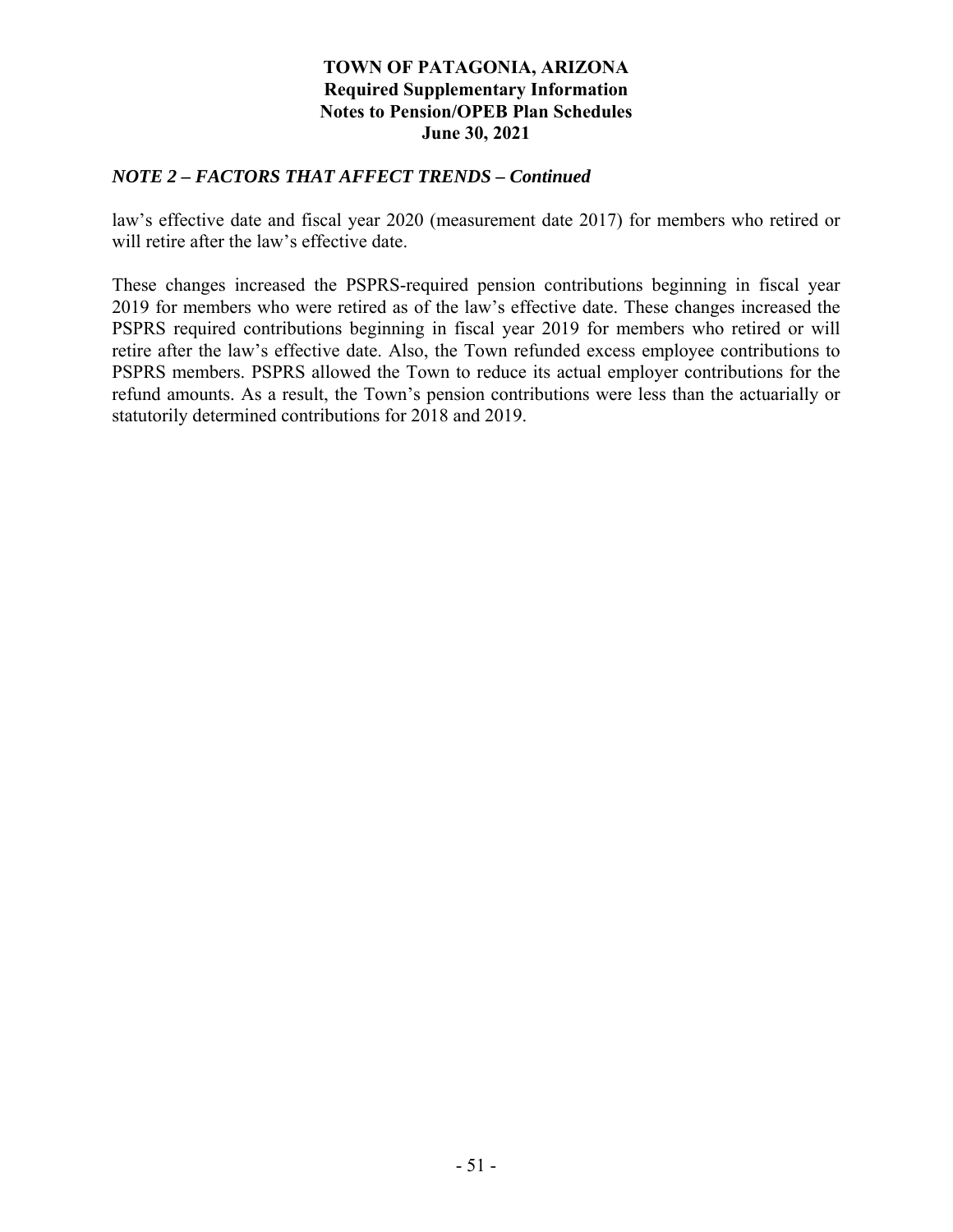# TOWN OF PATAGONIA, ARIZONA
## Required Supplementary Information
## Notes to Pension/OPEB Plan Schedules
## June 30, 2021

### *NOTE 2 – FACTORS THAT AFFECT TRENDS – Continued*

law's effective date and fiscal year 2020 (measurement date 2017) for members who retired or will retire after the law's effective date.

These changes increased the PSPRS-required pension contributions beginning in fiscal year 2019 for members who were retired as of the law's effective date. These changes increased the PSPRS required contributions beginning in fiscal year 2019 for members who retired or will retire after the law's effective date. Also, the Town refunded excess employee contributions to PSPRS members. PSPRS allowed the Town to reduce its actual employer contributions for the refund amounts. As a result, the Town's pension contributions were less than the actuarially or statutorily determined contributions for 2018 and 2019.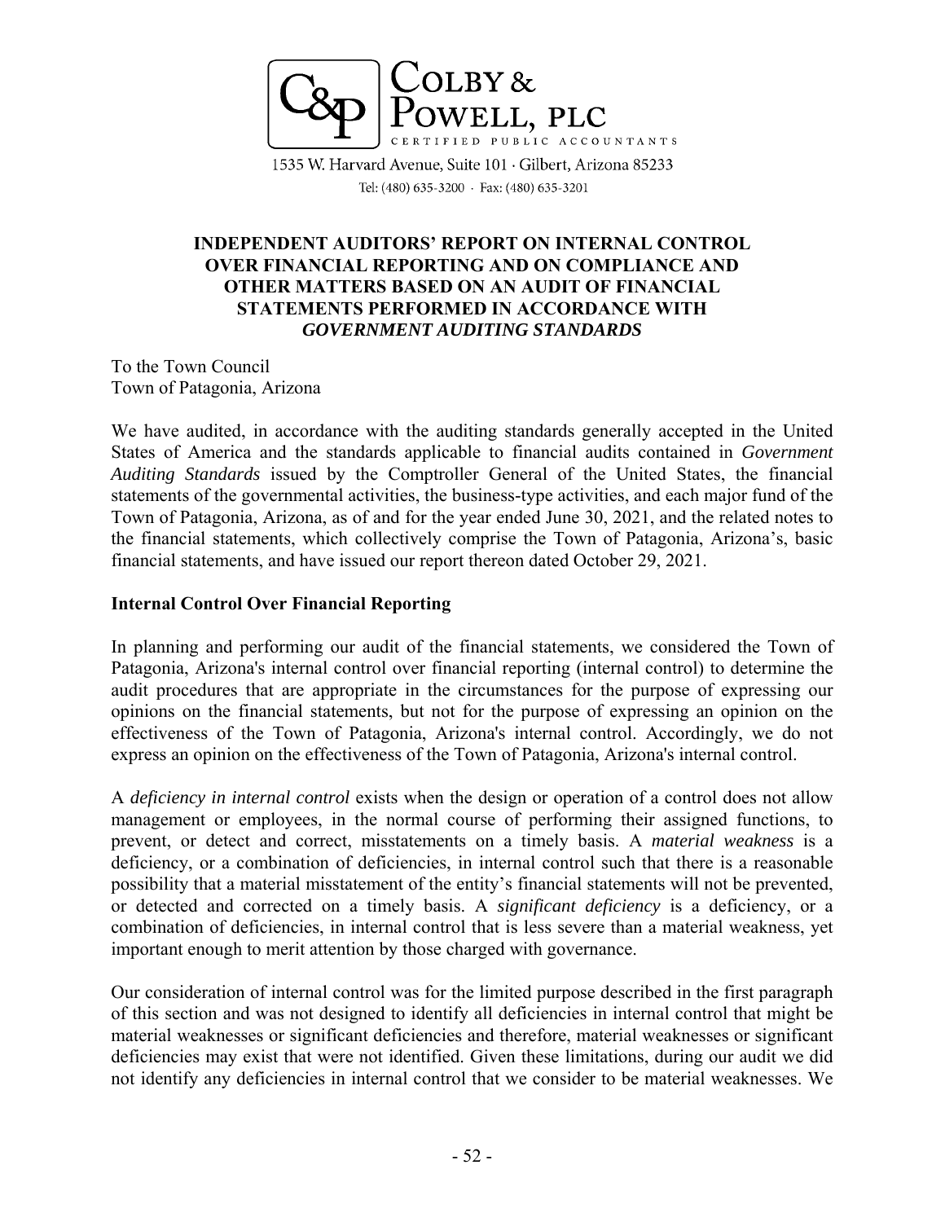COLBY & POWELL, PLC
CERTIFIED PUBLIC ACCOUNTANTS

1535 W. Harvard Avenue, Suite 101 · Gilbert, Arizona 85233
Tel: (480) 635-3200 · Fax: (480) 635-3201

# INDEPENDENT AUDITORS' REPORT ON INTERNAL CONTROL OVER FINANCIAL REPORTING AND ON COMPLIANCE AND OTHER MATTERS BASED ON AN AUDIT OF FINANCIAL STATEMENTS PERFORMED IN ACCORDANCE WITH *GOVERNMENT AUDITING STANDARDS*

To the Town Council
Town of Patagonia, Arizona

We have audited, in accordance with the auditing standards generally accepted in the United States of America and the standards applicable to financial audits contained in *Government Auditing Standards* issued by the Comptroller General of the United States, the financial statements of the governmental activities, the business-type activities, and each major fund of the Town of Patagonia, Arizona, as of and for the year ended June 30, 2021, and the related notes to the financial statements, which collectively comprise the Town of Patagonia, Arizona's, basic financial statements, and have issued our report thereon dated October 29, 2021.

## Internal Control Over Financial Reporting

In planning and performing our audit of the financial statements, we considered the Town of Patagonia, Arizona's internal control over financial reporting (internal control) to determine the audit procedures that are appropriate in the circumstances for the purpose of expressing our opinions on the financial statements, but not for the purpose of expressing an opinion on the effectiveness of the Town of Patagonia, Arizona's internal control. Accordingly, we do not express an opinion on the effectiveness of the Town of Patagonia, Arizona's internal control.

A *deficiency in internal control* exists when the design or operation of a control does not allow management or employees, in the normal course of performing their assigned functions, to prevent, or detect and correct, misstatements on a timely basis. A *material weakness* is a deficiency, or a combination of deficiencies, in internal control such that there is a reasonable possibility that a material misstatement of the entity's financial statements will not be prevented, or detected and corrected on a timely basis. A *significant deficiency* is a deficiency, or a combination of deficiencies, in internal control that is less severe than a material weakness, yet important enough to merit attention by those charged with governance.

Our consideration of internal control was for the limited purpose described in the first paragraph of this section and was not designed to identify all deficiencies in internal control that might be material weaknesses or significant deficiencies and therefore, material weaknesses or significant deficiencies may exist that were not identified. Given these limitations, during our audit we did not identify any deficiencies in internal control that we consider to be material weaknesses. We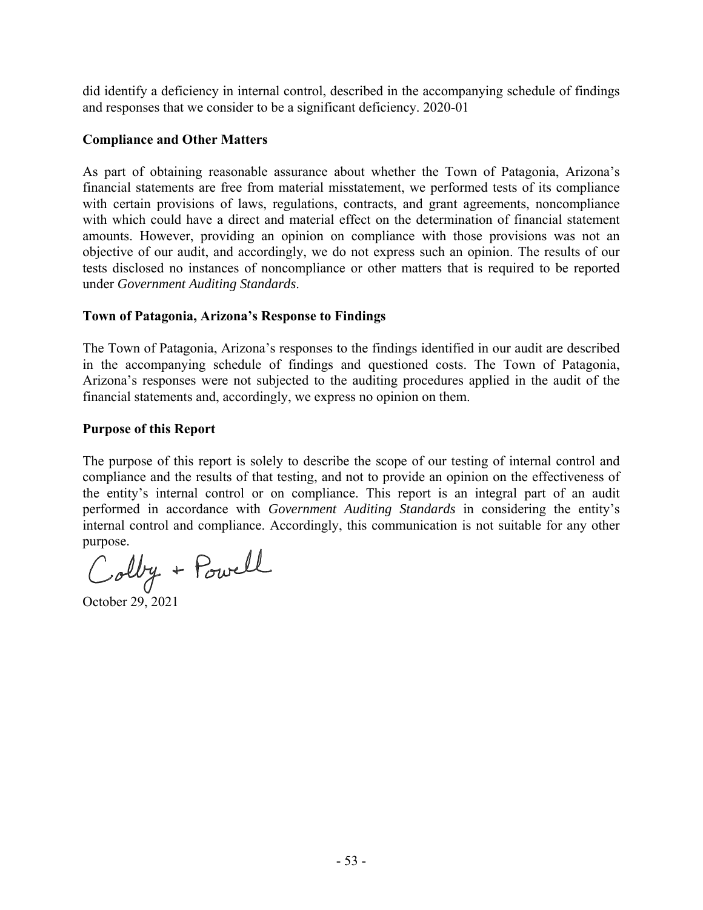did identify a deficiency in internal control, described in the accompanying schedule of findings and responses that we consider to be a significant deficiency. 2020-01

**Compliance and Other Matters**

As part of obtaining reasonable assurance about whether the Town of Patagonia, Arizona's financial statements are free from material misstatement, we performed tests of its compliance with certain provisions of laws, regulations, contracts, and grant agreements, noncompliance with which could have a direct and material effect on the determination of financial statement amounts. However, providing an opinion on compliance with those provisions was not an objective of our audit, and accordingly, we do not express such an opinion. The results of our tests disclosed no instances of noncompliance or other matters that is required to be reported under *Government Auditing Standards*.

**Town of Patagonia, Arizona's Response to Findings**

The Town of Patagonia, Arizona's responses to the findings identified in our audit are described in the accompanying schedule of findings and questioned costs. The Town of Patagonia, Arizona's responses were not subjected to the auditing procedures applied in the audit of the financial statements and, accordingly, we express no opinion on them.

**Purpose of this Report**

The purpose of this report is solely to describe the scope of our testing of internal control and compliance and the results of that testing, and not to provide an opinion on the effectiveness of the entity's internal control or on compliance. This report is an integral part of an audit performed in accordance with *Government Auditing Standards* in considering the entity's internal control and compliance. Accordingly, this communication is not suitable for any other purpose.

Colby + Powell

October 29, 2021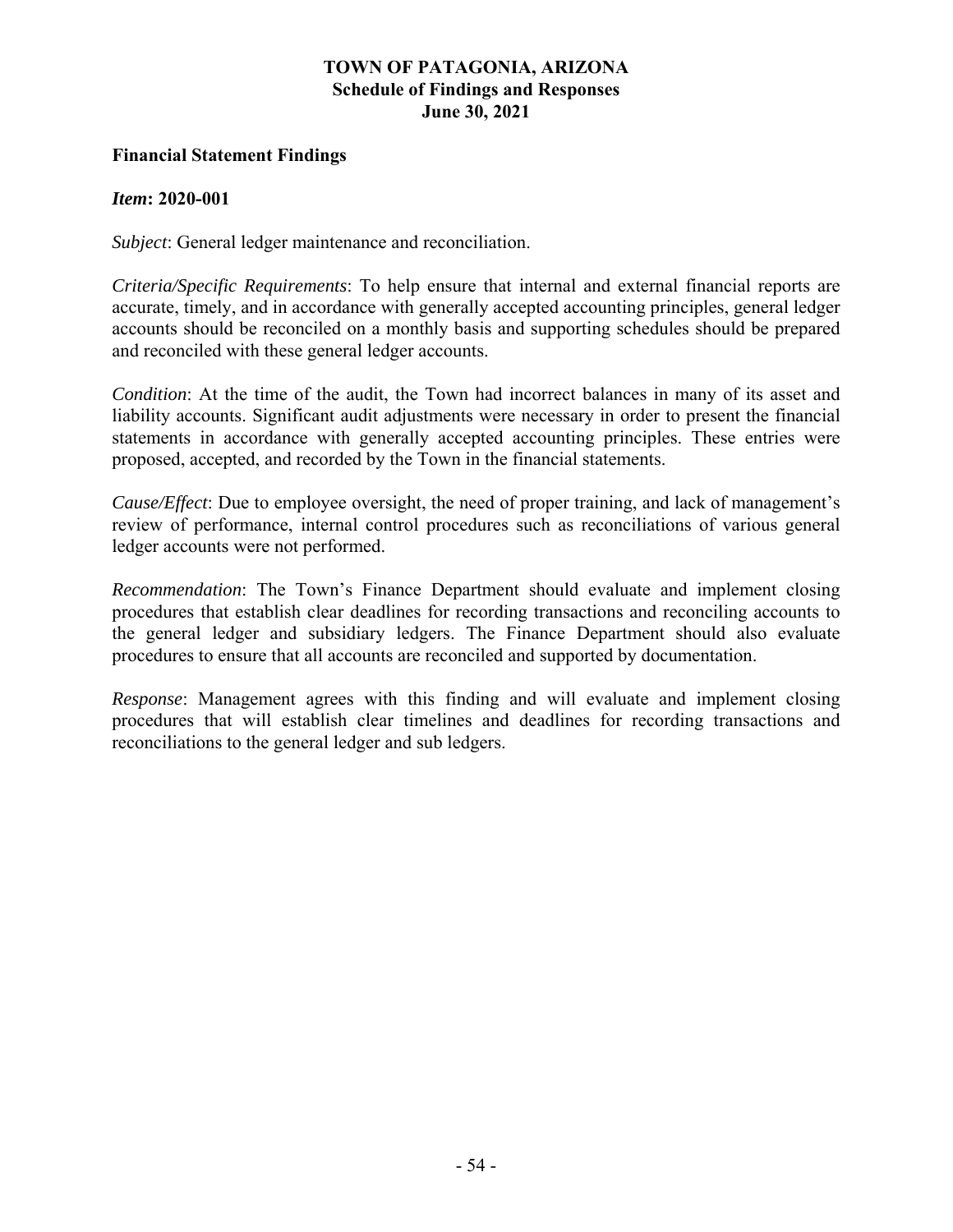# TOWN OF PATAGONIA, ARIZONA
## Schedule of Findings and Responses
## June 30, 2021

### Financial Statement Findings

***Item*: 2020-001**

*Subject*: General ledger maintenance and reconciliation.

*Criteria/Specific Requirements*: To help ensure that internal and external financial reports are accurate, timely, and in accordance with generally accepted accounting principles, general ledger accounts should be reconciled on a monthly basis and supporting schedules should be prepared and reconciled with these general ledger accounts.

*Condition*: At the time of the audit, the Town had incorrect balances in many of its asset and liability accounts. Significant audit adjustments were necessary in order to present the financial statements in accordance with generally accepted accounting principles. These entries were proposed, accepted, and recorded by the Town in the financial statements.

*Cause/Effect*: Due to employee oversight, the need of proper training, and lack of management's review of performance, internal control procedures such as reconciliations of various general ledger accounts were not performed.

*Recommendation*: The Town's Finance Department should evaluate and implement closing procedures that establish clear deadlines for recording transactions and reconciling accounts to the general ledger and subsidiary ledgers. The Finance Department should also evaluate procedures to ensure that all accounts are reconciled and supported by documentation.

*Response*: Management agrees with this finding and will evaluate and implement closing procedures that will establish clear timelines and deadlines for recording transactions and reconciliations to the general ledger and sub ledgers.